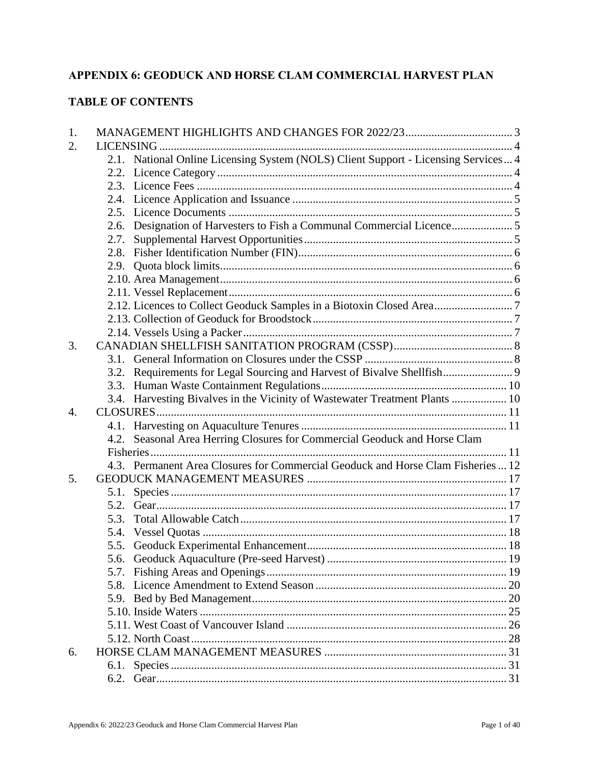# APPENDIX 6: GEODUCK AND HORSE CLAM COMMERCIAL HARVEST PLAN

## TABLE OF CONTENTS

1. MANAGEMENT HIGHLIGHTS AND CHANGES FOR 2022/23 ..... 3
2. LICENSING ..... 4
   - 2.1. National Online Licensing System (NOLS) Client Support - Licensing Services ..... 4
   - 2.2. Licence Category ..... 4
   - 2.3. Licence Fees ..... 4
   - 2.4. Licence Application and Issuance ..... 5
   - 2.5. Licence Documents ..... 5
   - 2.6. Designation of Harvesters to Fish a Communal Commercial Licence ..... 5
   - 2.7. Supplemental Harvest Opportunities ..... 5
   - 2.8. Fisher Identification Number (FIN) ..... 6
   - 2.9. Quota block limits ..... 6
   - 2.10. Area Management ..... 6
   - 2.11. Vessel Replacement ..... 6
   - 2.12. Licences to Collect Geoduck Samples in a Biotoxin Closed Area ..... 7
   - 2.13. Collection of Geoduck for Broodstock ..... 7
   - 2.14. Vessels Using a Packer ..... 7
3. CANADIAN SHELLFISH SANITATION PROGRAM (CSSP) ..... 8
   - 3.1. General Information on Closures under the CSSP ..... 8
   - 3.2. Requirements for Legal Sourcing and Harvest of Bivalve Shellfish ..... 9
   - 3.3. Human Waste Containment Regulations ..... 10
   - 3.4. Harvesting Bivalves in the Vicinity of Wastewater Treatment Plants ..... 10
4. CLOSURES ..... 11
   - 4.1. Harvesting on Aquaculture Tenures ..... 11
   - 4.2. Seasonal Area Herring Closures for Commercial Geoduck and Horse Clam Fisheries ..... 11
   - 4.3. Permanent Area Closures for Commercial Geoduck and Horse Clam Fisheries ..... 12
5. GEODUCK MANAGEMENT MEASURES ..... 17
   - 5.1. Species ..... 17
   - 5.2. Gear ..... 17
   - 5.3. Total Allowable Catch ..... 17
   - 5.4. Vessel Quotas ..... 18
   - 5.5. Geoduck Experimental Enhancement ..... 18
   - 5.6. Geoduck Aquaculture (Pre-seed Harvest) ..... 19
   - 5.7. Fishing Areas and Openings ..... 19
   - 5.8. Licence Amendment to Extend Season ..... 20
   - 5.9. Bed by Bed Management ..... 20
   - 5.10. Inside Waters ..... 25
   - 5.11. West Coast of Vancouver Island ..... 26
   - 5.12. North Coast ..... 28
6. HORSE CLAM MANAGEMENT MEASURES ..... 31
   - 6.1. Species ..... 31
   - 6.2. Gear ..... 31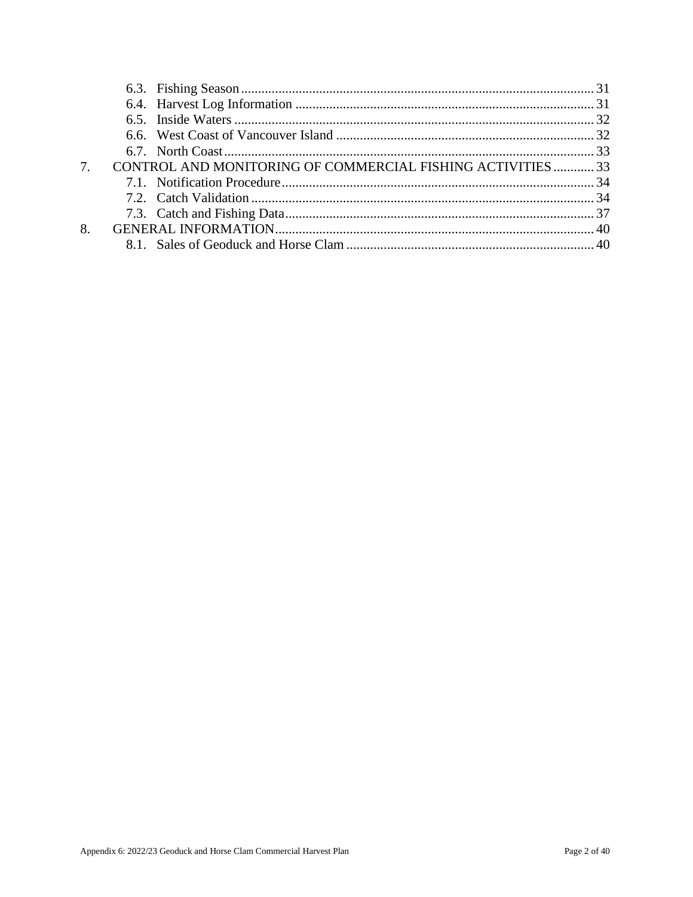- 6.3. Fishing Season ... 31
- 6.4. Harvest Log Information ... 31
- 6.5. Inside Waters ... 32
- 6.6. West Coast of Vancouver Island ... 32
- 6.7. North Coast ... 33

7. CONTROL AND MONITORING OF COMMERCIAL FISHING ACTIVITIES ... 33
   - 7.1. Notification Procedure ... 34
   - 7.2. Catch Validation ... 34
   - 7.3. Catch and Fishing Data ... 37

8. GENERAL INFORMATION ... 40
   - 8.1. Sales of Geoduck and Horse Clam ... 40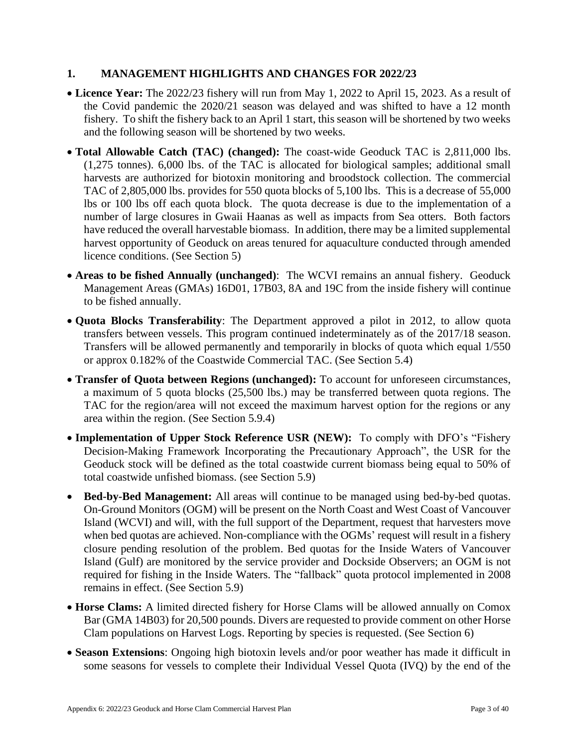## 1. MANAGEMENT HIGHLIGHTS AND CHANGES FOR 2022/23

- **Licence Year:** The 2022/23 fishery will run from May 1, 2022 to April 15, 2023. As a result of the Covid pandemic the 2020/21 season was delayed and was shifted to have a 12 month fishery. To shift the fishery back to an April 1 start, this season will be shortened by two weeks and the following season will be shortened by two weeks.
- **Total Allowable Catch (TAC) (changed):** The coast-wide Geoduck TAC is 2,811,000 lbs. (1,275 tonnes). 6,000 lbs. of the TAC is allocated for biological samples; additional small harvests are authorized for biotoxin monitoring and broodstock collection. The commercial TAC of 2,805,000 lbs. provides for 550 quota blocks of 5,100 lbs. This is a decrease of 55,000 lbs or 100 lbs off each quota block. The quota decrease is due to the implementation of a number of large closures in Gwaii Haanas as well as impacts from Sea otters. Both factors have reduced the overall harvestable biomass. In addition, there may be a limited supplemental harvest opportunity of Geoduck on areas tenured for aquaculture conducted through amended licence conditions. (See Section 5)
- **Areas to be fished Annually (unchanged)**: The WCVI remains an annual fishery. Geoduck Management Areas (GMAs) 16D01, 17B03, 8A and 19C from the inside fishery will continue to be fished annually.
- **Quota Blocks Transferability**: The Department approved a pilot in 2012, to allow quota transfers between vessels. This program continued indeterminately as of the 2017/18 season. Transfers will be allowed permanently and temporarily in blocks of quota which equal 1/550 or approx 0.182% of the Coastwide Commercial TAC. (See Section 5.4)
- **Transfer of Quota between Regions (unchanged):** To account for unforeseen circumstances, a maximum of 5 quota blocks (25,500 lbs.) may be transferred between quota regions. The TAC for the region/area will not exceed the maximum harvest option for the regions or any area within the region. (See Section 5.9.4)
- **Implementation of Upper Stock Reference USR (NEW):** To comply with DFO's "Fishery Decision-Making Framework Incorporating the Precautionary Approach", the USR for the Geoduck stock will be defined as the total coastwide current biomass being equal to 50% of total coastwide unfished biomass. (see Section 5.9)
- **Bed-by-Bed Management:** All areas will continue to be managed using bed-by-bed quotas. On-Ground Monitors (OGM) will be present on the North Coast and West Coast of Vancouver Island (WCVI) and will, with the full support of the Department, request that harvesters move when bed quotas are achieved. Non-compliance with the OGMs' request will result in a fishery closure pending resolution of the problem. Bed quotas for the Inside Waters of Vancouver Island (Gulf) are monitored by the service provider and Dockside Observers; an OGM is not required for fishing in the Inside Waters. The "fallback" quota protocol implemented in 2008 remains in effect. (See Section 5.9)
- **Horse Clams:** A limited directed fishery for Horse Clams will be allowed annually on Comox Bar (GMA 14B03) for 20,500 pounds. Divers are requested to provide comment on other Horse Clam populations on Harvest Logs. Reporting by species is requested. (See Section 6)
- **Season Extensions**: Ongoing high biotoxin levels and/or poor weather has made it difficult in some seasons for vessels to complete their Individual Vessel Quota (IVQ) by the end of the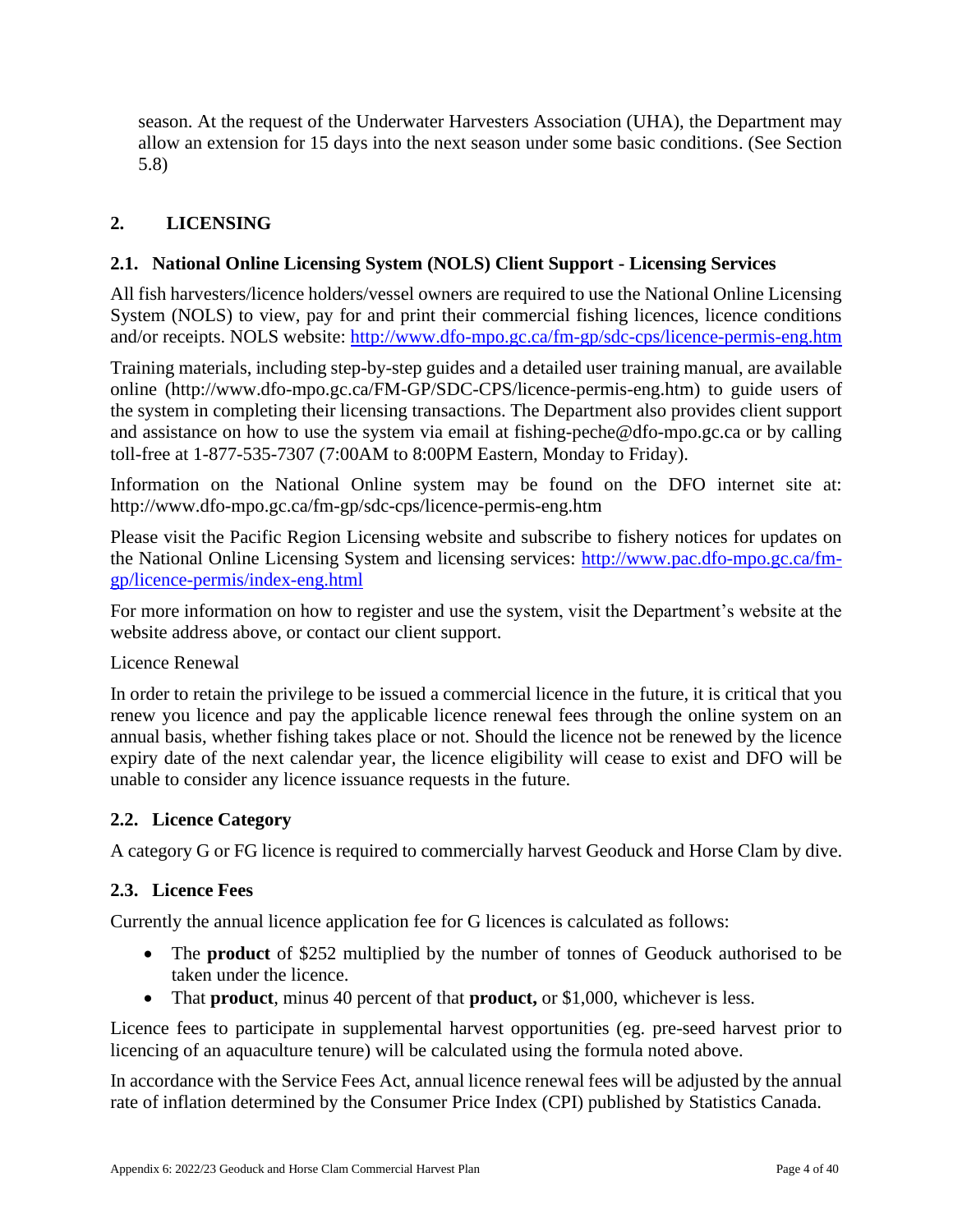season. At the request of the Underwater Harvesters Association (UHA), the Department may allow an extension for 15 days into the next season under some basic conditions. (See Section 5.8)

## 2. LICENSING

### 2.1. National Online Licensing System (NOLS) Client Support - Licensing Services

All fish harvesters/licence holders/vessel owners are required to use the National Online Licensing System (NOLS) to view, pay for and print their commercial fishing licences, licence conditions and/or receipts. NOLS website: [http://www.dfo-mpo.gc.ca/fm-gp/sdc-cps/licence-permis-eng.htm](http://www.dfo-mpo.gc.ca/fm-gp/sdc-cps/licence-permis-eng.htm)

Training materials, including step-by-step guides and a detailed user training manual, are available online (http://www.dfo-mpo.gc.ca/FM-GP/SDC-CPS/licence-permis-eng.htm) to guide users of the system in completing their licensing transactions. The Department also provides client support and assistance on how to use the system via email at fishing-peche@dfo-mpo.gc.ca or by calling toll-free at 1-877-535-7307 (7:00AM to 8:00PM Eastern, Monday to Friday).

Information on the National Online system may be found on the DFO internet site at: http://www.dfo-mpo.gc.ca/fm-gp/sdc-cps/licence-permis-eng.htm

Please visit the Pacific Region Licensing website and subscribe to fishery notices for updates on the National Online Licensing System and licensing services: [http://www.pac.dfo-mpo.gc.ca/fm-gp/licence-permis/index-eng.html](http://www.pac.dfo-mpo.gc.ca/fm-gp/licence-permis/index-eng.html)

For more information on how to register and use the system, visit the Department's website at the website address above, or contact our client support.

Licence Renewal

In order to retain the privilege to be issued a commercial licence in the future, it is critical that you renew you licence and pay the applicable licence renewal fees through the online system on an annual basis, whether fishing takes place or not. Should the licence not be renewed by the licence expiry date of the next calendar year, the licence eligibility will cease to exist and DFO will be unable to consider any licence issuance requests in the future.

### 2.2. Licence Category

A category G or FG licence is required to commercially harvest Geoduck and Horse Clam by dive.

### 2.3. Licence Fees

Currently the annual licence application fee for G licences is calculated as follows:

- The **product** of $252 multiplied by the number of tonnes of Geoduck authorised to be taken under the licence.
- That **product**, minus 40 percent of that **product,** or $1,000, whichever is less.

Licence fees to participate in supplemental harvest opportunities (eg. pre-seed harvest prior to licencing of an aquaculture tenure) will be calculated using the formula noted above.

In accordance with the Service Fees Act, annual licence renewal fees will be adjusted by the annual rate of inflation determined by the Consumer Price Index (CPI) published by Statistics Canada.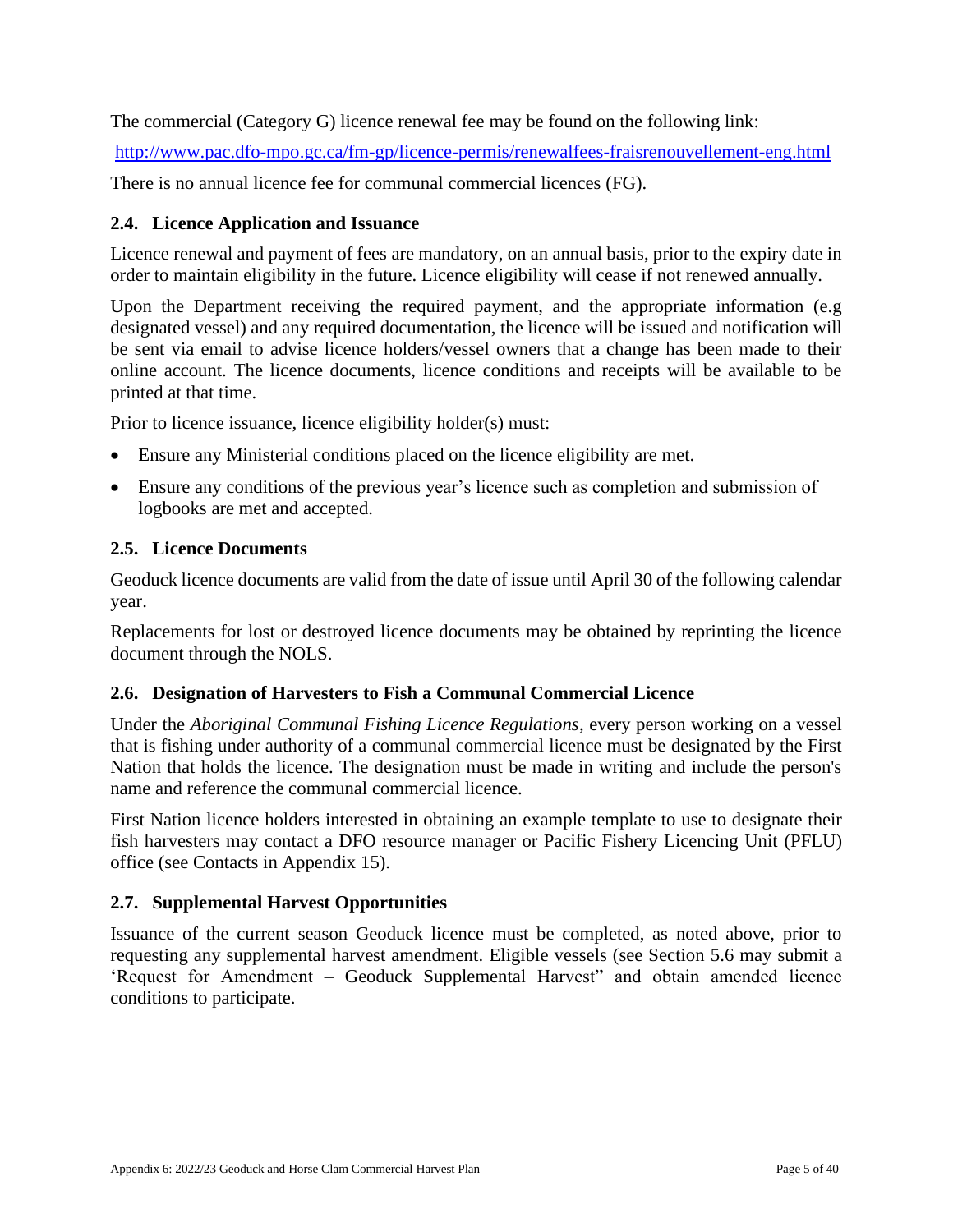The commercial (Category G) licence renewal fee may be found on the following link:

http://www.pac.dfo-mpo.gc.ca/fm-gp/licence-permis/renewalfees-fraisrenouvellement-eng.html

There is no annual licence fee for communal commercial licences (FG).

### 2.4. Licence Application and Issuance

Licence renewal and payment of fees are mandatory, on an annual basis, prior to the expiry date in order to maintain eligibility in the future. Licence eligibility will cease if not renewed annually.

Upon the Department receiving the required payment, and the appropriate information (e.g designated vessel) and any required documentation, the licence will be issued and notification will be sent via email to advise licence holders/vessel owners that a change has been made to their online account. The licence documents, licence conditions and receipts will be available to be printed at that time.

Prior to licence issuance, licence eligibility holder(s) must:

- Ensure any Ministerial conditions placed on the licence eligibility are met.
- Ensure any conditions of the previous year's licence such as completion and submission of logbooks are met and accepted.

### 2.5. Licence Documents

Geoduck licence documents are valid from the date of issue until April 30 of the following calendar year.

Replacements for lost or destroyed licence documents may be obtained by reprinting the licence document through the NOLS.

### 2.6. Designation of Harvesters to Fish a Communal Commercial Licence

Under the *Aboriginal Communal Fishing Licence Regulations*, every person working on a vessel that is fishing under authority of a communal commercial licence must be designated by the First Nation that holds the licence. The designation must be made in writing and include the person's name and reference the communal commercial licence.

First Nation licence holders interested in obtaining an example template to use to designate their fish harvesters may contact a DFO resource manager or Pacific Fishery Licencing Unit (PFLU) office (see Contacts in Appendix 15).

### 2.7. Supplemental Harvest Opportunities

Issuance of the current season Geoduck licence must be completed, as noted above, prior to requesting any supplemental harvest amendment. Eligible vessels (see Section 5.6 may submit a 'Request for Amendment – Geoduck Supplemental Harvest" and obtain amended licence conditions to participate.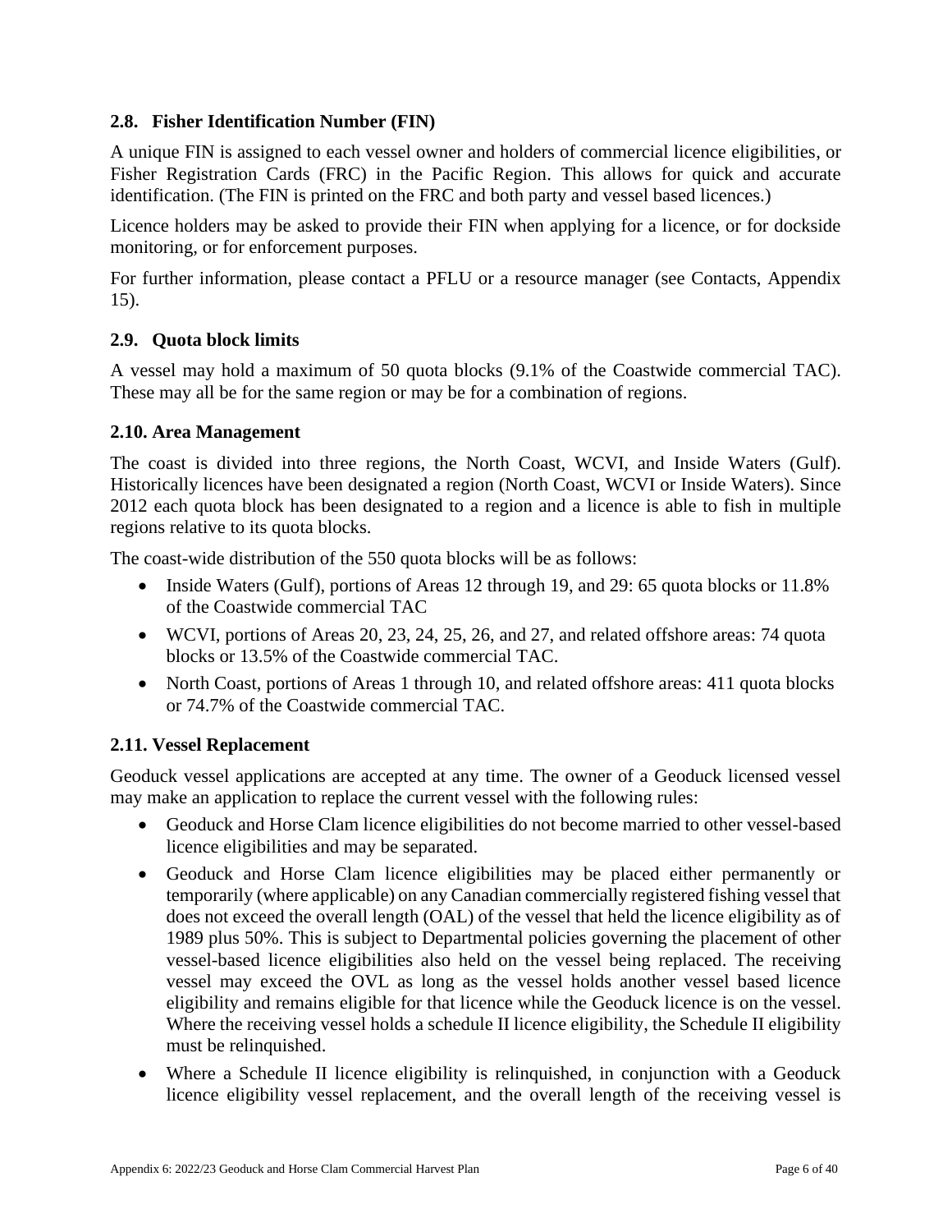### 2.8. Fisher Identification Number (FIN)

A unique FIN is assigned to each vessel owner and holders of commercial licence eligibilities, or Fisher Registration Cards (FRC) in the Pacific Region. This allows for quick and accurate identification. (The FIN is printed on the FRC and both party and vessel based licences.)

Licence holders may be asked to provide their FIN when applying for a licence, or for dockside monitoring, or for enforcement purposes.

For further information, please contact a PFLU or a resource manager (see Contacts, Appendix 15).

### 2.9. Quota block limits

A vessel may hold a maximum of 50 quota blocks (9.1% of the Coastwide commercial TAC). These may all be for the same region or may be for a combination of regions.

### 2.10. Area Management

The coast is divided into three regions, the North Coast, WCVI, and Inside Waters (Gulf). Historically licences have been designated a region (North Coast, WCVI or Inside Waters). Since 2012 each quota block has been designated to a region and a licence is able to fish in multiple regions relative to its quota blocks.

The coast-wide distribution of the 550 quota blocks will be as follows:

- Inside Waters (Gulf), portions of Areas 12 through 19, and 29: 65 quota blocks or 11.8% of the Coastwide commercial TAC
- WCVI, portions of Areas 20, 23, 24, 25, 26, and 27, and related offshore areas: 74 quota blocks or 13.5% of the Coastwide commercial TAC.
- North Coast, portions of Areas 1 through 10, and related offshore areas: 411 quota blocks or 74.7% of the Coastwide commercial TAC.

### 2.11. Vessel Replacement

Geoduck vessel applications are accepted at any time. The owner of a Geoduck licensed vessel may make an application to replace the current vessel with the following rules:

- Geoduck and Horse Clam licence eligibilities do not become married to other vessel-based licence eligibilities and may be separated.
- Geoduck and Horse Clam licence eligibilities may be placed either permanently or temporarily (where applicable) on any Canadian commercially registered fishing vessel that does not exceed the overall length (OAL) of the vessel that held the licence eligibility as of 1989 plus 50%. This is subject to Departmental policies governing the placement of other vessel-based licence eligibilities also held on the vessel being replaced. The receiving vessel may exceed the OVL as long as the vessel holds another vessel based licence eligibility and remains eligible for that licence while the Geoduck licence is on the vessel. Where the receiving vessel holds a schedule II licence eligibility, the Schedule II eligibility must be relinquished.
- Where a Schedule II licence eligibility is relinquished, in conjunction with a Geoduck licence eligibility vessel replacement, and the overall length of the receiving vessel is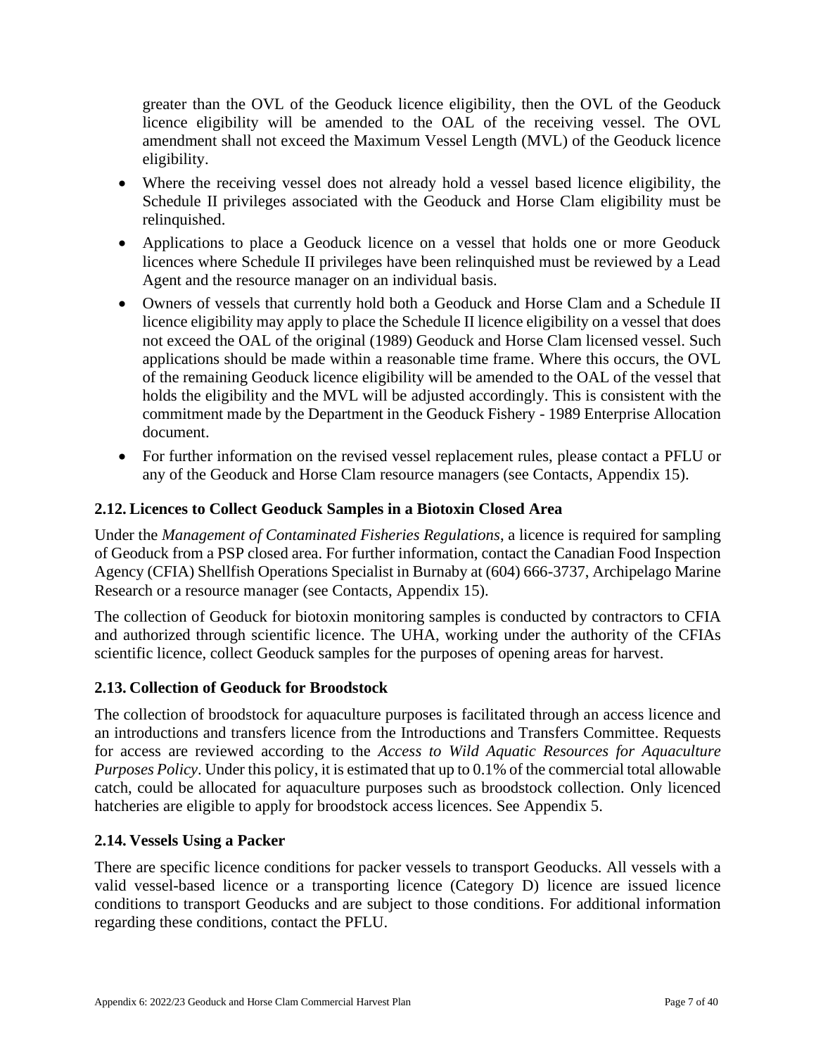greater than the OVL of the Geoduck licence eligibility, then the OVL of the Geoduck licence eligibility will be amended to the OAL of the receiving vessel. The OVL amendment shall not exceed the Maximum Vessel Length (MVL) of the Geoduck licence eligibility.

- Where the receiving vessel does not already hold a vessel based licence eligibility, the Schedule II privileges associated with the Geoduck and Horse Clam eligibility must be relinquished.
- Applications to place a Geoduck licence on a vessel that holds one or more Geoduck licences where Schedule II privileges have been relinquished must be reviewed by a Lead Agent and the resource manager on an individual basis.
- Owners of vessels that currently hold both a Geoduck and Horse Clam and a Schedule II licence eligibility may apply to place the Schedule II licence eligibility on a vessel that does not exceed the OAL of the original (1989) Geoduck and Horse Clam licensed vessel. Such applications should be made within a reasonable time frame. Where this occurs, the OVL of the remaining Geoduck licence eligibility will be amended to the OAL of the vessel that holds the eligibility and the MVL will be adjusted accordingly. This is consistent with the commitment made by the Department in the Geoduck Fishery - 1989 Enterprise Allocation document.
- For further information on the revised vessel replacement rules, please contact a PFLU or any of the Geoduck and Horse Clam resource managers (see Contacts, Appendix 15).

## 2.12. Licences to Collect Geoduck Samples in a Biotoxin Closed Area

Under the *Management of Contaminated Fisheries Regulations*, a licence is required for sampling of Geoduck from a PSP closed area. For further information, contact the Canadian Food Inspection Agency (CFIA) Shellfish Operations Specialist in Burnaby at (604) 666-3737, Archipelago Marine Research or a resource manager (see Contacts, Appendix 15).

The collection of Geoduck for biotoxin monitoring samples is conducted by contractors to CFIA and authorized through scientific licence. The UHA, working under the authority of the CFIAs scientific licence, collect Geoduck samples for the purposes of opening areas for harvest.

## 2.13. Collection of Geoduck for Broodstock

The collection of broodstock for aquaculture purposes is facilitated through an access licence and an introductions and transfers licence from the Introductions and Transfers Committee. Requests for access are reviewed according to the *Access to Wild Aquatic Resources for Aquaculture Purposes Policy*. Under this policy, it is estimated that up to 0.1% of the commercial total allowable catch, could be allocated for aquaculture purposes such as broodstock collection. Only licenced hatcheries are eligible to apply for broodstock access licences. See Appendix 5.

## 2.14. Vessels Using a Packer

There are specific licence conditions for packer vessels to transport Geoducks. All vessels with a valid vessel-based licence or a transporting licence (Category D) licence are issued licence conditions to transport Geoducks and are subject to those conditions. For additional information regarding these conditions, contact the PFLU.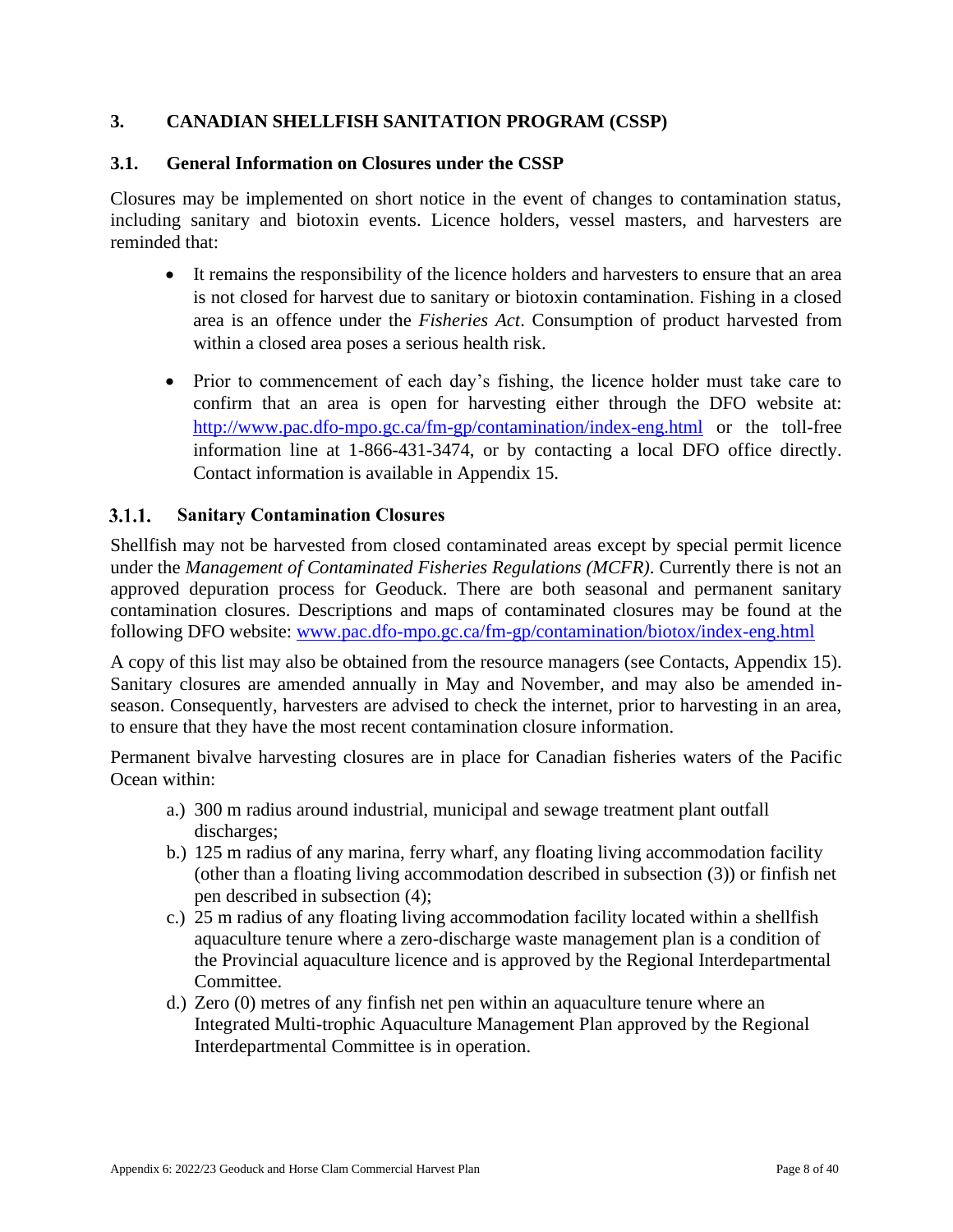## 3. CANADIAN SHELLFISH SANITATION PROGRAM (CSSP)

### 3.1. General Information on Closures under the CSSP

Closures may be implemented on short notice in the event of changes to contamination status, including sanitary and biotoxin events. Licence holders, vessel masters, and harvesters are reminded that:

- It remains the responsibility of the licence holders and harvesters to ensure that an area is not closed for harvest due to sanitary or biotoxin contamination. Fishing in a closed area is an offence under the *Fisheries Act*. Consumption of product harvested from within a closed area poses a serious health risk.

- Prior to commencement of each day's fishing, the licence holder must take care to confirm that an area is open for harvesting either through the DFO website at: http://www.pac.dfo-mpo.gc.ca/fm-gp/contamination/index-eng.html or the toll-free information line at 1-866-431-3474, or by contacting a local DFO office directly. Contact information is available in Appendix 15.

#### 3.1.1. Sanitary Contamination Closures

Shellfish may not be harvested from closed contaminated areas except by special permit licence under the *Management of Contaminated Fisheries Regulations (MCFR)*. Currently there is not an approved depuration process for Geoduck. There are both seasonal and permanent sanitary contamination closures. Descriptions and maps of contaminated closures may be found at the following DFO website: www.pac.dfo-mpo.gc.ca/fm-gp/contamination/biotox/index-eng.html

A copy of this list may also be obtained from the resource managers (see Contacts, Appendix 15). Sanitary closures are amended annually in May and November, and may also be amended in-season. Consequently, harvesters are advised to check the internet, prior to harvesting in an area, to ensure that they have the most recent contamination closure information.

Permanent bivalve harvesting closures are in place for Canadian fisheries waters of the Pacific Ocean within:

a.) 300 m radius around industrial, municipal and sewage treatment plant outfall discharges;

b.) 125 m radius of any marina, ferry wharf, any floating living accommodation facility (other than a floating living accommodation described in subsection (3)) or finfish net pen described in subsection (4);

c.) 25 m radius of any floating living accommodation facility located within a shellfish aquaculture tenure where a zero-discharge waste management plan is a condition of the Provincial aquaculture licence and is approved by the Regional Interdepartmental Committee.

d.) Zero (0) metres of any finfish net pen within an aquaculture tenure where an Integrated Multi-trophic Aquaculture Management Plan approved by the Regional Interdepartmental Committee is in operation.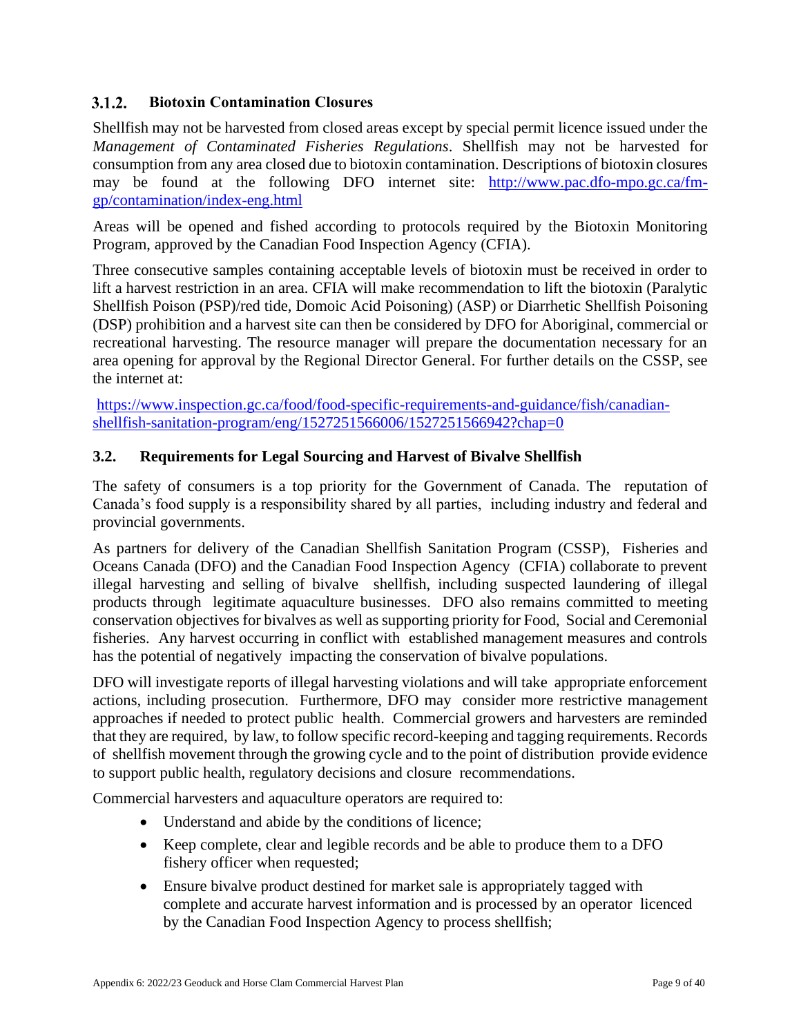### 3.1.2. Biotoxin Contamination Closures

Shellfish may not be harvested from closed areas except by special permit licence issued under the *Management of Contaminated Fisheries Regulations*. Shellfish may not be harvested for consumption from any area closed due to biotoxin contamination. Descriptions of biotoxin closures may be found at the following DFO internet site: http://www.pac.dfo-mpo.gc.ca/fm-gp/contamination/index-eng.html

Areas will be opened and fished according to protocols required by the Biotoxin Monitoring Program, approved by the Canadian Food Inspection Agency (CFIA).

Three consecutive samples containing acceptable levels of biotoxin must be received in order to lift a harvest restriction in an area. CFIA will make recommendation to lift the biotoxin (Paralytic Shellfish Poison (PSP)/red tide, Domoic Acid Poisoning) (ASP) or Diarrhetic Shellfish Poisoning (DSP) prohibition and a harvest site can then be considered by DFO for Aboriginal, commercial or recreational harvesting. The resource manager will prepare the documentation necessary for an area opening for approval by the Regional Director General. For further details on the CSSP, see the internet at:

https://www.inspection.gc.ca/food/food-specific-requirements-and-guidance/fish/canadian-shellfish-sanitation-program/eng/1527251566006/1527251566942?chap=0

## 3.2. Requirements for Legal Sourcing and Harvest of Bivalve Shellfish

The safety of consumers is a top priority for the Government of Canada. The reputation of Canada's food supply is a responsibility shared by all parties, including industry and federal and provincial governments.

As partners for delivery of the Canadian Shellfish Sanitation Program (CSSP), Fisheries and Oceans Canada (DFO) and the Canadian Food Inspection Agency (CFIA) collaborate to prevent illegal harvesting and selling of bivalve shellfish, including suspected laundering of illegal products through legitimate aquaculture businesses. DFO also remains committed to meeting conservation objectives for bivalves as well as supporting priority for Food, Social and Ceremonial fisheries. Any harvest occurring in conflict with established management measures and controls has the potential of negatively impacting the conservation of bivalve populations.

DFO will investigate reports of illegal harvesting violations and will take appropriate enforcement actions, including prosecution. Furthermore, DFO may consider more restrictive management approaches if needed to protect public health. Commercial growers and harvesters are reminded that they are required, by law, to follow specific record-keeping and tagging requirements. Records of shellfish movement through the growing cycle and to the point of distribution provide evidence to support public health, regulatory decisions and closure recommendations.

Commercial harvesters and aquaculture operators are required to:

- Understand and abide by the conditions of licence;
- Keep complete, clear and legible records and be able to produce them to a DFO fishery officer when requested;
- Ensure bivalve product destined for market sale is appropriately tagged with complete and accurate harvest information and is processed by an operator licenced by the Canadian Food Inspection Agency to process shellfish;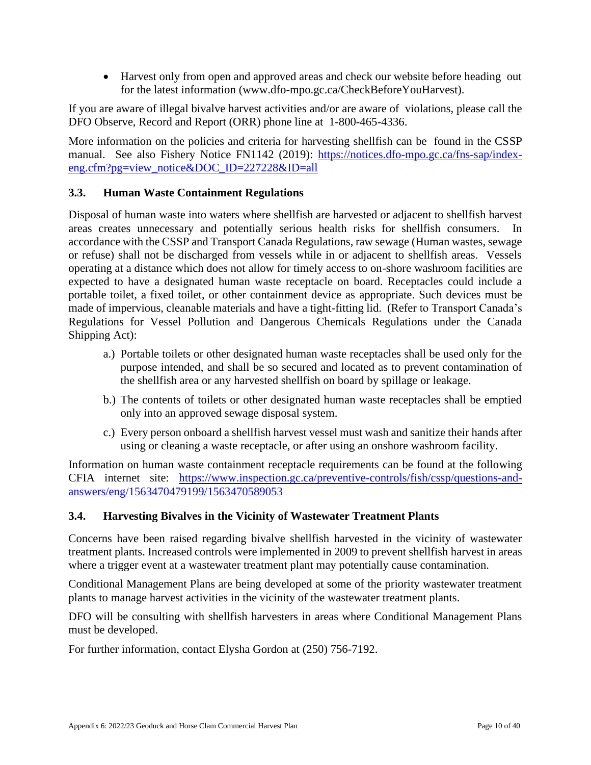- Harvest only from open and approved areas and check our website before heading out for the latest information (www.dfo-mpo.gc.ca/CheckBeforeYouHarvest).

If you are aware of illegal bivalve harvest activities and/or are aware of violations, please call the DFO Observe, Record and Report (ORR) phone line at 1-800-465-4336.

More information on the policies and criteria for harvesting shellfish can be found in the CSSP manual. See also Fishery Notice FN1142 (2019): [https://notices.dfo-mpo.gc.ca/fns-sap/index-eng.cfm?pg=view_notice&DOC_ID=227228&ID=all](https://notices.dfo-mpo.gc.ca/fns-sap/index-eng.cfm?pg=view_notice&DOC_ID=227228&ID=all)

### 3.3. Human Waste Containment Regulations

Disposal of human waste into waters where shellfish are harvested or adjacent to shellfish harvest areas creates unnecessary and potentially serious health risks for shellfish consumers. In accordance with the CSSP and Transport Canada Regulations, raw sewage (Human wastes, sewage or refuse) shall not be discharged from vessels while in or adjacent to shellfish areas. Vessels operating at a distance which does not allow for timely access to on-shore washroom facilities are expected to have a designated human waste receptacle on board. Receptacles could include a portable toilet, a fixed toilet, or other containment device as appropriate. Such devices must be made of impervious, cleanable materials and have a tight-fitting lid. (Refer to Transport Canada's Regulations for Vessel Pollution and Dangerous Chemicals Regulations under the Canada Shipping Act):

a.) Portable toilets or other designated human waste receptacles shall be used only for the purpose intended, and shall be so secured and located as to prevent contamination of the shellfish area or any harvested shellfish on board by spillage or leakage.

b.) The contents of toilets or other designated human waste receptacles shall be emptied only into an approved sewage disposal system.

c.) Every person onboard a shellfish harvest vessel must wash and sanitize their hands after using or cleaning a waste receptacle, or after using an onshore washroom facility.

Information on human waste containment receptacle requirements can be found at the following CFIA internet site: [https://www.inspection.gc.ca/preventive-controls/fish/cssp/questions-and-answers/eng/1563470479199/1563470589053](https://www.inspection.gc.ca/preventive-controls/fish/cssp/questions-and-answers/eng/1563470479199/1563470589053)

### 3.4. Harvesting Bivalves in the Vicinity of Wastewater Treatment Plants

Concerns have been raised regarding bivalve shellfish harvested in the vicinity of wastewater treatment plants. Increased controls were implemented in 2009 to prevent shellfish harvest in areas where a trigger event at a wastewater treatment plant may potentially cause contamination.

Conditional Management Plans are being developed at some of the priority wastewater treatment plants to manage harvest activities in the vicinity of the wastewater treatment plants.

DFO will be consulting with shellfish harvesters in areas where Conditional Management Plans must be developed.

For further information, contact Elysha Gordon at (250) 756-7192.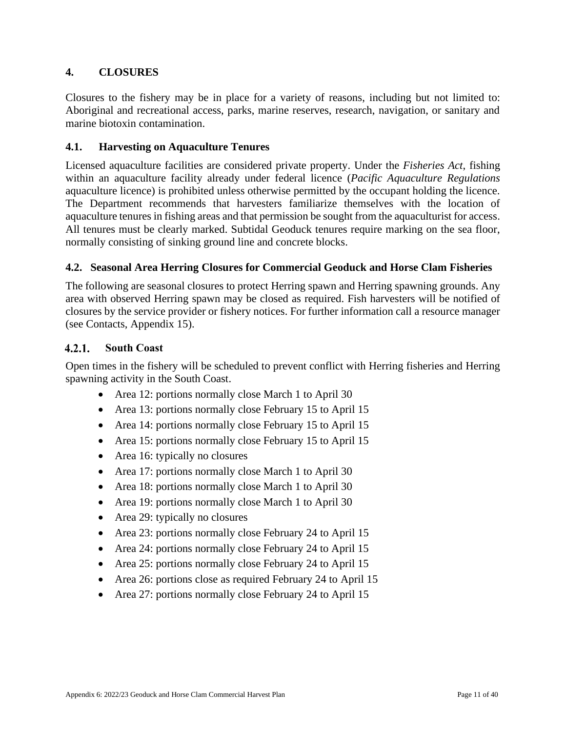## 4. CLOSURES

Closures to the fishery may be in place for a variety of reasons, including but not limited to: Aboriginal and recreational access, parks, marine reserves, research, navigation, or sanitary and marine biotoxin contamination.

### 4.1. Harvesting on Aquaculture Tenures

Licensed aquaculture facilities are considered private property. Under the *Fisheries Act*, fishing within an aquaculture facility already under federal licence (*Pacific Aquaculture Regulations* aquaculture licence) is prohibited unless otherwise permitted by the occupant holding the licence. The Department recommends that harvesters familiarize themselves with the location of aquaculture tenures in fishing areas and that permission be sought from the aquaculturist for access. All tenures must be clearly marked. Subtidal Geoduck tenures require marking on the sea floor, normally consisting of sinking ground line and concrete blocks.

### 4.2. Seasonal Area Herring Closures for Commercial Geoduck and Horse Clam Fisheries

The following are seasonal closures to protect Herring spawn and Herring spawning grounds. Any area with observed Herring spawn may be closed as required. Fish harvesters will be notified of closures by the service provider or fishery notices. For further information call a resource manager (see Contacts, Appendix 15).

#### 4.2.1. South Coast

Open times in the fishery will be scheduled to prevent conflict with Herring fisheries and Herring spawning activity in the South Coast.

- Area 12: portions normally close March 1 to April 30
- Area 13: portions normally close February 15 to April 15
- Area 14: portions normally close February 15 to April 15
- Area 15: portions normally close February 15 to April 15
- Area 16: typically no closures
- Area 17: portions normally close March 1 to April 30
- Area 18: portions normally close March 1 to April 30
- Area 19: portions normally close March 1 to April 30
- Area 29: typically no closures
- Area 23: portions normally close February 24 to April 15
- Area 24: portions normally close February 24 to April 15
- Area 25: portions normally close February 24 to April 15
- Area 26: portions close as required February 24 to April 15
- Area 27: portions normally close February 24 to April 15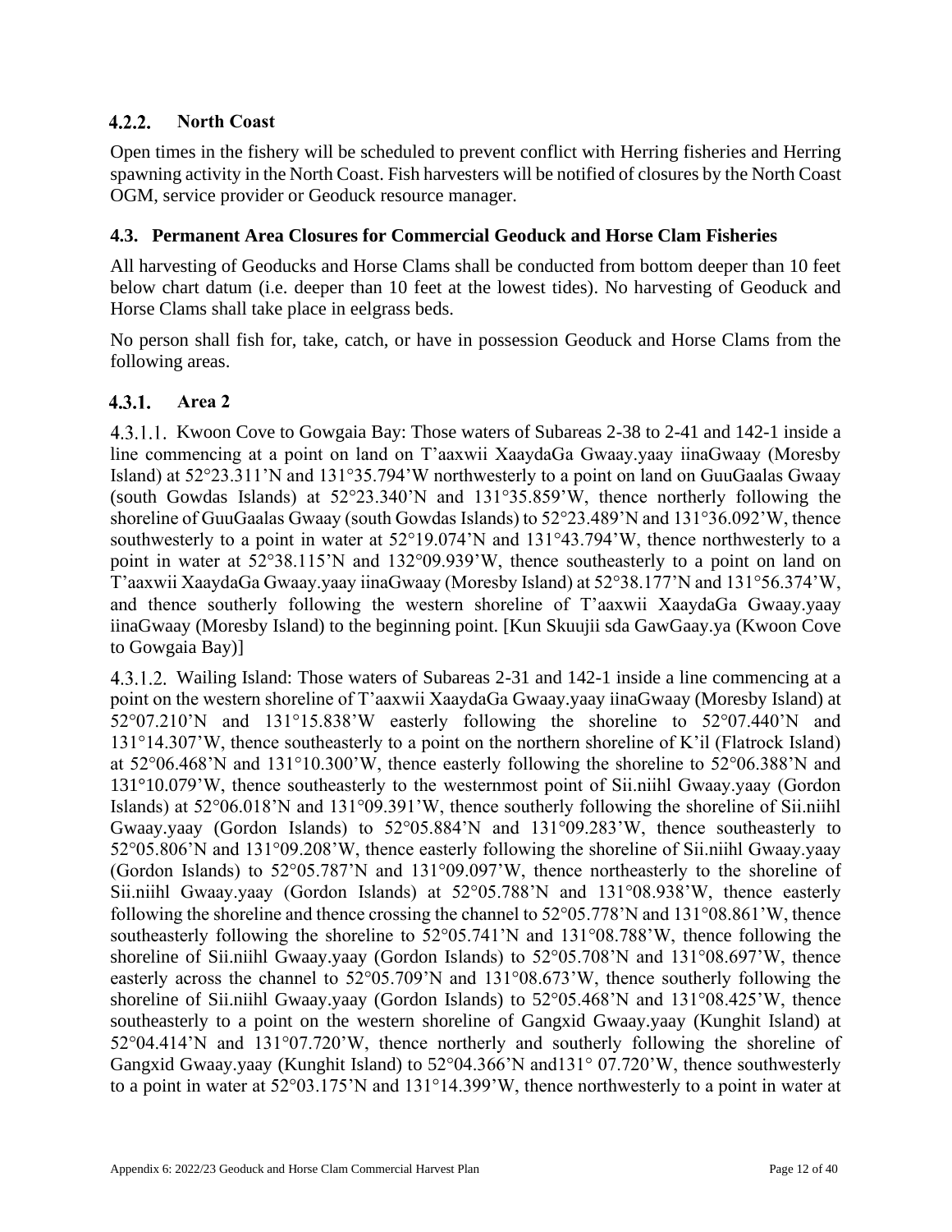### 4.2.2. North Coast

Open times in the fishery will be scheduled to prevent conflict with Herring fisheries and Herring spawning activity in the North Coast. Fish harvesters will be notified of closures by the North Coast OGM, service provider or Geoduck resource manager.

## 4.3. Permanent Area Closures for Commercial Geoduck and Horse Clam Fisheries

All harvesting of Geoducks and Horse Clams shall be conducted from bottom deeper than 10 feet below chart datum (i.e. deeper than 10 feet at the lowest tides). No harvesting of Geoduck and Horse Clams shall take place in eelgrass beds.

No person shall fish for, take, catch, or have in possession Geoduck and Horse Clams from the following areas.

### 4.3.1. Area 2

4.3.1.1. Kwoon Cove to Gowgaia Bay: Those waters of Subareas 2-38 to 2-41 and 142-1 inside a line commencing at a point on land on T'aaxwii XaaydaGa Gwaay.yaay iinaGwaay (Moresby Island) at 52°23.311'N and 131°35.794'W northwesterly to a point on land on GuuGaalas Gwaay (south Gowdas Islands) at 52°23.340'N and 131°35.859'W, thence northerly following the shoreline of GuuGaalas Gwaay (south Gowdas Islands) to 52°23.489'N and 131°36.092'W, thence southwesterly to a point in water at 52°19.074'N and 131°43.794'W, thence northwesterly to a point in water at 52°38.115'N and 132°09.939'W, thence southeasterly to a point on land on T'aaxwii XaaydaGa Gwaay.yaay iinaGwaay (Moresby Island) at 52°38.177'N and 131°56.374'W, and thence southerly following the western shoreline of T'aaxwii XaaydaGa Gwaay.yaay iinaGwaay (Moresby Island) to the beginning point. [Kun Skuujii sda GawGaay.ya (Kwoon Cove to Gowgaia Bay)]

4.3.1.2. Wailing Island: Those waters of Subareas 2-31 and 142-1 inside a line commencing at a point on the western shoreline of T'aaxwii XaaydaGa Gwaay.yaay iinaGwaay (Moresby Island) at 52°07.210'N and 131°15.838'W easterly following the shoreline to 52°07.440'N and 131°14.307'W, thence southeasterly to a point on the northern shoreline of K'il (Flatrock Island) at 52°06.468'N and 131°10.300'W, thence easterly following the shoreline to 52°06.388'N and 131°10.079'W, thence southeasterly to the westernmost point of Sii.niihl Gwaay.yaay (Gordon Islands) at 52°06.018'N and 131°09.391'W, thence southerly following the shoreline of Sii.niihl Gwaay.yaay (Gordon Islands) to 52°05.884'N and 131°09.283'W, thence southeasterly to 52°05.806'N and 131°09.208'W, thence easterly following the shoreline of Sii.niihl Gwaay.yaay (Gordon Islands) to 52°05.787'N and 131°09.097'W, thence northeasterly to the shoreline of Sii.niihl Gwaay.yaay (Gordon Islands) at 52°05.788'N and 131°08.938'W, thence easterly following the shoreline and thence crossing the channel to 52°05.778'N and 131°08.861'W, thence southeasterly following the shoreline to 52°05.741'N and 131°08.788'W, thence following the shoreline of Sii.niihl Gwaay.yaay (Gordon Islands) to 52°05.708'N and 131°08.697'W, thence easterly across the channel to 52°05.709'N and 131°08.673'W, thence southerly following the shoreline of Sii.niihl Gwaay.yaay (Gordon Islands) to 52°05.468'N and 131°08.425'W, thence southeasterly to a point on the western shoreline of Gangxid Gwaay.yaay (Kunghit Island) at 52°04.414'N and 131°07.720'W, thence northerly and southerly following the shoreline of Gangxid Gwaay.yaay (Kunghit Island) to 52°04.366'N and131° 07.720'W, thence southwesterly to a point in water at 52°03.175'N and 131°14.399'W, thence northwesterly to a point in water at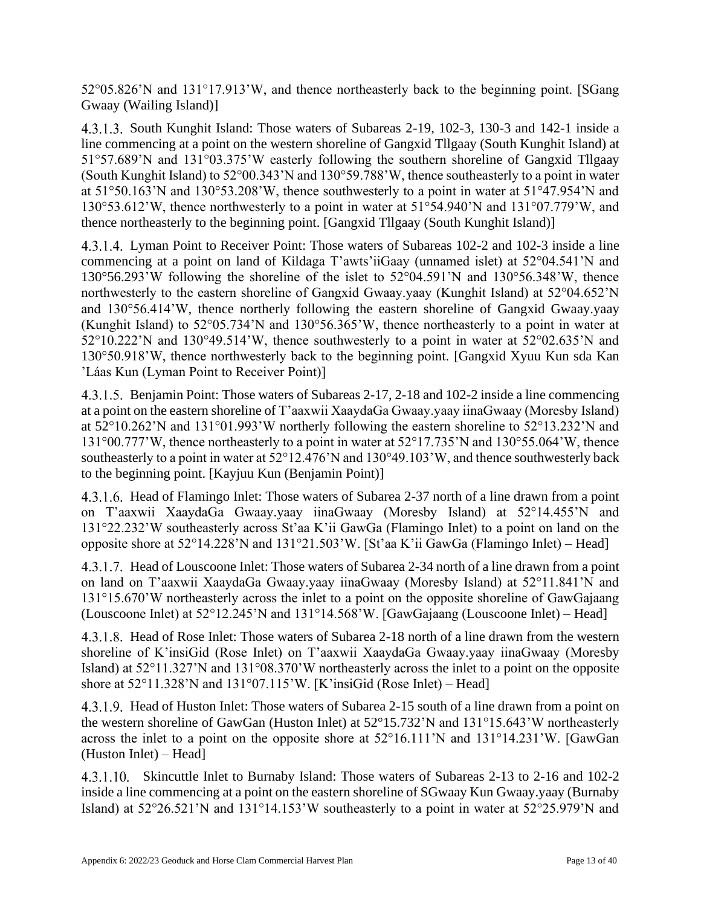52°05.826'N and 131°17.913'W, and thence northeasterly back to the beginning point. [SGang Gwaay (Wailing Island)]

4.3.1.3. South Kunghit Island: Those waters of Subareas 2-19, 102-3, 130-3 and 142-1 inside a line commencing at a point on the western shoreline of Gangxid Tllgaay (South Kunghit Island) at 51°57.689'N and 131°03.375'W easterly following the southern shoreline of Gangxid Tllgaay (South Kunghit Island) to 52°00.343'N and 130°59.788'W, thence southeasterly to a point in water at 51°50.163'N and 130°53.208'W, thence southwesterly to a point in water at 51°47.954'N and 130°53.612'W, thence northwesterly to a point in water at 51°54.940'N and 131°07.779'W, and thence northeasterly to the beginning point. [Gangxid Tllgaay (South Kunghit Island)]

4.3.1.4. Lyman Point to Receiver Point: Those waters of Subareas 102-2 and 102-3 inside a line commencing at a point on land of Kildaga T'awts'iiGaay (unnamed islet) at 52°04.541'N and 130°56.293'W following the shoreline of the islet to 52°04.591'N and 130°56.348'W, thence northwesterly to the eastern shoreline of Gangxid Gwaay.yaay (Kunghit Island) at 52°04.652'N and 130°56.414'W, thence northerly following the eastern shoreline of Gangxid Gwaay.yaay (Kunghit Island) to 52°05.734'N and 130°56.365'W, thence northeasterly to a point in water at 52°10.222'N and 130°49.514'W, thence southwesterly to a point in water at 52°02.635'N and 130°50.918'W, thence northwesterly back to the beginning point. [Gangxid Xyuu Kun sda Kan 'Láas Kun (Lyman Point to Receiver Point)]

4.3.1.5. Benjamin Point: Those waters of Subareas 2-17, 2-18 and 102-2 inside a line commencing at a point on the eastern shoreline of T'aaxwii XaaydaGa Gwaay.yaay iinaGwaay (Moresby Island) at 52°10.262'N and 131°01.993'W northerly following the eastern shoreline to 52°13.232'N and 131°00.777'W, thence northeasterly to a point in water at 52°17.735'N and 130°55.064'W, thence southeasterly to a point in water at 52°12.476'N and 130°49.103'W, and thence southwesterly back to the beginning point. [Kayjuu Kun (Benjamin Point)]

4.3.1.6. Head of Flamingo Inlet: Those waters of Subarea 2-37 north of a line drawn from a point on T'aaxwii XaaydaGa Gwaay.yaay iinaGwaay (Moresby Island) at 52°14.455'N and 131°22.232'W southeasterly across St'aa K'ii GawGa (Flamingo Inlet) to a point on land on the opposite shore at 52°14.228'N and 131°21.503'W. [St'aa K'ii GawGa (Flamingo Inlet) – Head]

4.3.1.7. Head of Louscoone Inlet: Those waters of Subarea 2-34 north of a line drawn from a point on land on T'aaxwii XaaydaGa Gwaay.yaay iinaGwaay (Moresby Island) at 52°11.841'N and 131°15.670'W northeasterly across the inlet to a point on the opposite shoreline of GawGajaang (Louscoone Inlet) at 52°12.245'N and 131°14.568'W. [GawGajaang (Louscoone Inlet) – Head]

4.3.1.8. Head of Rose Inlet: Those waters of Subarea 2-18 north of a line drawn from the western shoreline of K'insiGid (Rose Inlet) on T'aaxwii XaaydaGa Gwaay.yaay iinaGwaay (Moresby Island) at 52°11.327'N and 131°08.370'W northeasterly across the inlet to a point on the opposite shore at 52°11.328'N and 131°07.115'W. [K'insiGid (Rose Inlet) – Head]

4.3.1.9. Head of Huston Inlet: Those waters of Subarea 2-15 south of a line drawn from a point on the western shoreline of GawGan (Huston Inlet) at 52°15.732'N and 131°15.643'W northeasterly across the inlet to a point on the opposite shore at 52°16.111'N and 131°14.231'W. [GawGan (Huston Inlet) – Head]

4.3.1.10. Skincuttle Inlet to Burnaby Island: Those waters of Subareas 2-13 to 2-16 and 102-2 inside a line commencing at a point on the eastern shoreline of SGwaay Kun Gwaay.yaay (Burnaby Island) at 52°26.521'N and 131°14.153'W southeasterly to a point in water at 52°25.979'N and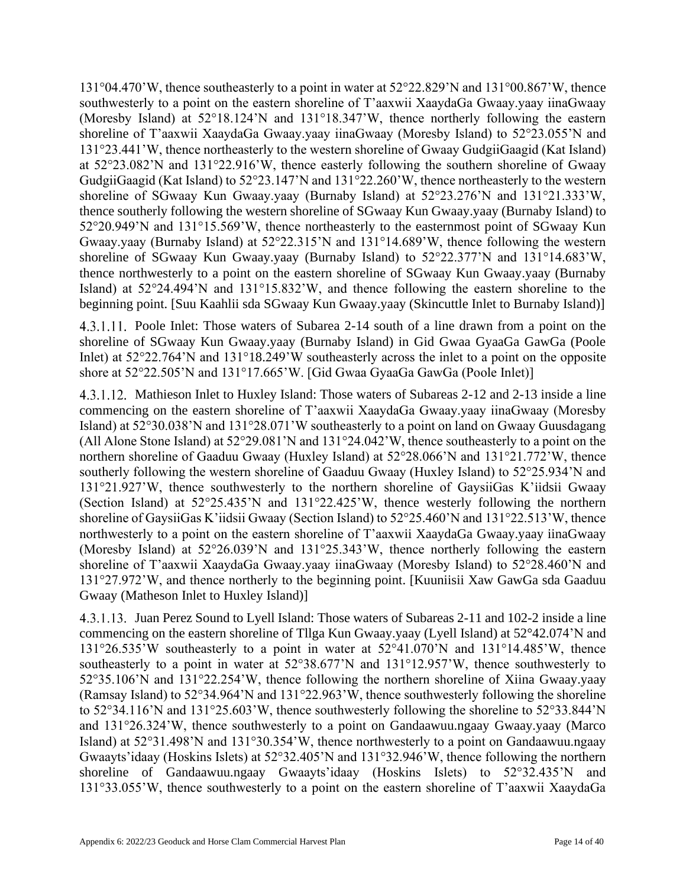131°04.470'W, thence southeasterly to a point in water at 52°22.829'N and 131°00.867'W, thence southwesterly to a point on the eastern shoreline of T'aaxwii XaaydaGa Gwaay.yaay iinaGwaay (Moresby Island) at 52°18.124'N and 131°18.347'W, thence northerly following the eastern shoreline of T'aaxwii XaaydaGa Gwaay.yaay iinaGwaay (Moresby Island) to 52°23.055'N and 131°23.441'W, thence northeasterly to the western shoreline of Gwaay GudgiiGaagid (Kat Island) at 52°23.082'N and 131°22.916'W, thence easterly following the southern shoreline of Gwaay GudgiiGaagid (Kat Island) to 52°23.147'N and 131°22.260'W, thence northeasterly to the western shoreline of SGwaay Kun Gwaay.yaay (Burnaby Island) at 52°23.276'N and 131°21.333'W, thence southerly following the western shoreline of SGwaay Kun Gwaay.yaay (Burnaby Island) to 52°20.949'N and 131°15.569'W, thence northeasterly to the easternmost point of SGwaay Kun Gwaay.yaay (Burnaby Island) at 52°22.315'N and 131°14.689'W, thence following the western shoreline of SGwaay Kun Gwaay.yaay (Burnaby Island) to 52°22.377'N and 131°14.683'W, thence northwesterly to a point on the eastern shoreline of SGwaay Kun Gwaay.yaay (Burnaby Island) at 52°24.494'N and 131°15.832'W, and thence following the eastern shoreline to the beginning point. [Suu Kaahlii sda SGwaay Kun Gwaay.yaay (Skincuttle Inlet to Burnaby Island)]

4.3.1.11. Poole Inlet: Those waters of Subarea 2-14 south of a line drawn from a point on the shoreline of SGwaay Kun Gwaay.yaay (Burnaby Island) in Gid Gwaa GyaaGa GawGa (Poole Inlet) at 52°22.764'N and 131°18.249'W southeasterly across the inlet to a point on the opposite shore at 52°22.505'N and 131°17.665'W. [Gid Gwaa GyaaGa GawGa (Poole Inlet)]

4.3.1.12. Mathieson Inlet to Huxley Island: Those waters of Subareas 2-12 and 2-13 inside a line commencing on the eastern shoreline of T'aaxwii XaaydaGa Gwaay.yaay iinaGwaay (Moresby Island) at 52°30.038'N and 131°28.071'W southeasterly to a point on land on Gwaay Guusdagang (All Alone Stone Island) at 52°29.081'N and 131°24.042'W, thence southeasterly to a point on the northern shoreline of Gaaduu Gwaay (Huxley Island) at 52°28.066'N and 131°21.772'W, thence southerly following the western shoreline of Gaaduu Gwaay (Huxley Island) to 52°25.934'N and 131°21.927'W, thence southwesterly to the northern shoreline of GaysiiGas K'iidsii Gwaay (Section Island) at 52°25.435'N and 131°22.425'W, thence westerly following the northern shoreline of GaysiiGas K'iidsii Gwaay (Section Island) to 52°25.460'N and 131°22.513'W, thence northwesterly to a point on the eastern shoreline of T'aaxwii XaaydaGa Gwaay.yaay iinaGwaay (Moresby Island) at 52°26.039'N and 131°25.343'W, thence northerly following the eastern shoreline of T'aaxwii XaaydaGa Gwaay.yaay iinaGwaay (Moresby Island) to 52°28.460'N and 131°27.972'W, and thence northerly to the beginning point. [Kuuniisii Xaw GawGa sda Gaaduu Gwaay (Matheson Inlet to Huxley Island)]

4.3.1.13. Juan Perez Sound to Lyell Island: Those waters of Subareas 2-11 and 102-2 inside a line commencing on the eastern shoreline of Tllga Kun Gwaay.yaay (Lyell Island) at 52°42.074'N and 131°26.535'W southeasterly to a point in water at 52°41.070'N and 131°14.485'W, thence southeasterly to a point in water at 52°38.677'N and 131°12.957'W, thence southwesterly to 52°35.106'N and 131°22.254'W, thence following the northern shoreline of Xiina Gwaay.yaay (Ramsay Island) to 52°34.964'N and 131°22.963'W, thence southwesterly following the shoreline to 52°34.116'N and 131°25.603'W, thence southwesterly following the shoreline to 52°33.844'N and 131°26.324'W, thence southwesterly to a point on Gandaawuu.ngaay Gwaay.yaay (Marco Island) at 52°31.498'N and 131°30.354'W, thence northwesterly to a point on Gandaawuu.ngaay Gwaayts'idaay (Hoskins Islets) at 52°32.405'N and 131°32.946'W, thence following the northern shoreline of Gandaawuu.ngaay Gwaayts'idaay (Hoskins Islets) to 52°32.435'N and 131°33.055'W, thence southwesterly to a point on the eastern shoreline of T'aaxwii XaaydaGa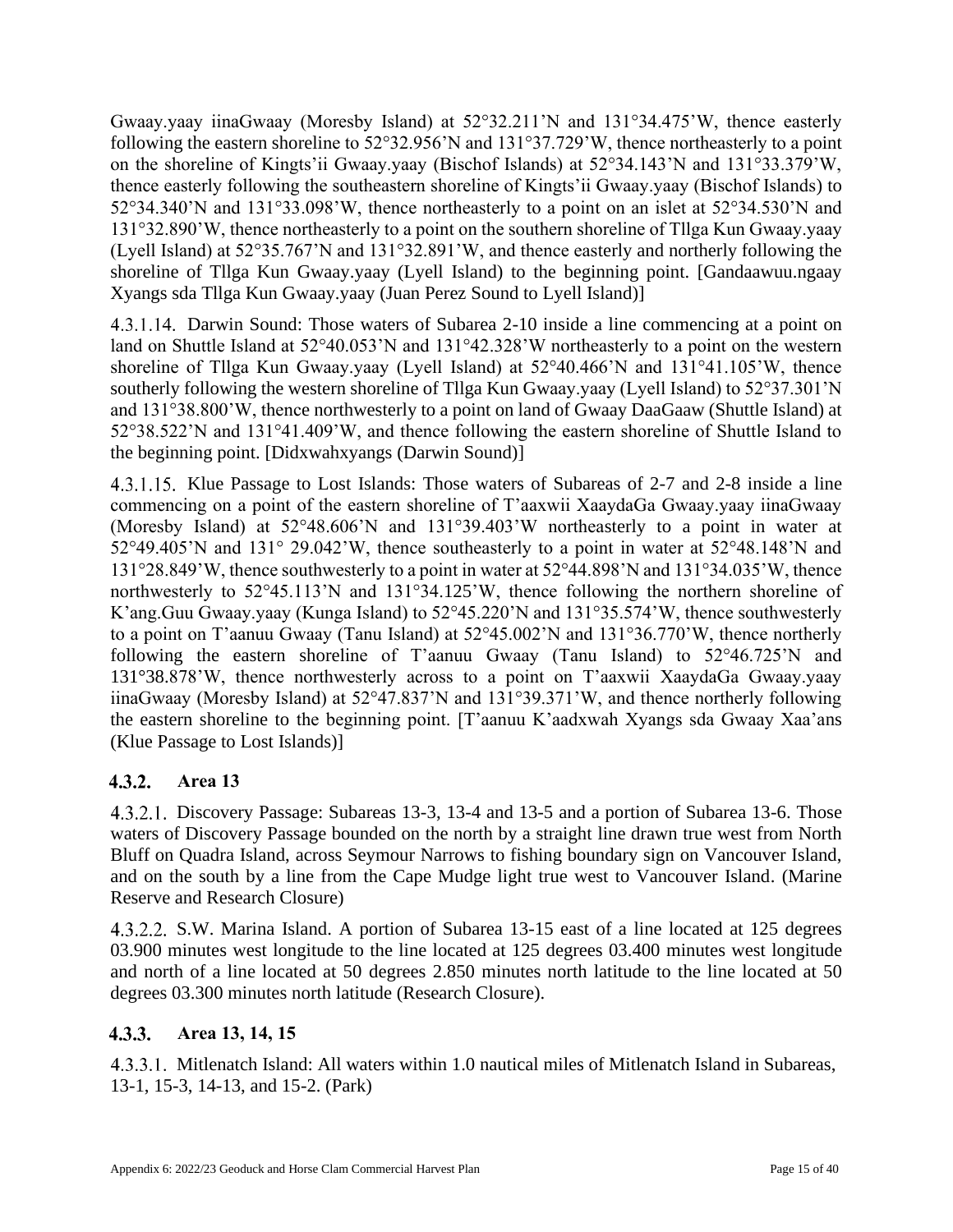Gwaay.yaay iinaGwaay (Moresby Island) at 52°32.211'N and 131°34.475'W, thence easterly following the eastern shoreline to 52°32.956'N and 131°37.729'W, thence northeasterly to a point on the shoreline of Kingts'ii Gwaay.yaay (Bischof Islands) at 52°34.143'N and 131°33.379'W, thence easterly following the southeastern shoreline of Kingts'ii Gwaay.yaay (Bischof Islands) to 52°34.340'N and 131°33.098'W, thence northeasterly to a point on an islet at 52°34.530'N and 131°32.890'W, thence northeasterly to a point on the southern shoreline of Tllga Kun Gwaay.yaay (Lyell Island) at 52°35.767'N and 131°32.891'W, and thence easterly and northerly following the shoreline of Tllga Kun Gwaay.yaay (Lyell Island) to the beginning point. [Gandaawuu.ngaay Xyangs sda Tllga Kun Gwaay.yaay (Juan Perez Sound to Lyell Island)]

4.3.1.14. Darwin Sound: Those waters of Subarea 2-10 inside a line commencing at a point on land on Shuttle Island at 52°40.053'N and 131°42.328'W northeasterly to a point on the western shoreline of Tllga Kun Gwaay.yaay (Lyell Island) at 52°40.466'N and 131°41.105'W, thence southerly following the western shoreline of Tllga Kun Gwaay.yaay (Lyell Island) to 52°37.301'N and 131°38.800'W, thence northwesterly to a point on land of Gwaay DaaGaaw (Shuttle Island) at 52°38.522'N and 131°41.409'W, and thence following the eastern shoreline of Shuttle Island to the beginning point. [Didxwahxyangs (Darwin Sound)]

4.3.1.15. Klue Passage to Lost Islands: Those waters of Subareas of 2-7 and 2-8 inside a line commencing on a point of the eastern shoreline of T'aaxwii XaaydaGa Gwaay.yaay iinaGwaay (Moresby Island) at 52°48.606'N and 131°39.403'W northeasterly to a point in water at 52°49.405'N and 131° 29.042'W, thence southeasterly to a point in water at 52°48.148'N and 131°28.849'W, thence southwesterly to a point in water at 52°44.898'N and 131°34.035'W, thence northwesterly to 52°45.113'N and 131°34.125'W, thence following the northern shoreline of K'ang.Guu Gwaay.yaay (Kunga Island) to 52°45.220'N and 131°35.574'W, thence southwesterly to a point on T'aanuu Gwaay (Tanu Island) at 52°45.002'N and 131°36.770'W, thence northerly following the eastern shoreline of T'aanuu Gwaay (Tanu Island) to 52°46.725'N and 131°38.878'W, thence northwesterly across to a point on T'aaxwii XaaydaGa Gwaay.yaay iinaGwaay (Moresby Island) at 52°47.837'N and 131°39.371'W, and thence northerly following the eastern shoreline to the beginning point. [T'aanuu K'aadxwah Xyangs sda Gwaay Xaa'ans (Klue Passage to Lost Islands)]

### 4.3.2. Area 13

4.3.2.1. Discovery Passage: Subareas 13-3, 13-4 and 13-5 and a portion of Subarea 13-6. Those waters of Discovery Passage bounded on the north by a straight line drawn true west from North Bluff on Quadra Island, across Seymour Narrows to fishing boundary sign on Vancouver Island, and on the south by a line from the Cape Mudge light true west to Vancouver Island. (Marine Reserve and Research Closure)

4.3.2.2. S.W. Marina Island. A portion of Subarea 13-15 east of a line located at 125 degrees 03.900 minutes west longitude to the line located at 125 degrees 03.400 minutes west longitude and north of a line located at 50 degrees 2.850 minutes north latitude to the line located at 50 degrees 03.300 minutes north latitude (Research Closure).

### 4.3.3. Area 13, 14, 15

4.3.3.1. Mitlenatch Island: All waters within 1.0 nautical miles of Mitlenatch Island in Subareas, 13-1, 15-3, 14-13, and 15-2. (Park)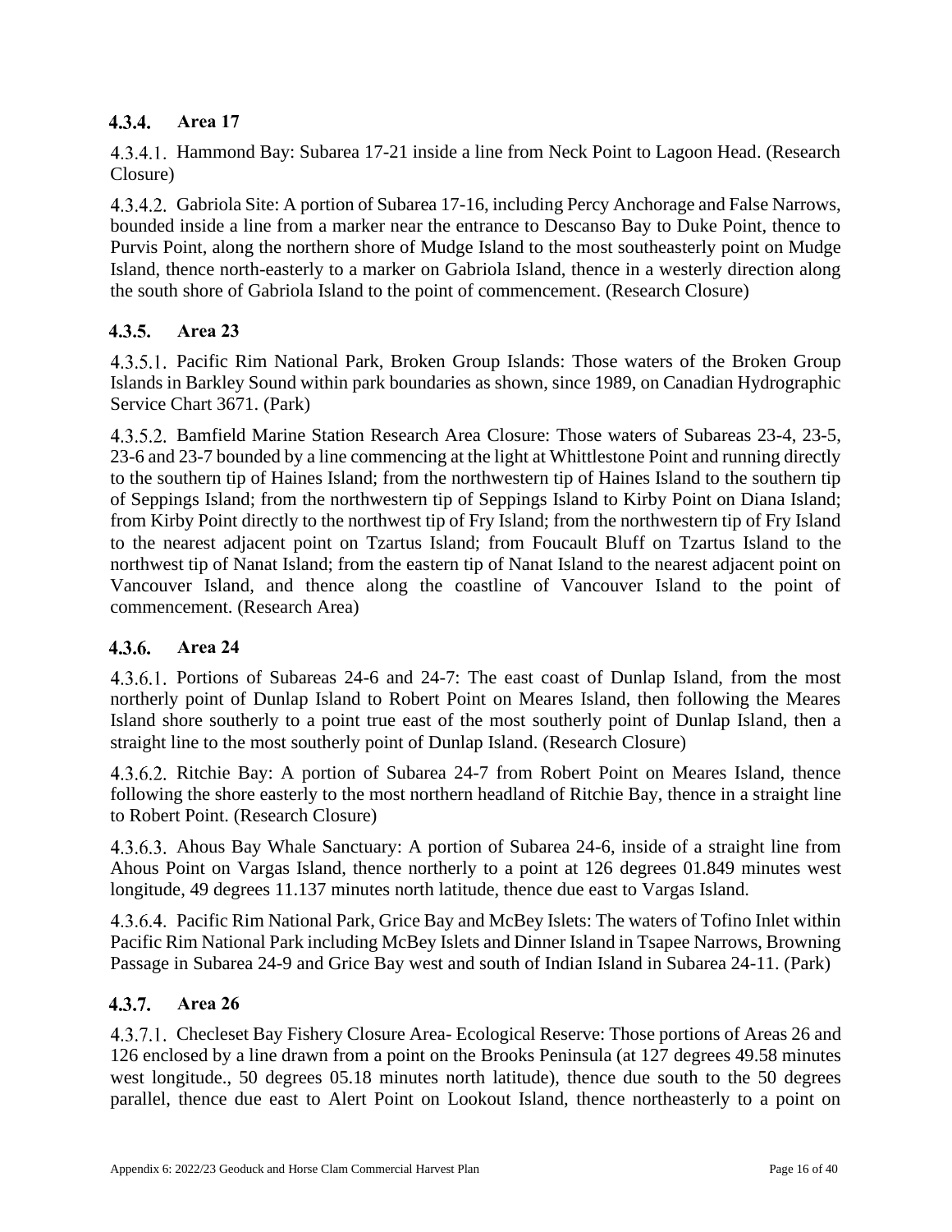### 4.3.4. Area 17

4.3.4.1. Hammond Bay: Subarea 17-21 inside a line from Neck Point to Lagoon Head. (Research Closure)

4.3.4.2. Gabriola Site: A portion of Subarea 17-16, including Percy Anchorage and False Narrows, bounded inside a line from a marker near the entrance to Descanso Bay to Duke Point, thence to Purvis Point, along the northern shore of Mudge Island to the most southeasterly point on Mudge Island, thence north-easterly to a marker on Gabriola Island, thence in a westerly direction along the south shore of Gabriola Island to the point of commencement. (Research Closure)

### 4.3.5. Area 23

4.3.5.1. Pacific Rim National Park, Broken Group Islands: Those waters of the Broken Group Islands in Barkley Sound within park boundaries as shown, since 1989, on Canadian Hydrographic Service Chart 3671. (Park)

4.3.5.2. Bamfield Marine Station Research Area Closure: Those waters of Subareas 23-4, 23-5, 23-6 and 23-7 bounded by a line commencing at the light at Whittlestone Point and running directly to the southern tip of Haines Island; from the northwestern tip of Haines Island to the southern tip of Seppings Island; from the northwestern tip of Seppings Island to Kirby Point on Diana Island; from Kirby Point directly to the northwest tip of Fry Island; from the northwestern tip of Fry Island to the nearest adjacent point on Tzartus Island; from Foucault Bluff on Tzartus Island to the northwest tip of Nanat Island; from the eastern tip of Nanat Island to the nearest adjacent point on Vancouver Island, and thence along the coastline of Vancouver Island to the point of commencement. (Research Area)

### 4.3.6. Area 24

4.3.6.1. Portions of Subareas 24-6 and 24-7: The east coast of Dunlap Island, from the most northerly point of Dunlap Island to Robert Point on Meares Island, then following the Meares Island shore southerly to a point true east of the most southerly point of Dunlap Island, then a straight line to the most southerly point of Dunlap Island. (Research Closure)

4.3.6.2. Ritchie Bay: A portion of Subarea 24-7 from Robert Point on Meares Island, thence following the shore easterly to the most northern headland of Ritchie Bay, thence in a straight line to Robert Point. (Research Closure)

4.3.6.3. Ahous Bay Whale Sanctuary: A portion of Subarea 24-6, inside of a straight line from Ahous Point on Vargas Island, thence northerly to a point at 126 degrees 01.849 minutes west longitude, 49 degrees 11.137 minutes north latitude, thence due east to Vargas Island.

4.3.6.4. Pacific Rim National Park, Grice Bay and McBey Islets: The waters of Tofino Inlet within Pacific Rim National Park including McBey Islets and Dinner Island in Tsapee Narrows, Browning Passage in Subarea 24-9 and Grice Bay west and south of Indian Island in Subarea 24-11. (Park)

### 4.3.7. Area 26

4.3.7.1. Checleset Bay Fishery Closure Area- Ecological Reserve: Those portions of Areas 26 and 126 enclosed by a line drawn from a point on the Brooks Peninsula (at 127 degrees 49.58 minutes west longitude., 50 degrees 05.18 minutes north latitude), thence due south to the 50 degrees parallel, thence due east to Alert Point on Lookout Island, thence northeasterly to a point on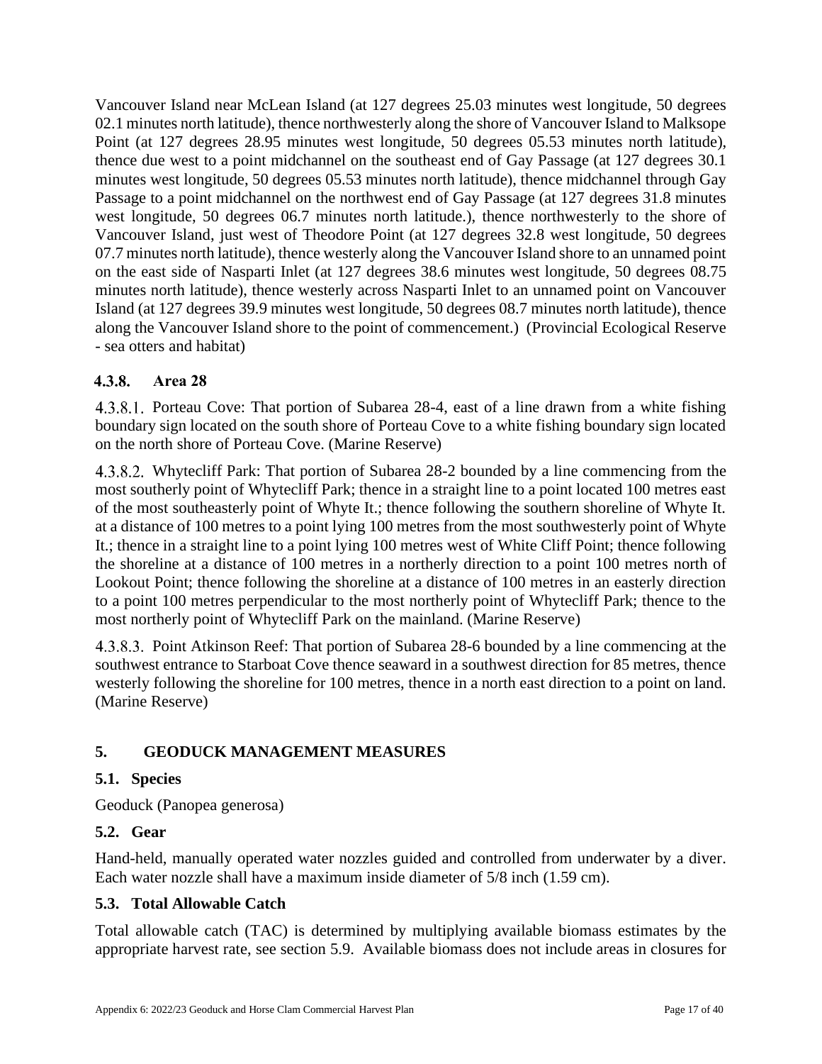Vancouver Island near McLean Island (at 127 degrees 25.03 minutes west longitude, 50 degrees 02.1 minutes north latitude), thence northwesterly along the shore of Vancouver Island to Malksope Point (at 127 degrees 28.95 minutes west longitude, 50 degrees 05.53 minutes north latitude), thence due west to a point midchannel on the southeast end of Gay Passage (at 127 degrees 30.1 minutes west longitude, 50 degrees 05.53 minutes north latitude), thence midchannel through Gay Passage to a point midchannel on the northwest end of Gay Passage (at 127 degrees 31.8 minutes west longitude, 50 degrees 06.7 minutes north latitude.), thence northwesterly to the shore of Vancouver Island, just west of Theodore Point (at 127 degrees 32.8 west longitude, 50 degrees 07.7 minutes north latitude), thence westerly along the Vancouver Island shore to an unnamed point on the east side of Nasparti Inlet (at 127 degrees 38.6 minutes west longitude, 50 degrees 08.75 minutes north latitude), thence westerly across Nasparti Inlet to an unnamed point on Vancouver Island (at 127 degrees 39.9 minutes west longitude, 50 degrees 08.7 minutes north latitude), thence along the Vancouver Island shore to the point of commencement.) (Provincial Ecological Reserve - sea otters and habitat)

### 4.3.8. Area 28

4.3.8.1. Porteau Cove: That portion of Subarea 28-4, east of a line drawn from a white fishing boundary sign located on the south shore of Porteau Cove to a white fishing boundary sign located on the north shore of Porteau Cove. (Marine Reserve)

4.3.8.2. Whytecliff Park: That portion of Subarea 28-2 bounded by a line commencing from the most southerly point of Whytecliff Park; thence in a straight line to a point located 100 metres east of the most southeasterly point of Whyte It.; thence following the southern shoreline of Whyte It. at a distance of 100 metres to a point lying 100 metres from the most southwesterly point of Whyte It.; thence in a straight line to a point lying 100 metres west of White Cliff Point; thence following the shoreline at a distance of 100 metres in a northerly direction to a point 100 metres north of Lookout Point; thence following the shoreline at a distance of 100 metres in an easterly direction to a point 100 metres perpendicular to the most northerly point of Whytecliff Park; thence to the most northerly point of Whytecliff Park on the mainland. (Marine Reserve)

4.3.8.3. Point Atkinson Reef: That portion of Subarea 28-6 bounded by a line commencing at the southwest entrance to Starboat Cove thence seaward in a southwest direction for 85 metres, thence westerly following the shoreline for 100 metres, thence in a north east direction to a point on land. (Marine Reserve)

## 5. GEODUCK MANAGEMENT MEASURES

### 5.1. Species

Geoduck (Panopea generosa)

### 5.2. Gear

Hand-held, manually operated water nozzles guided and controlled from underwater by a diver. Each water nozzle shall have a maximum inside diameter of 5/8 inch (1.59 cm).

### 5.3. Total Allowable Catch

Total allowable catch (TAC) is determined by multiplying available biomass estimates by the appropriate harvest rate, see section 5.9. Available biomass does not include areas in closures for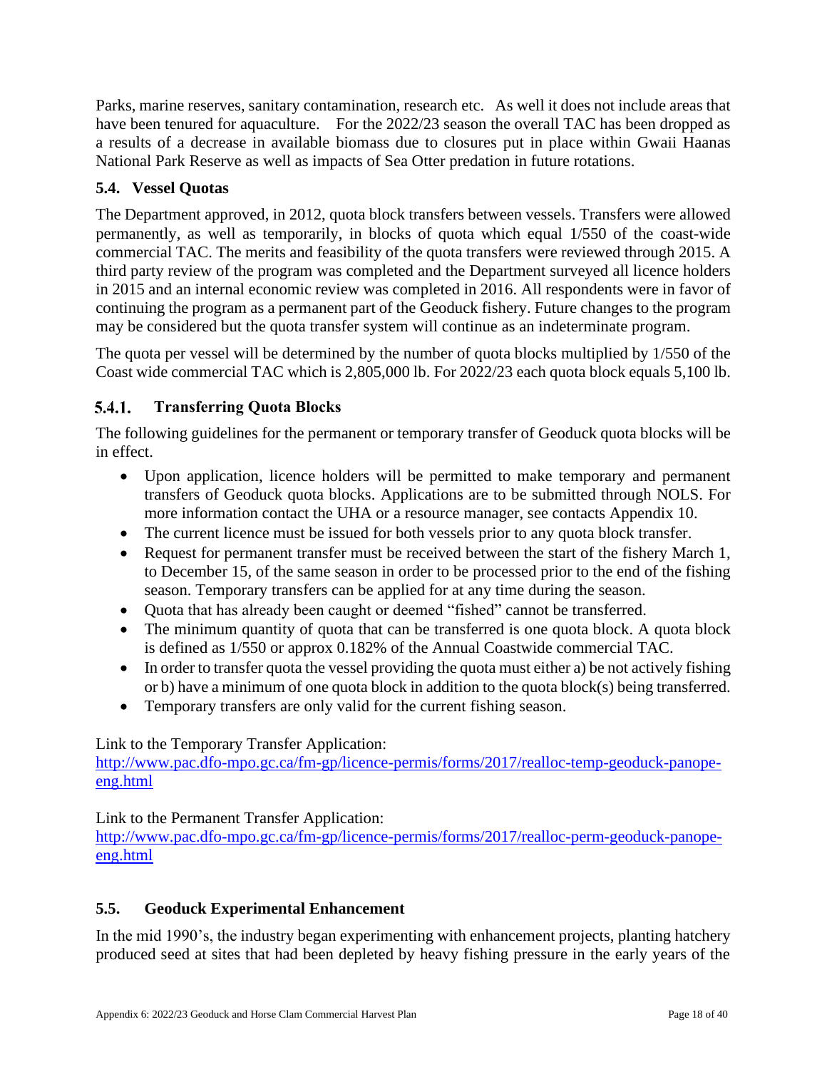Parks, marine reserves, sanitary contamination, research etc. As well it does not include areas that have been tenured for aquaculture. For the 2022/23 season the overall TAC has been dropped as a results of a decrease in available biomass due to closures put in place within Gwaii Haanas National Park Reserve as well as impacts of Sea Otter predation in future rotations.

### 5.4. Vessel Quotas

The Department approved, in 2012, quota block transfers between vessels. Transfers were allowed permanently, as well as temporarily, in blocks of quota which equal 1/550 of the coast-wide commercial TAC. The merits and feasibility of the quota transfers were reviewed through 2015. A third party review of the program was completed and the Department surveyed all licence holders in 2015 and an internal economic review was completed in 2016. All respondents were in favor of continuing the program as a permanent part of the Geoduck fishery. Future changes to the program may be considered but the quota transfer system will continue as an indeterminate program.

The quota per vessel will be determined by the number of quota blocks multiplied by 1/550 of the Coast wide commercial TAC which is 2,805,000 lb. For 2022/23 each quota block equals 5,100 lb.

#### 5.4.1. Transferring Quota Blocks

The following guidelines for the permanent or temporary transfer of Geoduck quota blocks will be in effect.

- Upon application, licence holders will be permitted to make temporary and permanent transfers of Geoduck quota blocks. Applications are to be submitted through NOLS. For more information contact the UHA or a resource manager, see contacts Appendix 10.
- The current licence must be issued for both vessels prior to any quota block transfer.
- Request for permanent transfer must be received between the start of the fishery March 1, to December 15, of the same season in order to be processed prior to the end of the fishing season. Temporary transfers can be applied for at any time during the season.
- Quota that has already been caught or deemed "fished" cannot be transferred.
- The minimum quantity of quota that can be transferred is one quota block. A quota block is defined as 1/550 or approx 0.182% of the Annual Coastwide commercial TAC.
- In order to transfer quota the vessel providing the quota must either a) be not actively fishing or b) have a minimum of one quota block in addition to the quota block(s) being transferred.
- Temporary transfers are only valid for the current fishing season.

Link to the Temporary Transfer Application:
http://www.pac.dfo-mpo.gc.ca/fm-gp/licence-permis/forms/2017/realloc-temp-geoduck-panope-eng.html

Link to the Permanent Transfer Application:
http://www.pac.dfo-mpo.gc.ca/fm-gp/licence-permis/forms/2017/realloc-perm-geoduck-panope-eng.html

### 5.5. Geoduck Experimental Enhancement

In the mid 1990's, the industry began experimenting with enhancement projects, planting hatchery produced seed at sites that had been depleted by heavy fishing pressure in the early years of the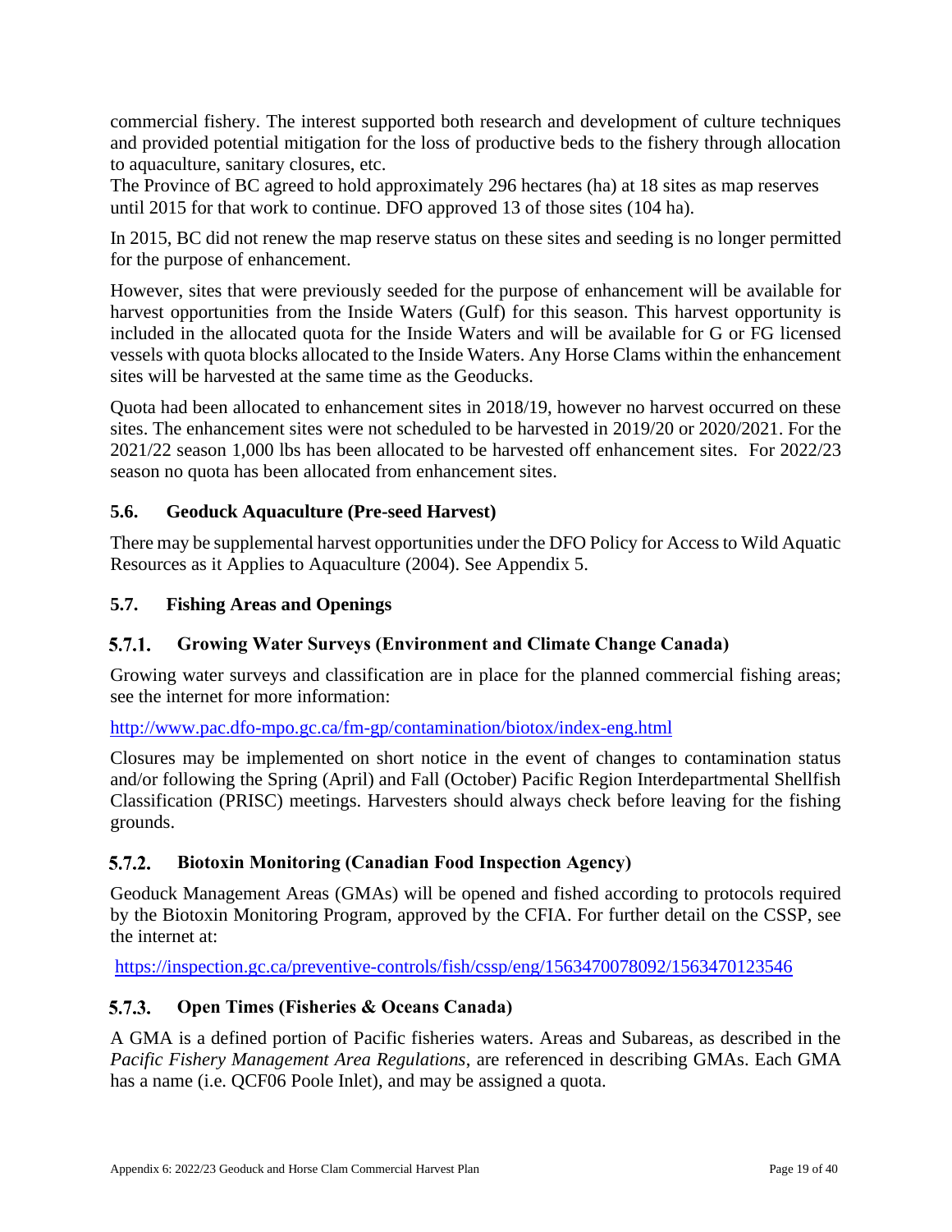commercial fishery. The interest supported both research and development of culture techniques and provided potential mitigation for the loss of productive beds to the fishery through allocation to aquaculture, sanitary closures, etc.

The Province of BC agreed to hold approximately 296 hectares (ha) at 18 sites as map reserves until 2015 for that work to continue. DFO approved 13 of those sites (104 ha).

In 2015, BC did not renew the map reserve status on these sites and seeding is no longer permitted for the purpose of enhancement.

However, sites that were previously seeded for the purpose of enhancement will be available for harvest opportunities from the Inside Waters (Gulf) for this season. This harvest opportunity is included in the allocated quota for the Inside Waters and will be available for G or FG licensed vessels with quota blocks allocated to the Inside Waters. Any Horse Clams within the enhancement sites will be harvested at the same time as the Geoducks.

Quota had been allocated to enhancement sites in 2018/19, however no harvest occurred on these sites. The enhancement sites were not scheduled to be harvested in 2019/20 or 2020/2021. For the 2021/22 season 1,000 lbs has been allocated to be harvested off enhancement sites. For 2022/23 season no quota has been allocated from enhancement sites.

## 5.6. Geoduck Aquaculture (Pre-seed Harvest)

There may be supplemental harvest opportunities under the DFO Policy for Access to Wild Aquatic Resources as it Applies to Aquaculture (2004). See Appendix 5.

## 5.7. Fishing Areas and Openings

### 5.7.1. Growing Water Surveys (Environment and Climate Change Canada)

Growing water surveys and classification are in place for the planned commercial fishing areas; see the internet for more information:

http://www.pac.dfo-mpo.gc.ca/fm-gp/contamination/biotox/index-eng.html

Closures may be implemented on short notice in the event of changes to contamination status and/or following the Spring (April) and Fall (October) Pacific Region Interdepartmental Shellfish Classification (PRISC) meetings. Harvesters should always check before leaving for the fishing grounds.

### 5.7.2. Biotoxin Monitoring (Canadian Food Inspection Agency)

Geoduck Management Areas (GMAs) will be opened and fished according to protocols required by the Biotoxin Monitoring Program, approved by the CFIA. For further detail on the CSSP, see the internet at:

https://inspection.gc.ca/preventive-controls/fish/cssp/eng/1563470078092/1563470123546

### 5.7.3. Open Times (Fisheries & Oceans Canada)

A GMA is a defined portion of Pacific fisheries waters. Areas and Subareas, as described in the *Pacific Fishery Management Area Regulations*, are referenced in describing GMAs. Each GMA has a name (i.e. QCF06 Poole Inlet), and may be assigned a quota.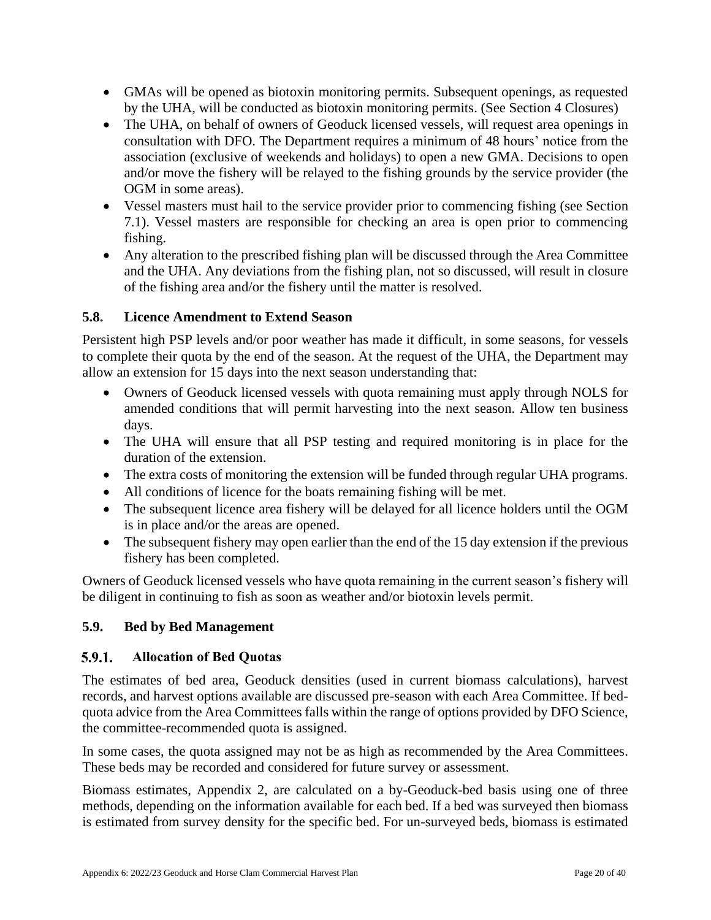- GMAs will be opened as biotoxin monitoring permits. Subsequent openings, as requested by the UHA, will be conducted as biotoxin monitoring permits. (See Section 4 Closures)
- The UHA, on behalf of owners of Geoduck licensed vessels, will request area openings in consultation with DFO. The Department requires a minimum of 48 hours' notice from the association (exclusive of weekends and holidays) to open a new GMA. Decisions to open and/or move the fishery will be relayed to the fishing grounds by the service provider (the OGM in some areas).
- Vessel masters must hail to the service provider prior to commencing fishing (see Section 7.1). Vessel masters are responsible for checking an area is open prior to commencing fishing.
- Any alteration to the prescribed fishing plan will be discussed through the Area Committee and the UHA. Any deviations from the fishing plan, not so discussed, will result in closure of the fishing area and/or the fishery until the matter is resolved.

### 5.8. Licence Amendment to Extend Season

Persistent high PSP levels and/or poor weather has made it difficult, in some seasons, for vessels to complete their quota by the end of the season. At the request of the UHA, the Department may allow an extension for 15 days into the next season understanding that:

- Owners of Geoduck licensed vessels with quota remaining must apply through NOLS for amended conditions that will permit harvesting into the next season. Allow ten business days.
- The UHA will ensure that all PSP testing and required monitoring is in place for the duration of the extension.
- The extra costs of monitoring the extension will be funded through regular UHA programs.
- All conditions of licence for the boats remaining fishing will be met.
- The subsequent licence area fishery will be delayed for all licence holders until the OGM is in place and/or the areas are opened.
- The subsequent fishery may open earlier than the end of the 15 day extension if the previous fishery has been completed.

Owners of Geoduck licensed vessels who have quota remaining in the current season's fishery will be diligent in continuing to fish as soon as weather and/or biotoxin levels permit.

### 5.9. Bed by Bed Management

#### 5.9.1. Allocation of Bed Quotas

The estimates of bed area, Geoduck densities (used in current biomass calculations), harvest records, and harvest options available are discussed pre-season with each Area Committee. If bed-quota advice from the Area Committees falls within the range of options provided by DFO Science, the committee-recommended quota is assigned.

In some cases, the quota assigned may not be as high as recommended by the Area Committees. These beds may be recorded and considered for future survey or assessment.

Biomass estimates, Appendix 2, are calculated on a by-Geoduck-bed basis using one of three methods, depending on the information available for each bed. If a bed was surveyed then biomass is estimated from survey density for the specific bed. For un-surveyed beds, biomass is estimated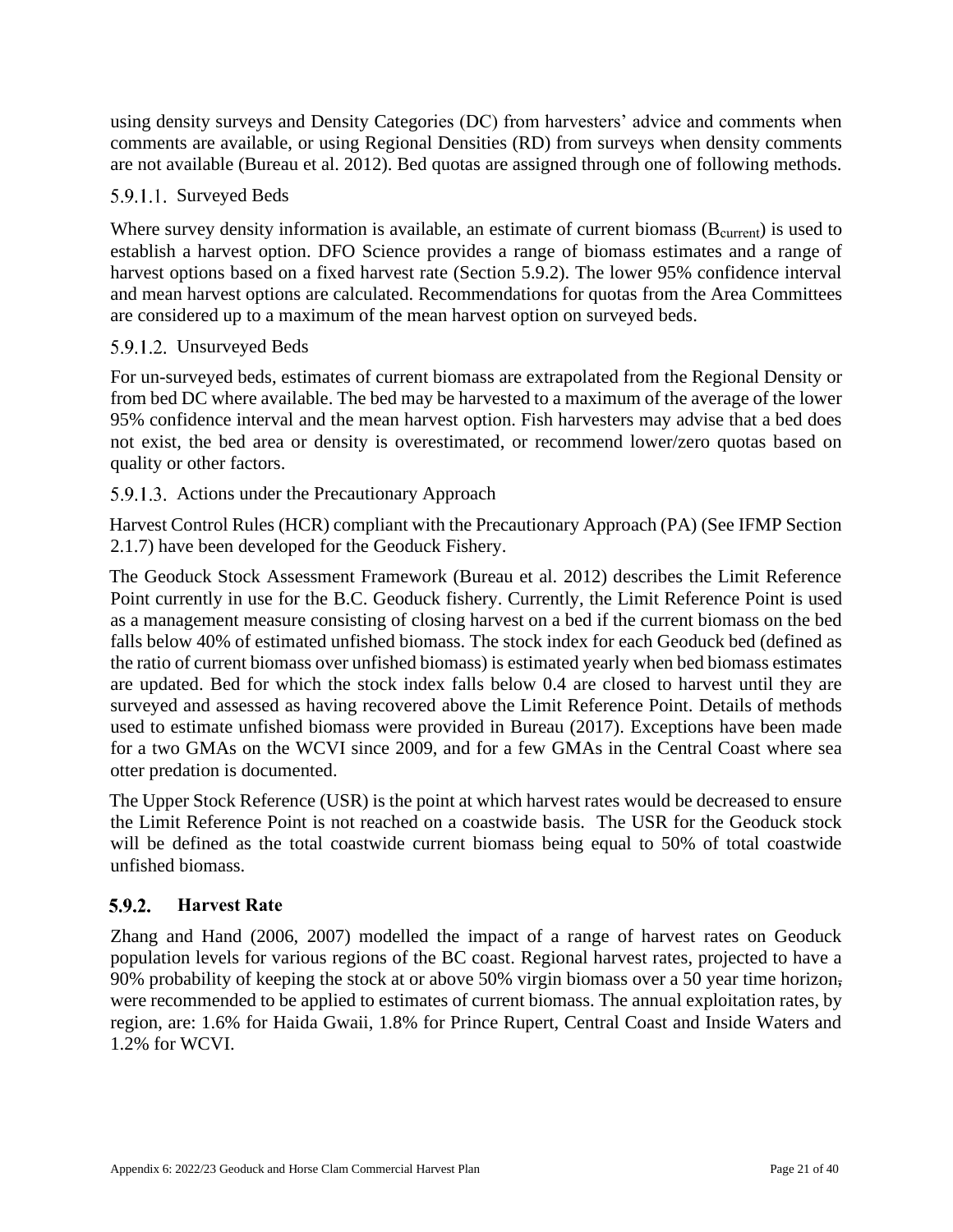using density surveys and Density Categories (DC) from harvesters' advice and comments when comments are available, or using Regional Densities (RD) from surveys when density comments are not available (Bureau et al. 2012). Bed quotas are assigned through one of following methods.

#### 5.9.1.1. Surveyed Beds

Where survey density information is available, an estimate of current biomass ($B_{current}$) is used to establish a harvest option. DFO Science provides a range of biomass estimates and a range of harvest options based on a fixed harvest rate (Section 5.9.2). The lower 95% confidence interval and mean harvest options are calculated. Recommendations for quotas from the Area Committees are considered up to a maximum of the mean harvest option on surveyed beds.

#### 5.9.1.2. Unsurveyed Beds

For un-surveyed beds, estimates of current biomass are extrapolated from the Regional Density or from bed DC where available. The bed may be harvested to a maximum of the average of the lower 95% confidence interval and the mean harvest option. Fish harvesters may advise that a bed does not exist, the bed area or density is overestimated, or recommend lower/zero quotas based on quality or other factors.

#### 5.9.1.3. Actions under the Precautionary Approach

Harvest Control Rules (HCR) compliant with the Precautionary Approach (PA) (See IFMP Section 2.1.7) have been developed for the Geoduck Fishery.

The Geoduck Stock Assessment Framework (Bureau et al. 2012) describes the Limit Reference Point currently in use for the B.C. Geoduck fishery. Currently, the Limit Reference Point is used as a management measure consisting of closing harvest on a bed if the current biomass on the bed falls below 40% of estimated unfished biomass. The stock index for each Geoduck bed (defined as the ratio of current biomass over unfished biomass) is estimated yearly when bed biomass estimates are updated. Bed for which the stock index falls below 0.4 are closed to harvest until they are surveyed and assessed as having recovered above the Limit Reference Point. Details of methods used to estimate unfished biomass were provided in Bureau (2017). Exceptions have been made for a two GMAs on the WCVI since 2009, and for a few GMAs in the Central Coast where sea otter predation is documented.

The Upper Stock Reference (USR) is the point at which harvest rates would be decreased to ensure the Limit Reference Point is not reached on a coastwide basis. The USR for the Geoduck stock will be defined as the total coastwide current biomass being equal to 50% of total coastwide unfished biomass.

### 5.9.2. Harvest Rate

Zhang and Hand (2006, 2007) modelled the impact of a range of harvest rates on Geoduck population levels for various regions of the BC coast. Regional harvest rates, projected to have a 90% probability of keeping the stock at or above 50% virgin biomass over a 50 year time horizon, were recommended to be applied to estimates of current biomass. The annual exploitation rates, by region, are: 1.6% for Haida Gwaii, 1.8% for Prince Rupert, Central Coast and Inside Waters and 1.2% for WCVI.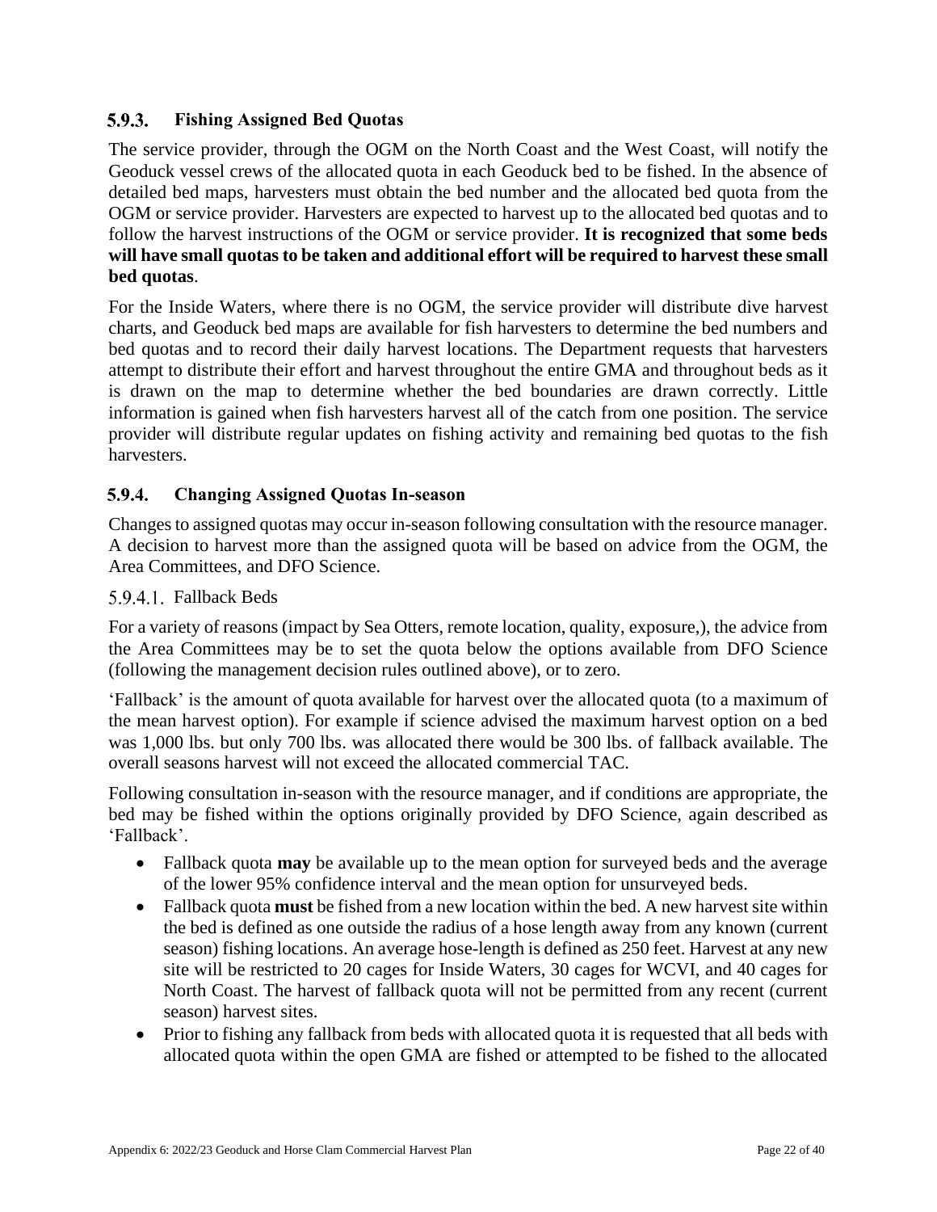### 5.9.3. Fishing Assigned Bed Quotas

The service provider, through the OGM on the North Coast and the West Coast, will notify the Geoduck vessel crews of the allocated quota in each Geoduck bed to be fished. In the absence of detailed bed maps, harvesters must obtain the bed number and the allocated bed quota from the OGM or service provider. Harvesters are expected to harvest up to the allocated bed quotas and to follow the harvest instructions of the OGM or service provider. **It is recognized that some beds will have small quotas to be taken and additional effort will be required to harvest these small bed quotas**.

For the Inside Waters, where there is no OGM, the service provider will distribute dive harvest charts, and Geoduck bed maps are available for fish harvesters to determine the bed numbers and bed quotas and to record their daily harvest locations. The Department requests that harvesters attempt to distribute their effort and harvest throughout the entire GMA and throughout beds as it is drawn on the map to determine whether the bed boundaries are drawn correctly. Little information is gained when fish harvesters harvest all of the catch from one position. The service provider will distribute regular updates on fishing activity and remaining bed quotas to the fish harvesters.

### 5.9.4. Changing Assigned Quotas In-season

Changes to assigned quotas may occur in-season following consultation with the resource manager. A decision to harvest more than the assigned quota will be based on advice from the OGM, the Area Committees, and DFO Science.

#### 5.9.4.1. Fallback Beds

For a variety of reasons (impact by Sea Otters, remote location, quality, exposure,), the advice from the Area Committees may be to set the quota below the options available from DFO Science (following the management decision rules outlined above), or to zero.

'Fallback' is the amount of quota available for harvest over the allocated quota (to a maximum of the mean harvest option). For example if science advised the maximum harvest option on a bed was 1,000 lbs. but only 700 lbs. was allocated there would be 300 lbs. of fallback available. The overall seasons harvest will not exceed the allocated commercial TAC.

Following consultation in-season with the resource manager, and if conditions are appropriate, the bed may be fished within the options originally provided by DFO Science, again described as 'Fallback'.

- Fallback quota **may** be available up to the mean option for surveyed beds and the average of the lower 95% confidence interval and the mean option for unsurveyed beds.
- Fallback quota **must** be fished from a new location within the bed. A new harvest site within the bed is defined as one outside the radius of a hose length away from any known (current season) fishing locations. An average hose-length is defined as 250 feet. Harvest at any new site will be restricted to 20 cages for Inside Waters, 30 cages for WCVI, and 40 cages for North Coast. The harvest of fallback quota will not be permitted from any recent (current season) harvest sites.
- Prior to fishing any fallback from beds with allocated quota it is requested that all beds with allocated quota within the open GMA are fished or attempted to be fished to the allocated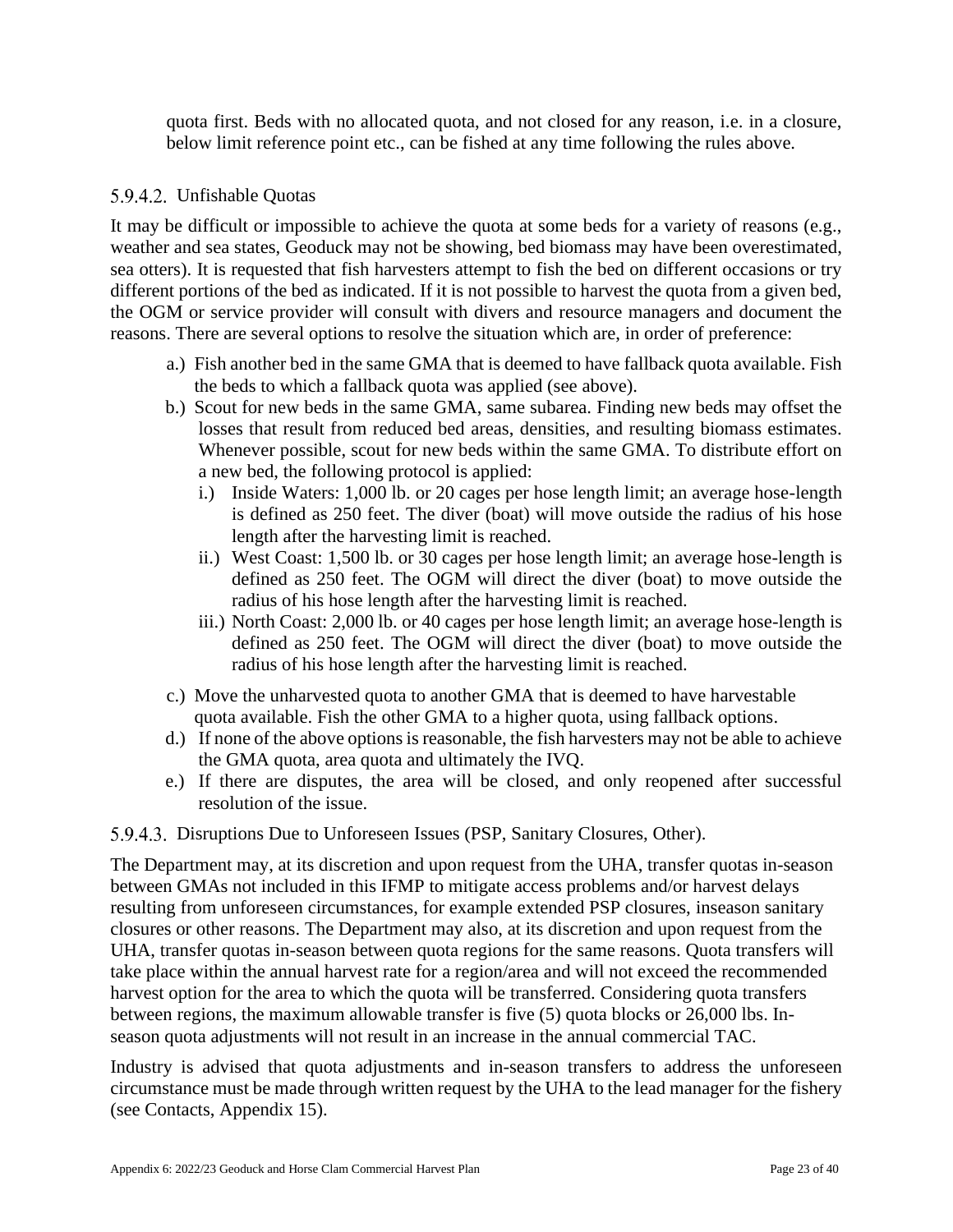quota first. Beds with no allocated quota, and not closed for any reason, i.e. in a closure, below limit reference point etc., can be fished at any time following the rules above.

#### 5.9.4.2. Unfishable Quotas

It may be difficult or impossible to achieve the quota at some beds for a variety of reasons (e.g., weather and sea states, Geoduck may not be showing, bed biomass may have been overestimated, sea otters). It is requested that fish harvesters attempt to fish the bed on different occasions or try different portions of the bed as indicated. If it is not possible to harvest the quota from a given bed, the OGM or service provider will consult with divers and resource managers and document the reasons. There are several options to resolve the situation which are, in order of preference:

a.) Fish another bed in the same GMA that is deemed to have fallback quota available. Fish the beds to which a fallback quota was applied (see above).

b.) Scout for new beds in the same GMA, same subarea. Finding new beds may offset the losses that result from reduced bed areas, densities, and resulting biomass estimates. Whenever possible, scout for new beds within the same GMA. To distribute effort on a new bed, the following protocol is applied:

   i.) Inside Waters: 1,000 lb. or 20 cages per hose length limit; an average hose-length is defined as 250 feet. The diver (boat) will move outside the radius of his hose length after the harvesting limit is reached.

   ii.) West Coast: 1,500 lb. or 30 cages per hose length limit; an average hose-length is defined as 250 feet. The OGM will direct the diver (boat) to move outside the radius of his hose length after the harvesting limit is reached.

   iii.) North Coast: 2,000 lb. or 40 cages per hose length limit; an average hose-length is defined as 250 feet. The OGM will direct the diver (boat) to move outside the radius of his hose length after the harvesting limit is reached.

c.) Move the unharvested quota to another GMA that is deemed to have harvestable quota available. Fish the other GMA to a higher quota, using fallback options.

d.) If none of the above options is reasonable, the fish harvesters may not be able to achieve the GMA quota, area quota and ultimately the IVQ.

e.) If there are disputes, the area will be closed, and only reopened after successful resolution of the issue.

#### 5.9.4.3. Disruptions Due to Unforeseen Issues (PSP, Sanitary Closures, Other).

The Department may, at its discretion and upon request from the UHA, transfer quotas in-season between GMAs not included in this IFMP to mitigate access problems and/or harvest delays resulting from unforeseen circumstances, for example extended PSP closures, inseason sanitary closures or other reasons. The Department may also, at its discretion and upon request from the UHA, transfer quotas in-season between quota regions for the same reasons. Quota transfers will take place within the annual harvest rate for a region/area and will not exceed the recommended harvest option for the area to which the quota will be transferred. Considering quota transfers between regions, the maximum allowable transfer is five (5) quota blocks or 26,000 lbs. In-season quota adjustments will not result in an increase in the annual commercial TAC.

Industry is advised that quota adjustments and in-season transfers to address the unforeseen circumstance must be made through written request by the UHA to the lead manager for the fishery (see Contacts, Appendix 15).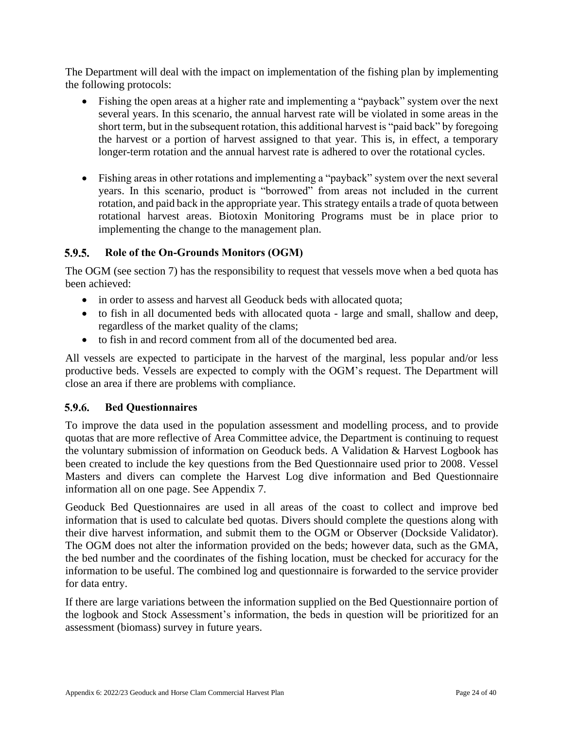The Department will deal with the impact on implementation of the fishing plan by implementing the following protocols:

- Fishing the open areas at a higher rate and implementing a "payback" system over the next several years. In this scenario, the annual harvest rate will be violated in some areas in the short term, but in the subsequent rotation, this additional harvest is "paid back" by foregoing the harvest or a portion of harvest assigned to that year. This is, in effect, a temporary longer-term rotation and the annual harvest rate is adhered to over the rotational cycles.

- Fishing areas in other rotations and implementing a "payback" system over the next several years. In this scenario, product is "borrowed" from areas not included in the current rotation, and paid back in the appropriate year. This strategy entails a trade of quota between rotational harvest areas. Biotoxin Monitoring Programs must be in place prior to implementing the change to the management plan.

### 5.9.5. Role of the On-Grounds Monitors (OGM)

The OGM (see section 7) has the responsibility to request that vessels move when a bed quota has been achieved:

- in order to assess and harvest all Geoduck beds with allocated quota;
- to fish in all documented beds with allocated quota - large and small, shallow and deep, regardless of the market quality of the clams;
- to fish in and record comment from all of the documented bed area.

All vessels are expected to participate in the harvest of the marginal, less popular and/or less productive beds. Vessels are expected to comply with the OGM's request. The Department will close an area if there are problems with compliance.

### 5.9.6. Bed Questionnaires

To improve the data used in the population assessment and modelling process, and to provide quotas that are more reflective of Area Committee advice, the Department is continuing to request the voluntary submission of information on Geoduck beds. A Validation & Harvest Logbook has been created to include the key questions from the Bed Questionnaire used prior to 2008. Vessel Masters and divers can complete the Harvest Log dive information and Bed Questionnaire information all on one page. See Appendix 7.

Geoduck Bed Questionnaires are used in all areas of the coast to collect and improve bed information that is used to calculate bed quotas. Divers should complete the questions along with their dive harvest information, and submit them to the OGM or Observer (Dockside Validator). The OGM does not alter the information provided on the beds; however data, such as the GMA, the bed number and the coordinates of the fishing location, must be checked for accuracy for the information to be useful. The combined log and questionnaire is forwarded to the service provider for data entry.

If there are large variations between the information supplied on the Bed Questionnaire portion of the logbook and Stock Assessment's information, the beds in question will be prioritized for an assessment (biomass) survey in future years.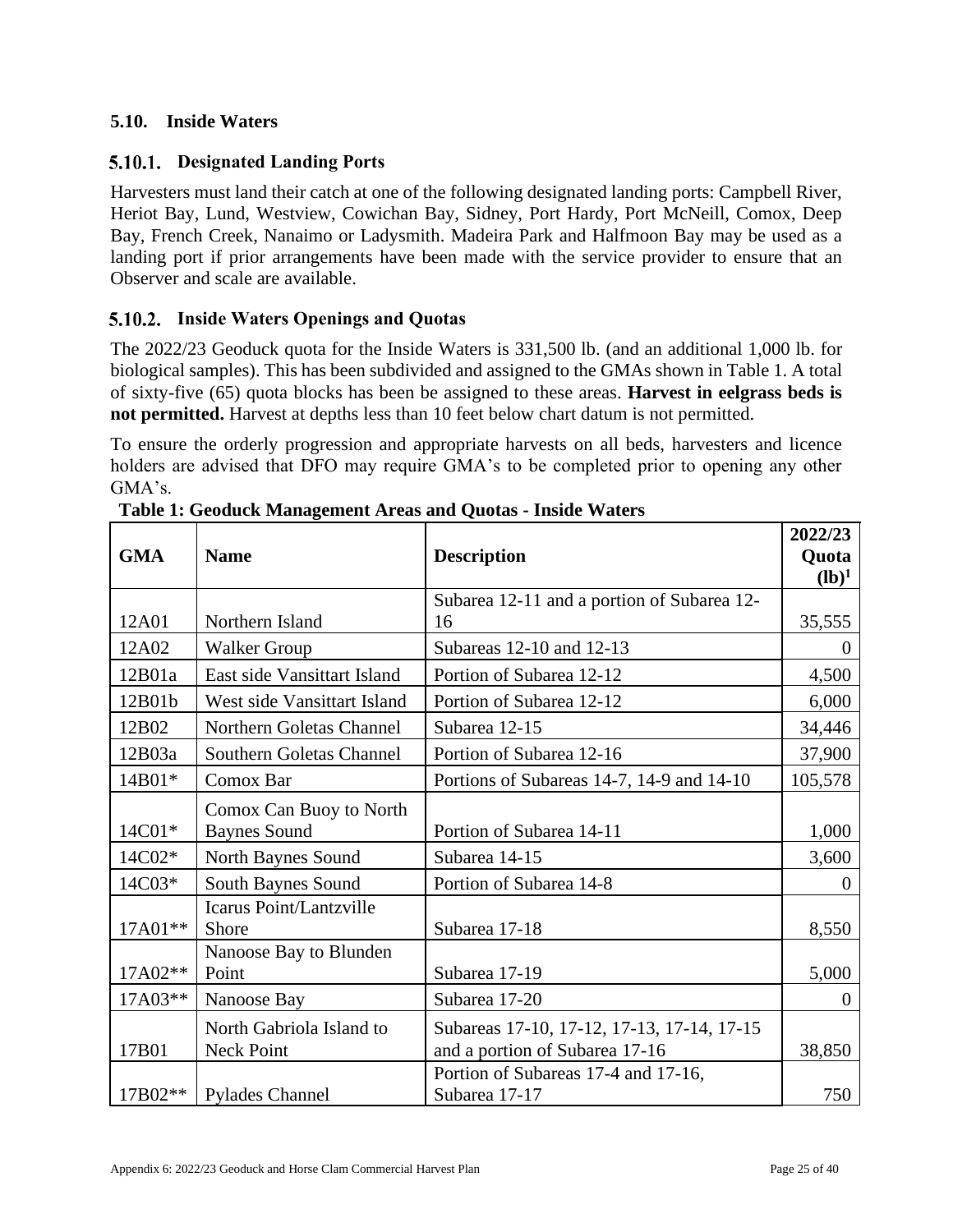### 5.10. Inside Waters

#### 5.10.1. Designated Landing Ports

Harvesters must land their catch at one of the following designated landing ports: Campbell River, Heriot Bay, Lund, Westview, Cowichan Bay, Sidney, Port Hardy, Port McNeill, Comox, Deep Bay, French Creek, Nanaimo or Ladysmith. Madeira Park and Halfmoon Bay may be used as a landing port if prior arrangements have been made with the service provider to ensure that an Observer and scale are available.

#### 5.10.2. Inside Waters Openings and Quotas

The 2022/23 Geoduck quota for the Inside Waters is 331,500 lb. (and an additional 1,000 lb. for biological samples). This has been subdivided and assigned to the GMAs shown in Table 1. A total of sixty-five (65) quota blocks has been be assigned to these areas. **Harvest in eelgrass beds is not permitted.** Harvest at depths less than 10 feet below chart datum is not permitted.

To ensure the orderly progression and appropriate harvests on all beds, harvesters and licence holders are advised that DFO may require GMA's to be completed prior to opening any other GMA's.

**Table 1: Geoduck Management Areas and Quotas - Inside Waters**

| GMA | Name | Description | 2022/23 Quota (lb)[1] |
|---|---|---|---|
| 12A01 | Northern Island | Subarea 12-11 and a portion of Subarea 12-16 | 35,555 |
| 12A02 | Walker Group | Subareas 12-10 and 12-13 | 0 |
| 12B01a | East side Vansittart Island | Portion of Subarea 12-12 | 4,500 |
| 12B01b | West side Vansittart Island | Portion of Subarea 12-12 | 6,000 |
| 12B02 | Northern Goletas Channel | Subarea 12-15 | 34,446 |
| 12B03a | Southern Goletas Channel | Portion of Subarea 12-16 | 37,900 |
| 14B01* | Comox Bar | Portions of Subareas 14-7, 14-9 and 14-10 | 105,578 |
| 14C01* | Comox Can Buoy to North Baynes Sound | Portion of Subarea 14-11 | 1,000 |
| 14C02* | North Baynes Sound | Subarea 14-15 | 3,600 |
| 14C03* | South Baynes Sound | Portion of Subarea 14-8 | 0 |
| 17A01** | Icarus Point/Lantzville Shore | Subarea 17-18 | 8,550 |
| 17A02** | Nanoose Bay to Blunden Point | Subarea 17-19 | 5,000 |
| 17A03** | Nanoose Bay | Subarea 17-20 | 0 |
| 17B01 | North Gabriola Island to Neck Point | Subareas 17-10, 17-12, 17-13, 17-14, 17-15 and a portion of Subarea 17-16 | 38,850 |
| 17B02** | Pylades Channel | Portion of Subareas 17-4 and 17-16, Subarea 17-17 | 750 |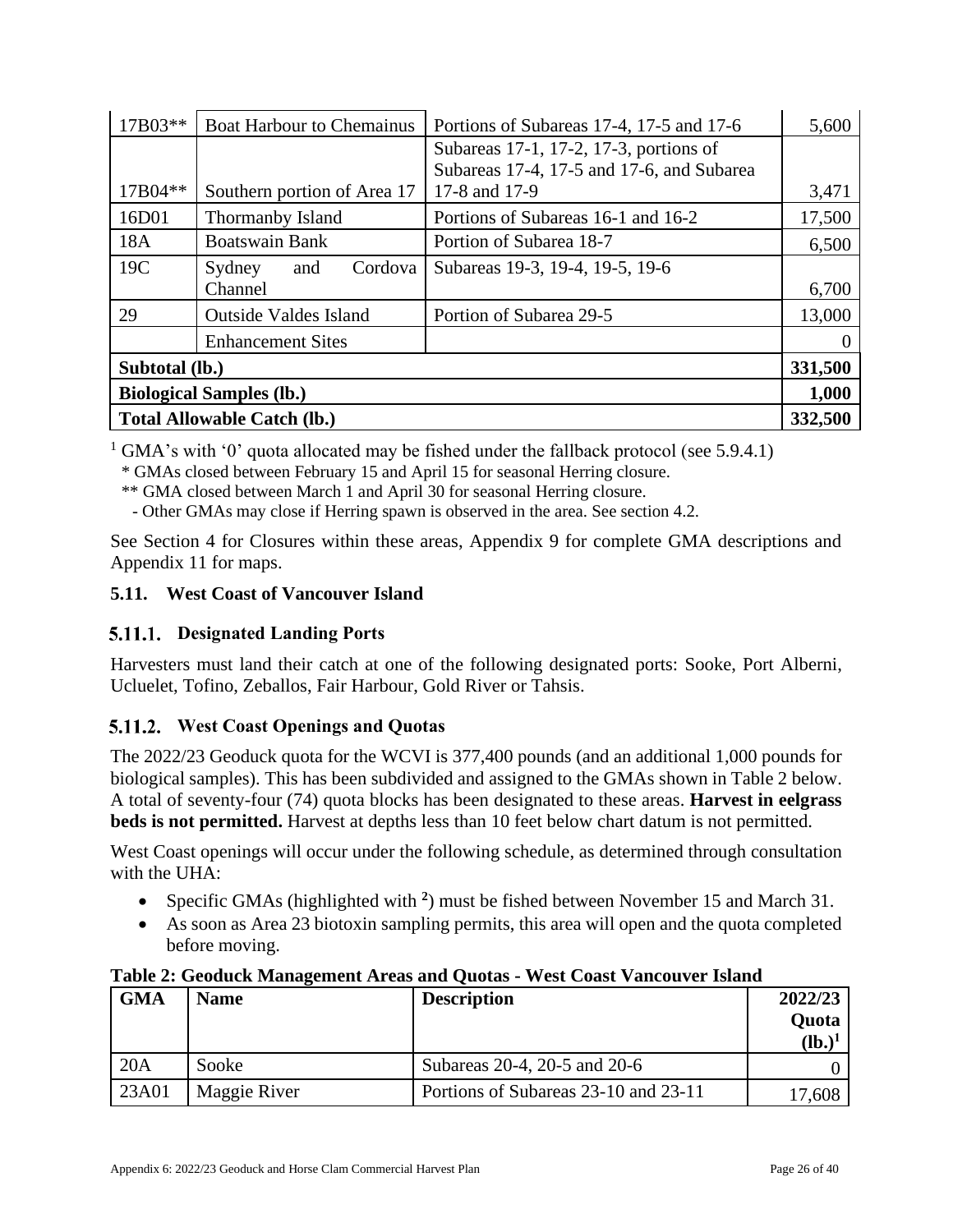| | | | |
|---|---|---|---|
| 17B03** | Boat Harbour to Chemainus | Portions of Subareas 17-4, 17-5 and 17-6 | 5,600 |
| 17B04** | Southern portion of Area 17 | Subareas 17-1, 17-2, 17-3, portions of Subareas 17-4, 17-5 and 17-6, and Subarea 17-8 and 17-9 | 3,471 |
| 16D01 | Thormanby Island | Portions of Subareas 16-1 and 16-2 | 17,500 |
| 18A | Boatswain Bank | Portion of Subarea 18-7 | 6,500 |
| 19C | Sydney and Cordova Channel | Subareas 19-3, 19-4, 19-5, 19-6 | 6,700 |
| 29 | Outside Valdes Island | Portion of Subarea 29-5 | 13,000 |
| | Enhancement Sites | | 0 |
| **Subtotal (lb.)** | | | **331,500** |
| **Biological Samples (lb.)** | | | **1,000** |
| **Total Allowable Catch (lb.)** | | | **332,500** |

[1] GMA's with '0' quota allocated may be fished under the fallback protocol (see 5.9.4.1)

\* GMAs closed between February 15 and April 15 for seasonal Herring closure.

** GMA closed between March 1 and April 30 for seasonal Herring closure.

- Other GMAs may close if Herring spawn is observed in the area. See section 4.2.

See Section 4 for Closures within these areas, Appendix 9 for complete GMA descriptions and Appendix 11 for maps.

## 5.11. West Coast of Vancouver Island

### 5.11.1. Designated Landing Ports

Harvesters must land their catch at one of the following designated ports: Sooke, Port Alberni, Ucluelet, Tofino, Zeballos, Fair Harbour, Gold River or Tahsis.

### 5.11.2. West Coast Openings and Quotas

The 2022/23 Geoduck quota for the WCVI is 377,400 pounds (and an additional 1,000 pounds for biological samples). This has been subdivided and assigned to the GMAs shown in Table 2 below. A total of seventy-four (74) quota blocks has been designated to these areas. **Harvest in eelgrass beds is not permitted.** Harvest at depths less than 10 feet below chart datum is not permitted.

West Coast openings will occur under the following schedule, as determined through consultation with the UHA:

- Specific GMAs (highlighted with [2]) must be fished between November 15 and March 31.
- As soon as Area 23 biotoxin sampling permits, this area will open and the quota completed before moving.

**Table 2: Geoduck Management Areas and Quotas - West Coast Vancouver Island**

| GMA | Name | Description | 2022/23 Quota (lb.)[1] |
|---|---|---|---|
| 20A | Sooke | Subareas 20-4, 20-5 and 20-6 | 0 |
| 23A01 | Maggie River | Portions of Subareas 23-10 and 23-11 | 17,608 |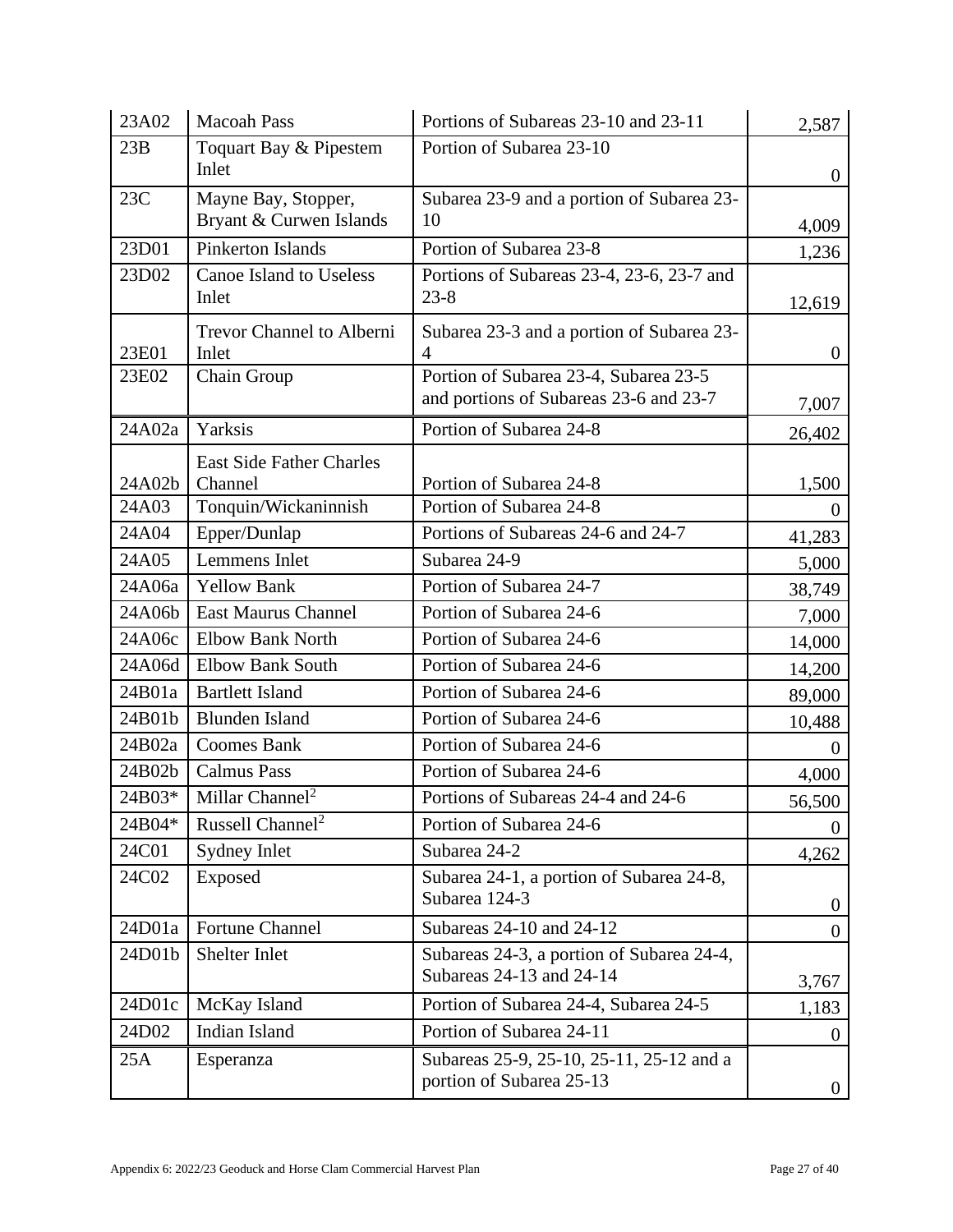| 23A02 | Macoah Pass | Portions of Subareas 23-10 and 23-11 | 2,587 |
|---|---|---|---|
| 23B | Toquart Bay & Pipestem Inlet | Portion of Subarea 23-10 | 0 |
| 23C | Mayne Bay, Stopper, Bryant & Curwen Islands | Subarea 23-9 and a portion of Subarea 23-10 | 4,009 |
| 23D01 | Pinkerton Islands | Portion of Subarea 23-8 | 1,236 |
| 23D02 | Canoe Island to Useless Inlet | Portions of Subareas 23-4, 23-6, 23-7 and 23-8 | 12,619 |
| 23E01 | Trevor Channel to Alberni Inlet | Subarea 23-3 and a portion of Subarea 23-4 | 0 |
| 23E02 | Chain Group | Portion of Subarea 23-4, Subarea 23-5 and portions of Subareas 23-6 and 23-7 | 7,007 |
| 24A02a | Yarksis | Portion of Subarea 24-8 | 26,402 |
| 24A02b | East Side Father Charles Channel | Portion of Subarea 24-8 | 1,500 |
| 24A03 | Tonquin/Wickaninnish | Portion of Subarea 24-8 | 0 |
| 24A04 | Epper/Dunlap | Portions of Subareas 24-6 and 24-7 | 41,283 |
| 24A05 | Lemmens Inlet | Subarea 24-9 | 5,000 |
| 24A06a | Yellow Bank | Portion of Subarea 24-7 | 38,749 |
| 24A06b | East Maurus Channel | Portion of Subarea 24-6 | 7,000 |
| 24A06c | Elbow Bank North | Portion of Subarea 24-6 | 14,000 |
| 24A06d | Elbow Bank South | Portion of Subarea 24-6 | 14,200 |
| 24B01a | Bartlett Island | Portion of Subarea 24-6 | 89,000 |
| 24B01b | Blunden Island | Portion of Subarea 24-6 | 10,488 |
| 24B02a | Coomes Bank | Portion of Subarea 24-6 | 0 |
| 24B02b | Calmus Pass | Portion of Subarea 24-6 | 4,000 |
| 24B03* | Millar Channel[2] | Portions of Subareas 24-4 and 24-6 | 56,500 |
| 24B04* | Russell Channel[2] | Portion of Subarea 24-6 | 0 |
| 24C01 | Sydney Inlet | Subarea 24-2 | 4,262 |
| 24C02 | Exposed | Subarea 24-1, a portion of Subarea 24-8, Subarea 124-3 | 0 |
| 24D01a | Fortune Channel | Subareas 24-10 and 24-12 | 0 |
| 24D01b | Shelter Inlet | Subareas 24-3, a portion of Subarea 24-4, Subareas 24-13 and 24-14 | 3,767 |
| 24D01c | McKay Island | Portion of Subarea 24-4, Subarea 24-5 | 1,183 |
| 24D02 | Indian Island | Portion of Subarea 24-11 | 0 |
| 25A | Esperanza | Subareas 25-9, 25-10, 25-11, 25-12 and a portion of Subarea 25-13 | 0 |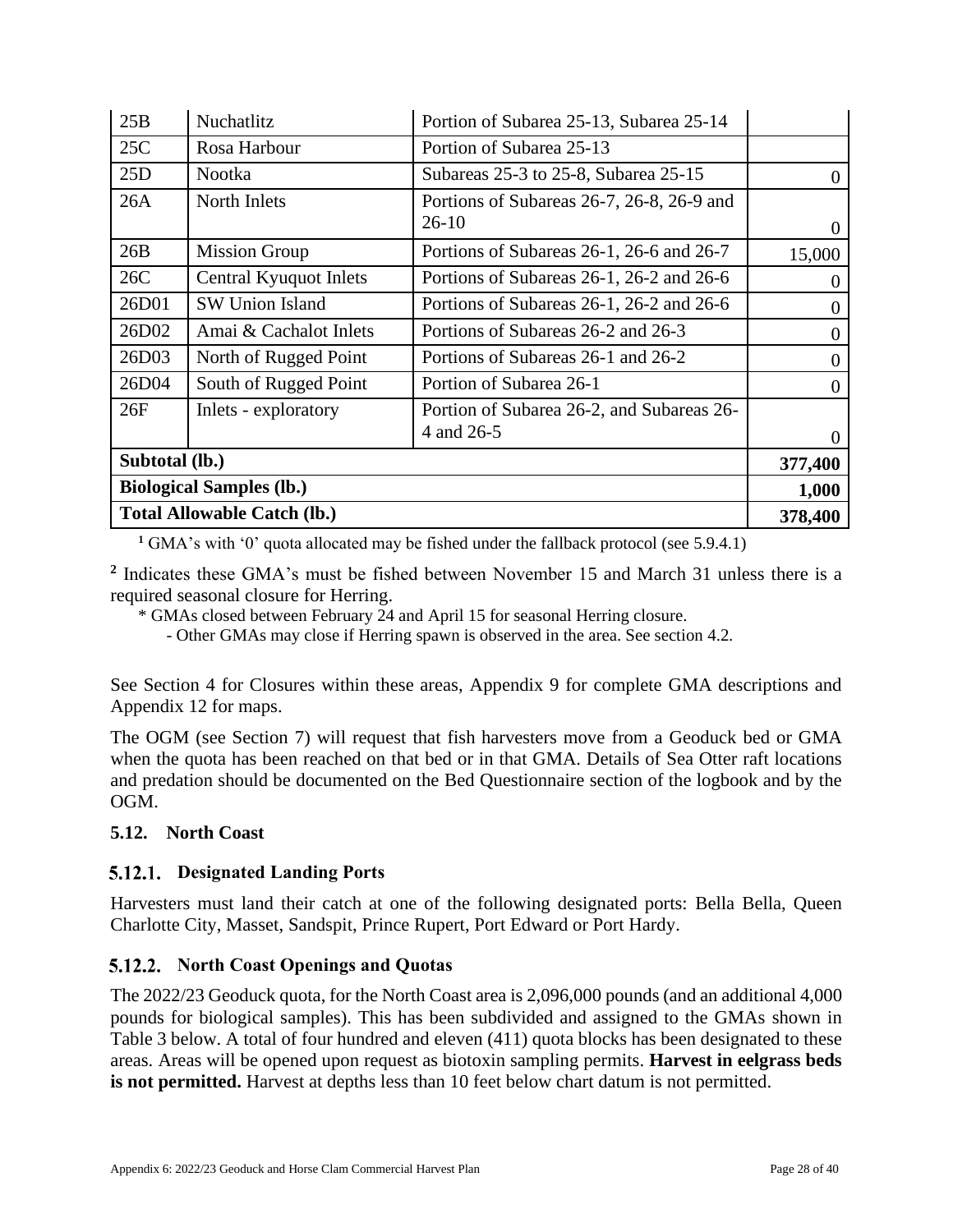| 25B | Nuchatlitz | Portion of Subarea 25-13, Subarea 25-14 | |
|---|---|---|---|
| 25C | Rosa Harbour | Portion of Subarea 25-13 | |
| 25D | Nootka | Subareas 25-3 to 25-8, Subarea 25-15 | 0 |
| 26A | North Inlets | Portions of Subareas 26-7, 26-8, 26-9 and 26-10 | 0 |
| 26B | Mission Group | Portions of Subareas 26-1, 26-6 and 26-7 | 15,000 |
| 26C | Central Kyuquot Inlets | Portions of Subareas 26-1, 26-2 and 26-6 | 0 |
| 26D01 | SW Union Island | Portions of Subareas 26-1, 26-2 and 26-6 | 0 |
| 26D02 | Amai & Cachalot Inlets | Portions of Subareas 26-2 and 26-3 | 0 |
| 26D03 | North of Rugged Point | Portions of Subareas 26-1 and 26-2 | 0 |
| 26D04 | South of Rugged Point | Portion of Subarea 26-1 | 0 |
| 26F | Inlets - exploratory | Portion of Subarea 26-2, and Subareas 26-4 and 26-5 | 0 |
| **Subtotal (lb.)** | | | **377,400** |
| **Biological Samples (lb.)** | | | **1,000** |
| **Total Allowable Catch (lb.)** | | | **378,400** |

[1] GMA's with '0' quota allocated may be fished under the fallback protocol (see 5.9.4.1)

[2] Indicates these GMA's must be fished between November 15 and March 31 unless there is a required seasonal closure for Herring.

\* GMAs closed between February 24 and April 15 for seasonal Herring closure.

- Other GMAs may close if Herring spawn is observed in the area. See section 4.2.

See Section 4 for Closures within these areas, Appendix 9 for complete GMA descriptions and Appendix 12 for maps.

The OGM (see Section 7) will request that fish harvesters move from a Geoduck bed or GMA when the quota has been reached on that bed or in that GMA. Details of Sea Otter raft locations and predation should be documented on the Bed Questionnaire section of the logbook and by the OGM.

## 5.12. North Coast

### 5.12.1. Designated Landing Ports

Harvesters must land their catch at one of the following designated ports: Bella Bella, Queen Charlotte City, Masset, Sandspit, Prince Rupert, Port Edward or Port Hardy.

### 5.12.2. North Coast Openings and Quotas

The 2022/23 Geoduck quota, for the North Coast area is 2,096,000 pounds (and an additional 4,000 pounds for biological samples). This has been subdivided and assigned to the GMAs shown in Table 3 below. A total of four hundred and eleven (411) quota blocks has been designated to these areas. Areas will be opened upon request as biotoxin sampling permits. **Harvest in eelgrass beds is not permitted.** Harvest at depths less than 10 feet below chart datum is not permitted.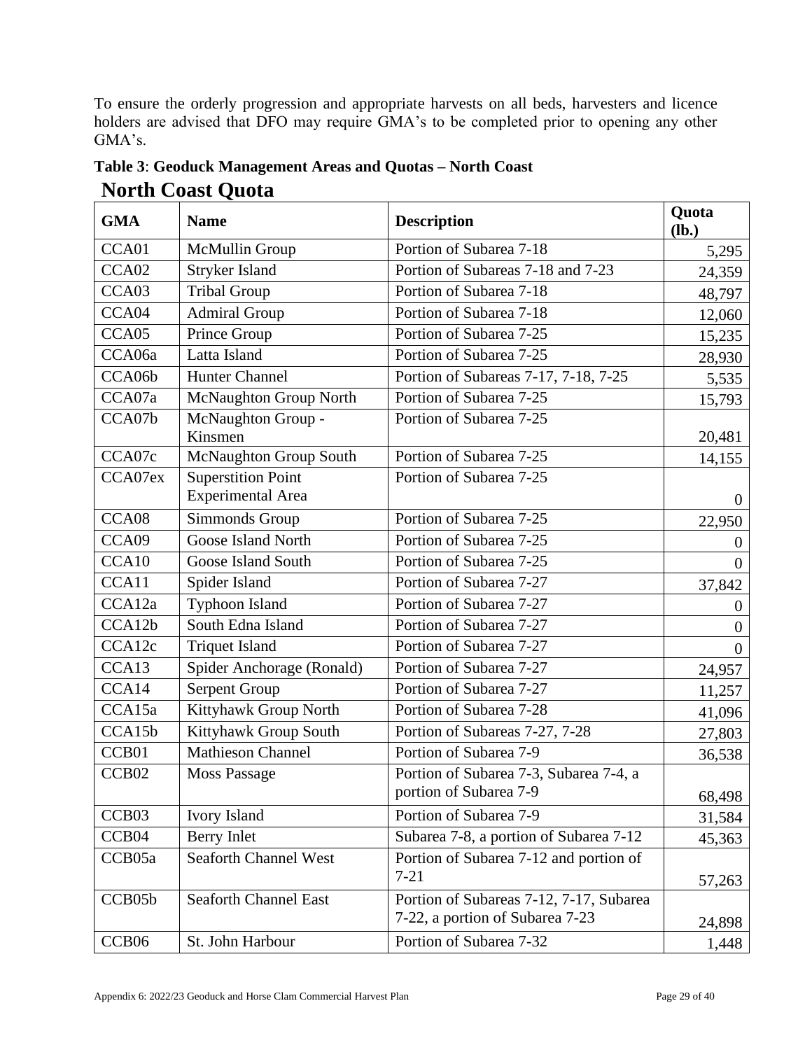To ensure the orderly progression and appropriate harvests on all beds, harvesters and licence holders are advised that DFO may require GMA's to be completed prior to opening any other GMA's.

**Table 3**: **Geoduck Management Areas and Quotas – North Coast**

## North Coast Quota

| GMA | Name | Description | Quota (lb.) |
|---|---|---|---|
| CCA01 | McMullin Group | Portion of Subarea 7-18 | 5,295 |
| CCA02 | Stryker Island | Portion of Subareas 7-18 and 7-23 | 24,359 |
| CCA03 | Tribal Group | Portion of Subarea 7-18 | 48,797 |
| CCA04 | Admiral Group | Portion of Subarea 7-18 | 12,060 |
| CCA05 | Prince Group | Portion of Subarea 7-25 | 15,235 |
| CCA06a | Latta Island | Portion of Subarea 7-25 | 28,930 |
| CCA06b | Hunter Channel | Portion of Subareas 7-17, 7-18, 7-25 | 5,535 |
| CCA07a | McNaughton Group North | Portion of Subarea 7-25 | 15,793 |
| CCA07b | McNaughton Group - Kinsmen | Portion of Subarea 7-25 | 20,481 |
| CCA07c | McNaughton Group South | Portion of Subarea 7-25 | 14,155 |
| CCA07ex | Superstition Point Experimental Area | Portion of Subarea 7-25 | 0 |
| CCA08 | Simmonds Group | Portion of Subarea 7-25 | 22,950 |
| CCA09 | Goose Island North | Portion of Subarea 7-25 | 0 |
| CCA10 | Goose Island South | Portion of Subarea 7-25 | 0 |
| CCA11 | Spider Island | Portion of Subarea 7-27 | 37,842 |
| CCA12a | Typhoon Island | Portion of Subarea 7-27 | 0 |
| CCA12b | South Edna Island | Portion of Subarea 7-27 | 0 |
| CCA12c | Triquet Island | Portion of Subarea 7-27 | 0 |
| CCA13 | Spider Anchorage (Ronald) | Portion of Subarea 7-27 | 24,957 |
| CCA14 | Serpent Group | Portion of Subarea 7-27 | 11,257 |
| CCA15a | Kittyhawk Group North | Portion of Subarea 7-28 | 41,096 |
| CCA15b | Kittyhawk Group South | Portion of Subareas 7-27, 7-28 | 27,803 |
| CCB01 | Mathieson Channel | Portion of Subarea 7-9 | 36,538 |
| CCB02 | Moss Passage | Portion of Subarea 7-3, Subarea 7-4, a portion of Subarea 7-9 | 68,498 |
| CCB03 | Ivory Island | Portion of Subarea 7-9 | 31,584 |
| CCB04 | Berry Inlet | Subarea 7-8, a portion of Subarea 7-12 | 45,363 |
| CCB05a | Seaforth Channel West | Portion of Subarea 7-12 and portion of 7-21 | 57,263 |
| CCB05b | Seaforth Channel East | Portion of Subareas 7-12, 7-17, Subarea 7-22, a portion of Subarea 7-23 | 24,898 |
| CCB06 | St. John Harbour | Portion of Subarea 7-32 | 1,448 |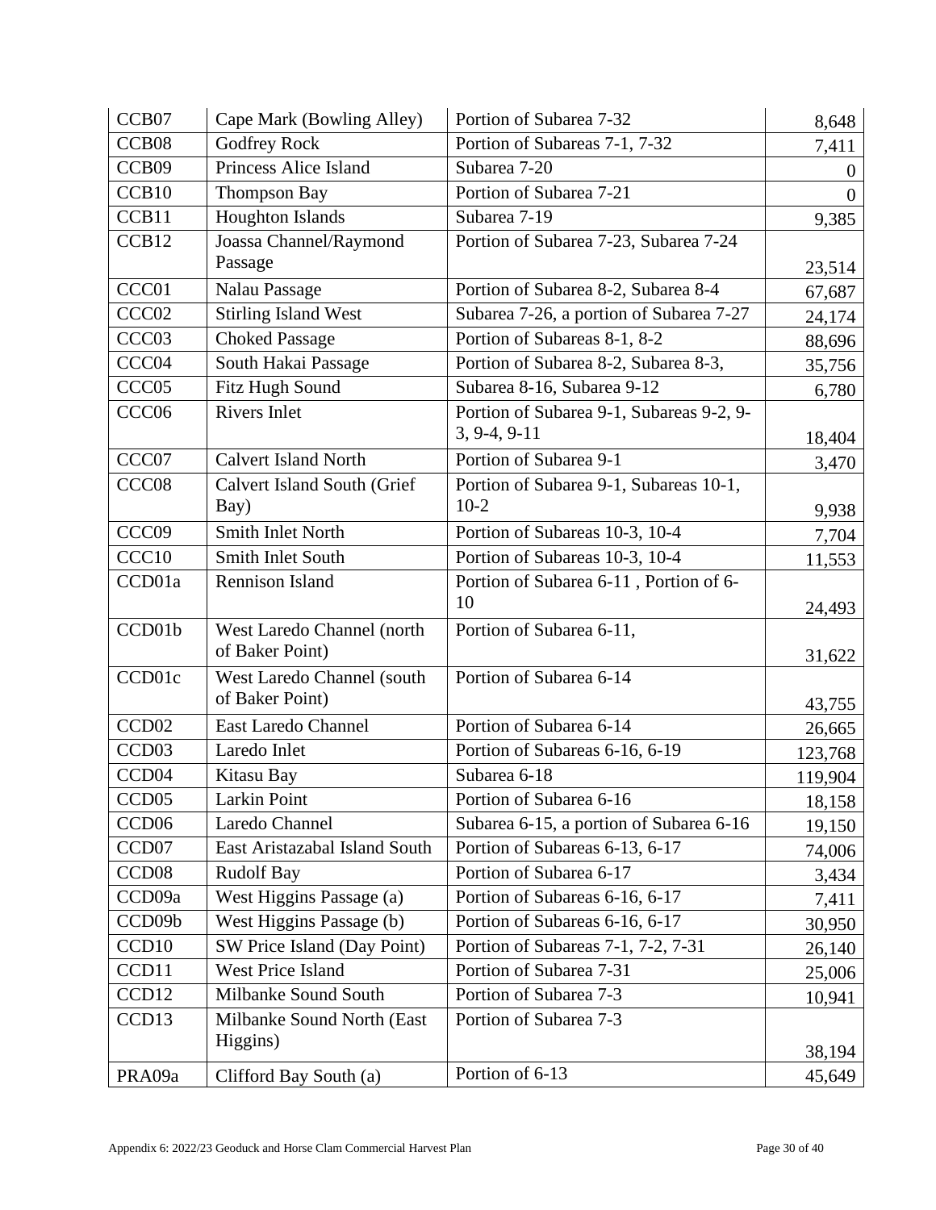| CCB07 | Cape Mark (Bowling Alley) | Portion of Subarea 7-32 | 8,648 |
|---|---|---|---|
| CCB08 | Godfrey Rock | Portion of Subareas 7-1, 7-32 | 7,411 |
| CCB09 | Princess Alice Island | Subarea 7-20 | 0 |
| CCB10 | Thompson Bay | Portion of Subarea 7-21 | 0 |
| CCB11 | Houghton Islands | Subarea 7-19 | 9,385 |
| CCB12 | Joassa Channel/Raymond Passage | Portion of Subarea 7-23, Subarea 7-24 | 23,514 |
| CCC01 | Nalau Passage | Portion of Subarea 8-2, Subarea 8-4 | 67,687 |
| CCC02 | Stirling Island West | Subarea 7-26, a portion of Subarea 7-27 | 24,174 |
| CCC03 | Choked Passage | Portion of Subareas 8-1, 8-2 | 88,696 |
| CCC04 | South Hakai Passage | Portion of Subarea 8-2, Subarea 8-3, | 35,756 |
| CCC05 | Fitz Hugh Sound | Subarea 8-16, Subarea 9-12 | 6,780 |
| CCC06 | Rivers Inlet | Portion of Subarea 9-1, Subareas 9-2, 9-3, 9-4, 9-11 | 18,404 |
| CCC07 | Calvert Island North | Portion of Subarea 9-1 | 3,470 |
| CCC08 | Calvert Island South (Grief Bay) | Portion of Subarea 9-1, Subareas 10-1, 10-2 | 9,938 |
| CCC09 | Smith Inlet North | Portion of Subareas 10-3, 10-4 | 7,704 |
| CCC10 | Smith Inlet South | Portion of Subareas 10-3, 10-4 | 11,553 |
| CCD01a | Rennison Island | Portion of Subarea 6-11 , Portion of 6-10 | 24,493 |
| CCD01b | West Laredo Channel (north of Baker Point) | Portion of Subarea 6-11, | 31,622 |
| CCD01c | West Laredo Channel (south of Baker Point) | Portion of Subarea 6-14 | 43,755 |
| CCD02 | East Laredo Channel | Portion of Subarea 6-14 | 26,665 |
| CCD03 | Laredo Inlet | Portion of Subareas 6-16, 6-19 | 123,768 |
| CCD04 | Kitasu Bay | Subarea 6-18 | 119,904 |
| CCD05 | Larkin Point | Portion of Subarea 6-16 | 18,158 |
| CCD06 | Laredo Channel | Subarea 6-15, a portion of Subarea 6-16 | 19,150 |
| CCD07 | East Aristazabal Island South | Portion of Subareas 6-13, 6-17 | 74,006 |
| CCD08 | Rudolf Bay | Portion of Subarea 6-17 | 3,434 |
| CCD09a | West Higgins Passage (a) | Portion of Subareas 6-16, 6-17 | 7,411 |
| CCD09b | West Higgins Passage (b) | Portion of Subareas 6-16, 6-17 | 30,950 |
| CCD10 | SW Price Island (Day Point) | Portion of Subareas 7-1, 7-2, 7-31 | 26,140 |
| CCD11 | West Price Island | Portion of Subarea 7-31 | 25,006 |
| CCD12 | Milbanke Sound South | Portion of Subarea 7-3 | 10,941 |
| CCD13 | Milbanke Sound North (East Higgins) | Portion of Subarea 7-3 | 38,194 |
| PRA09a | Clifford Bay South (a) | Portion of 6-13 | 45,649 |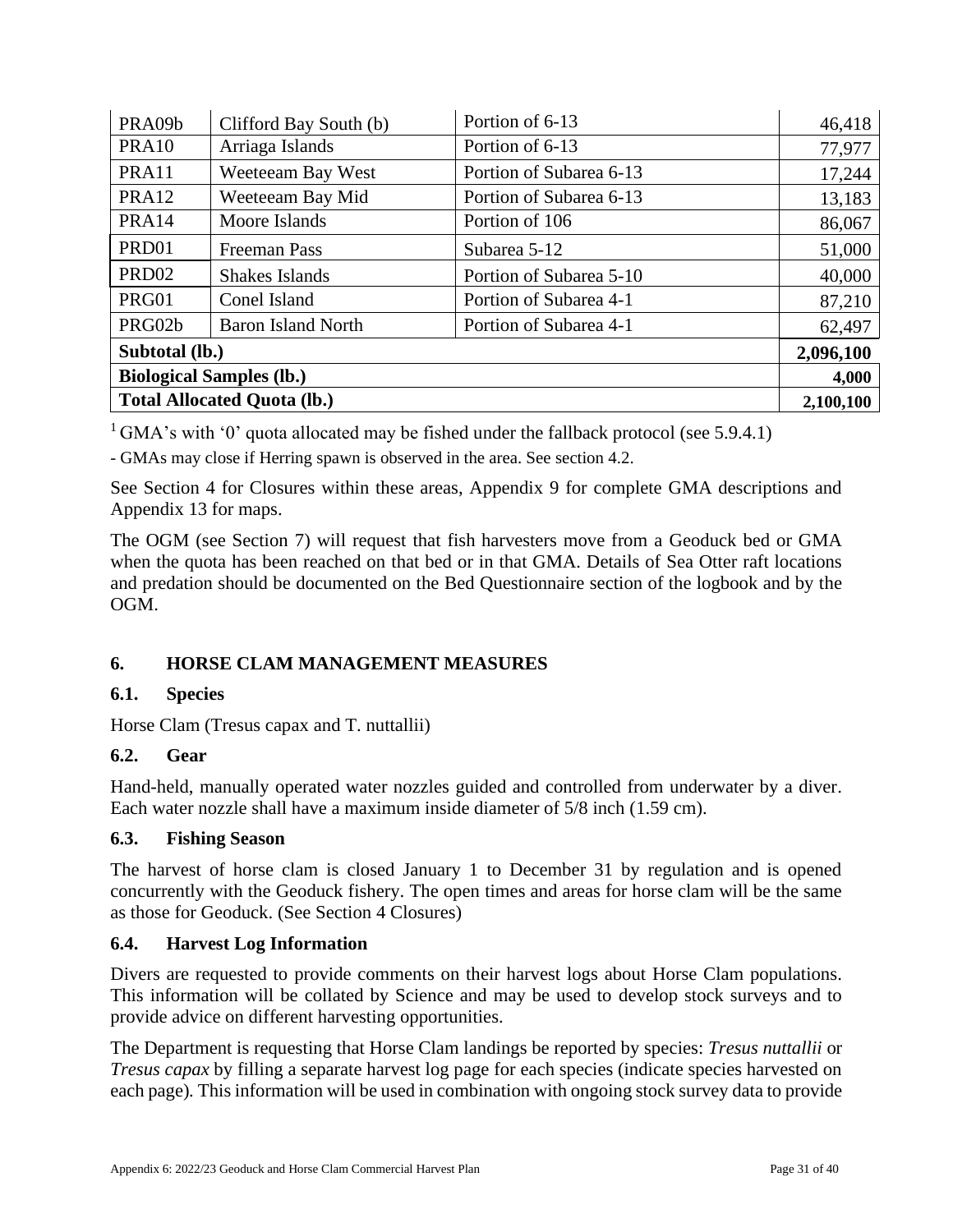| PRA09b | Clifford Bay South (b) | Portion of 6-13 | 46,418 |
|---|---|---|---|
| PRA10 | Arriaga Islands | Portion of 6-13 | 77,977 |
| PRA11 | Weeteeam Bay West | Portion of Subarea 6-13 | 17,244 |
| PRA12 | Weeteeam Bay Mid | Portion of Subarea 6-13 | 13,183 |
| PRA14 | Moore Islands | Portion of 106 | 86,067 |
| PRD01 | Freeman Pass | Subarea 5-12 | 51,000 |
| PRD02 | Shakes Islands | Portion of Subarea 5-10 | 40,000 |
| PRG01 | Conel Island | Portion of Subarea 4-1 | 87,210 |
| PRG02b | Baron Island North | Portion of Subarea 4-1 | 62,497 |
| **Subtotal (lb.)** | | | **2,096,100** |
| **Biological Samples (lb.)** | | | **4,000** |
| **Total Allocated Quota (lb.)** | | | **2,100,100** |

[1] GMA's with '0' quota allocated may be fished under the fallback protocol (see 5.9.4.1)

- GMAs may close if Herring spawn is observed in the area. See section 4.2.

See Section 4 for Closures within these areas, Appendix 9 for complete GMA descriptions and Appendix 13 for maps.

The OGM (see Section 7) will request that fish harvesters move from a Geoduck bed or GMA when the quota has been reached on that bed or in that GMA. Details of Sea Otter raft locations and predation should be documented on the Bed Questionnaire section of the logbook and by the OGM.

## 6. HORSE CLAM MANAGEMENT MEASURES

### 6.1. Species

Horse Clam (Tresus capax and T. nuttallii)

### 6.2. Gear

Hand-held, manually operated water nozzles guided and controlled from underwater by a diver. Each water nozzle shall have a maximum inside diameter of 5/8 inch (1.59 cm).

### 6.3. Fishing Season

The harvest of horse clam is closed January 1 to December 31 by regulation and is opened concurrently with the Geoduck fishery. The open times and areas for horse clam will be the same as those for Geoduck. (See Section 4 Closures)

### 6.4. Harvest Log Information

Divers are requested to provide comments on their harvest logs about Horse Clam populations. This information will be collated by Science and may be used to develop stock surveys and to provide advice on different harvesting opportunities.

The Department is requesting that Horse Clam landings be reported by species: *Tresus nuttallii* or *Tresus capax* by filling a separate harvest log page for each species (indicate species harvested on each page). This information will be used in combination with ongoing stock survey data to provide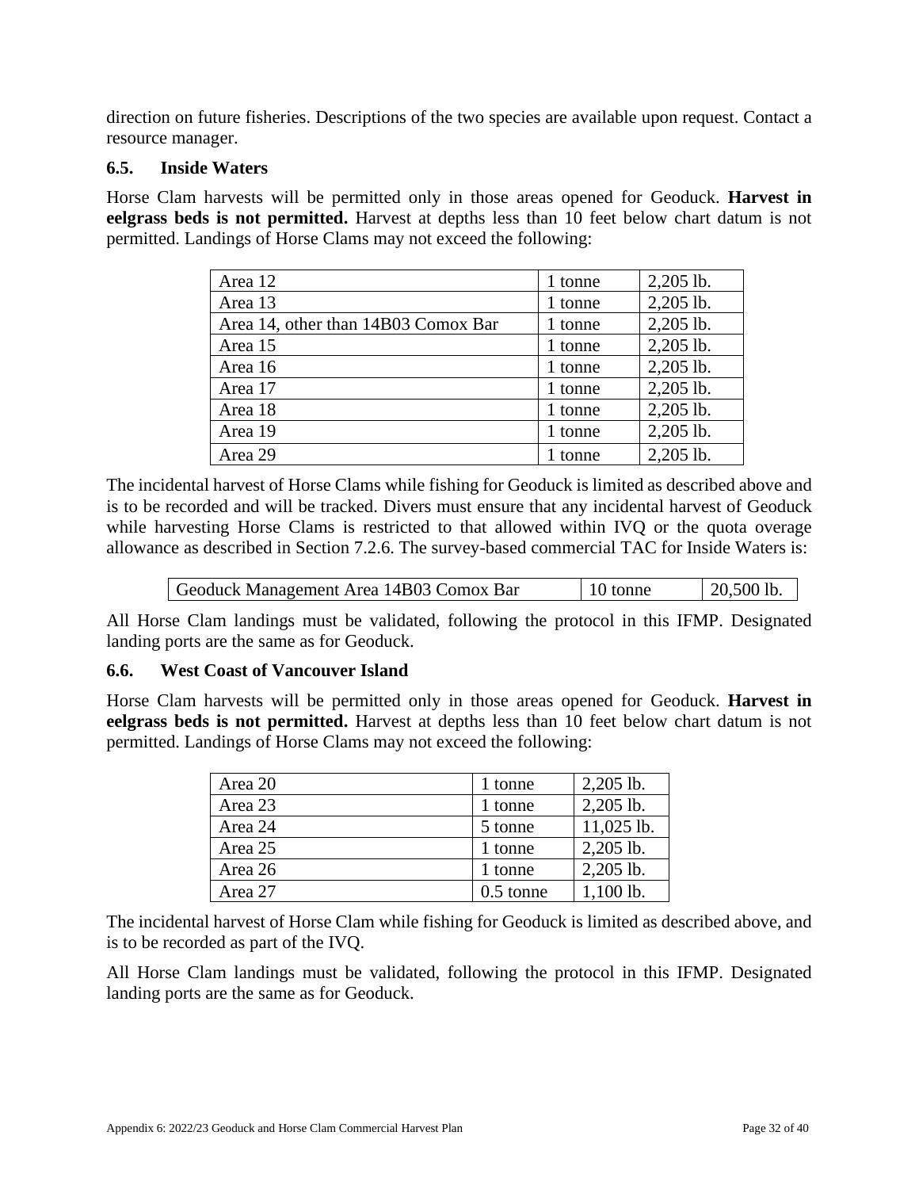direction on future fisheries. Descriptions of the two species are available upon request. Contact a resource manager.

### 6.5. Inside Waters

Horse Clam harvests will be permitted only in those areas opened for Geoduck. **Harvest in eelgrass beds is not permitted.** Harvest at depths less than 10 feet below chart datum is not permitted. Landings of Horse Clams may not exceed the following:

| | | |
|---|---|---|
| Area 12 | 1 tonne | 2,205 lb. |
| Area 13 | 1 tonne | 2,205 lb. |
| Area 14, other than 14B03 Comox Bar | 1 tonne | 2,205 lb. |
| Area 15 | 1 tonne | 2,205 lb. |
| Area 16 | 1 tonne | 2,205 lb. |
| Area 17 | 1 tonne | 2,205 lb. |
| Area 18 | 1 tonne | 2,205 lb. |
| Area 19 | 1 tonne | 2,205 lb. |
| Area 29 | 1 tonne | 2,205 lb. |

The incidental harvest of Horse Clams while fishing for Geoduck is limited as described above and is to be recorded and will be tracked. Divers must ensure that any incidental harvest of Geoduck while harvesting Horse Clams is restricted to that allowed within IVQ or the quota overage allowance as described in Section 7.2.6. The survey-based commercial TAC for Inside Waters is:

| | | |
|---|---|---|
| Geoduck Management Area 14B03 Comox Bar | 10 tonne | 20,500 lb. |

All Horse Clam landings must be validated, following the protocol in this IFMP. Designated landing ports are the same as for Geoduck.

### 6.6. West Coast of Vancouver Island

Horse Clam harvests will be permitted only in those areas opened for Geoduck. **Harvest in eelgrass beds is not permitted.** Harvest at depths less than 10 feet below chart datum is not permitted. Landings of Horse Clams may not exceed the following:

| | | |
|---|---|---|
| Area 20 | 1 tonne | 2,205 lb. |
| Area 23 | 1 tonne | 2,205 lb. |
| Area 24 | 5 tonne | 11,025 lb. |
| Area 25 | 1 tonne | 2,205 lb. |
| Area 26 | 1 tonne | 2,205 lb. |
| Area 27 | 0.5 tonne | 1,100 lb. |

The incidental harvest of Horse Clam while fishing for Geoduck is limited as described above, and is to be recorded as part of the IVQ.

All Horse Clam landings must be validated, following the protocol in this IFMP. Designated landing ports are the same as for Geoduck.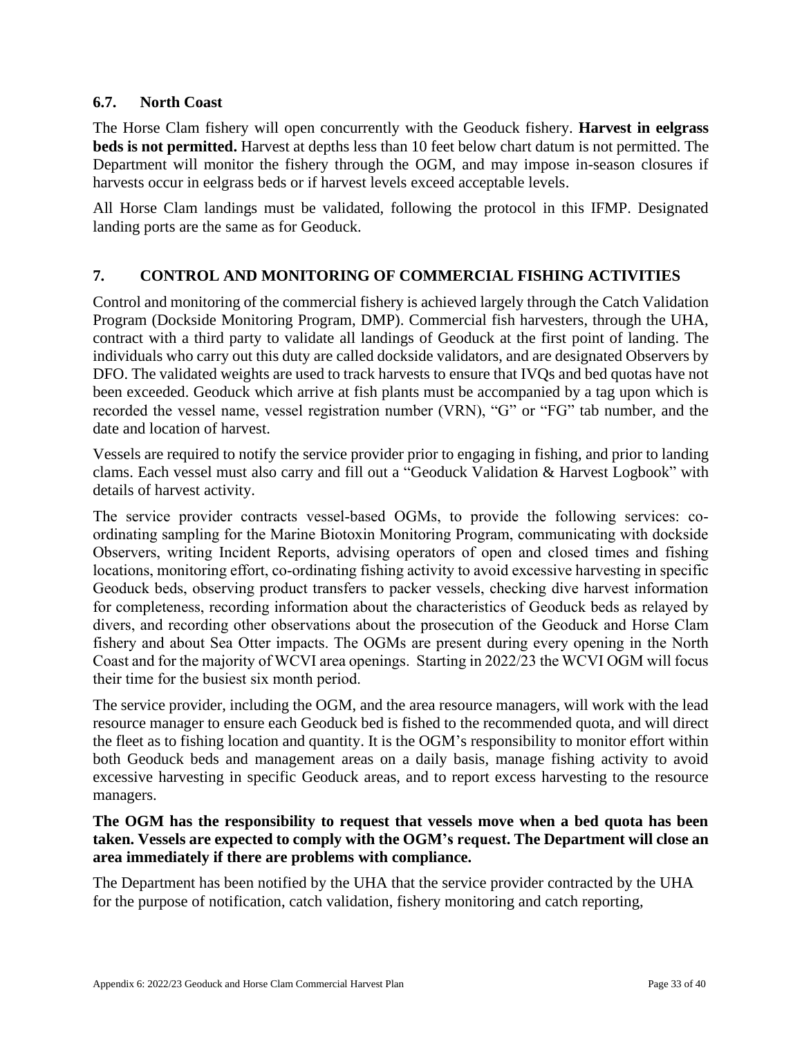### 6.7. North Coast

The Horse Clam fishery will open concurrently with the Geoduck fishery. **Harvest in eelgrass beds is not permitted.** Harvest at depths less than 10 feet below chart datum is not permitted. The Department will monitor the fishery through the OGM, and may impose in-season closures if harvests occur in eelgrass beds or if harvest levels exceed acceptable levels.

All Horse Clam landings must be validated, following the protocol in this IFMP. Designated landing ports are the same as for Geoduck.

## 7. CONTROL AND MONITORING OF COMMERCIAL FISHING ACTIVITIES

Control and monitoring of the commercial fishery is achieved largely through the Catch Validation Program (Dockside Monitoring Program, DMP). Commercial fish harvesters, through the UHA, contract with a third party to validate all landings of Geoduck at the first point of landing. The individuals who carry out this duty are called dockside validators, and are designated Observers by DFO. The validated weights are used to track harvests to ensure that IVQs and bed quotas have not been exceeded. Geoduck which arrive at fish plants must be accompanied by a tag upon which is recorded the vessel name, vessel registration number (VRN), "G" or "FG" tab number, and the date and location of harvest.

Vessels are required to notify the service provider prior to engaging in fishing, and prior to landing clams. Each vessel must also carry and fill out a "Geoduck Validation & Harvest Logbook" with details of harvest activity.

The service provider contracts vessel-based OGMs, to provide the following services: co-ordinating sampling for the Marine Biotoxin Monitoring Program, communicating with dockside Observers, writing Incident Reports, advising operators of open and closed times and fishing locations, monitoring effort, co-ordinating fishing activity to avoid excessive harvesting in specific Geoduck beds, observing product transfers to packer vessels, checking dive harvest information for completeness, recording information about the characteristics of Geoduck beds as relayed by divers, and recording other observations about the prosecution of the Geoduck and Horse Clam fishery and about Sea Otter impacts. The OGMs are present during every opening in the North Coast and for the majority of WCVI area openings. Starting in 2022/23 the WCVI OGM will focus their time for the busiest six month period.

The service provider, including the OGM, and the area resource managers, will work with the lead resource manager to ensure each Geoduck bed is fished to the recommended quota, and will direct the fleet as to fishing location and quantity. It is the OGM's responsibility to monitor effort within both Geoduck beds and management areas on a daily basis, manage fishing activity to avoid excessive harvesting in specific Geoduck areas, and to report excess harvesting to the resource managers.

**The OGM has the responsibility to request that vessels move when a bed quota has been taken. Vessels are expected to comply with the OGM's request. The Department will close an area immediately if there are problems with compliance.**

The Department has been notified by the UHA that the service provider contracted by the UHA for the purpose of notification, catch validation, fishery monitoring and catch reporting,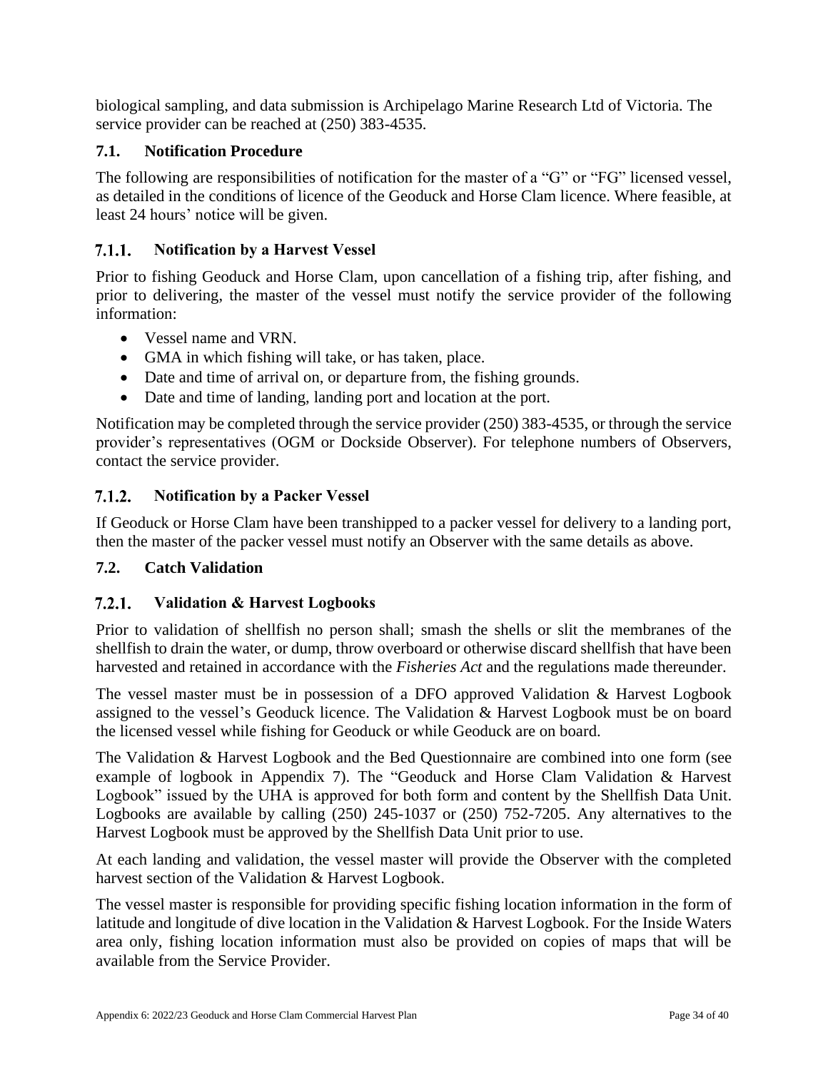biological sampling, and data submission is Archipelago Marine Research Ltd of Victoria. The service provider can be reached at (250) 383-4535.

## 7.1. Notification Procedure

The following are responsibilities of notification for the master of a "G" or "FG" licensed vessel, as detailed in the conditions of licence of the Geoduck and Horse Clam licence. Where feasible, at least 24 hours' notice will be given.

### 7.1.1. Notification by a Harvest Vessel

Prior to fishing Geoduck and Horse Clam, upon cancellation of a fishing trip, after fishing, and prior to delivering, the master of the vessel must notify the service provider of the following information:

- Vessel name and VRN.
- GMA in which fishing will take, or has taken, place.
- Date and time of arrival on, or departure from, the fishing grounds.
- Date and time of landing, landing port and location at the port.

Notification may be completed through the service provider (250) 383-4535, or through the service provider's representatives (OGM or Dockside Observer). For telephone numbers of Observers, contact the service provider.

### 7.1.2. Notification by a Packer Vessel

If Geoduck or Horse Clam have been transhipped to a packer vessel for delivery to a landing port, then the master of the packer vessel must notify an Observer with the same details as above.

## 7.2. Catch Validation

### 7.2.1. Validation & Harvest Logbooks

Prior to validation of shellfish no person shall; smash the shells or slit the membranes of the shellfish to drain the water, or dump, throw overboard or otherwise discard shellfish that have been harvested and retained in accordance with the *Fisheries Act* and the regulations made thereunder.

The vessel master must be in possession of a DFO approved Validation & Harvest Logbook assigned to the vessel's Geoduck licence. The Validation & Harvest Logbook must be on board the licensed vessel while fishing for Geoduck or while Geoduck are on board.

The Validation & Harvest Logbook and the Bed Questionnaire are combined into one form (see example of logbook in Appendix 7). The "Geoduck and Horse Clam Validation & Harvest Logbook" issued by the UHA is approved for both form and content by the Shellfish Data Unit. Logbooks are available by calling (250) 245-1037 or (250) 752-7205. Any alternatives to the Harvest Logbook must be approved by the Shellfish Data Unit prior to use.

At each landing and validation, the vessel master will provide the Observer with the completed harvest section of the Validation & Harvest Logbook.

The vessel master is responsible for providing specific fishing location information in the form of latitude and longitude of dive location in the Validation & Harvest Logbook. For the Inside Waters area only, fishing location information must also be provided on copies of maps that will be available from the Service Provider.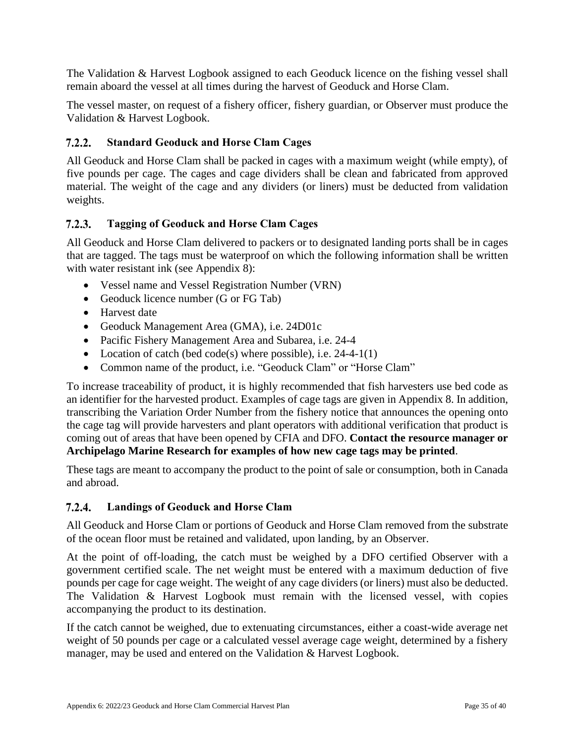The Validation & Harvest Logbook assigned to each Geoduck licence on the fishing vessel shall remain aboard the vessel at all times during the harvest of Geoduck and Horse Clam.

The vessel master, on request of a fishery officer, fishery guardian, or Observer must produce the Validation & Harvest Logbook.

### 7.2.2. Standard Geoduck and Horse Clam Cages

All Geoduck and Horse Clam shall be packed in cages with a maximum weight (while empty), of five pounds per cage. The cages and cage dividers shall be clean and fabricated from approved material. The weight of the cage and any dividers (or liners) must be deducted from validation weights.

### 7.2.3. Tagging of Geoduck and Horse Clam Cages

All Geoduck and Horse Clam delivered to packers or to designated landing ports shall be in cages that are tagged. The tags must be waterproof on which the following information shall be written with water resistant ink (see Appendix 8):

- Vessel name and Vessel Registration Number (VRN)
- Geoduck licence number (G or FG Tab)
- Harvest date
- Geoduck Management Area (GMA), i.e. 24D01c
- Pacific Fishery Management Area and Subarea, i.e. 24-4
- Location of catch (bed code(s) where possible), i.e. 24-4-1(1)
- Common name of the product, i.e. "Geoduck Clam" or "Horse Clam"

To increase traceability of product, it is highly recommended that fish harvesters use bed code as an identifier for the harvested product. Examples of cage tags are given in Appendix 8. In addition, transcribing the Variation Order Number from the fishery notice that announces the opening onto the cage tag will provide harvesters and plant operators with additional verification that product is coming out of areas that have been opened by CFIA and DFO. **Contact the resource manager or Archipelago Marine Research for examples of how new cage tags may be printed**.

These tags are meant to accompany the product to the point of sale or consumption, both in Canada and abroad.

### 7.2.4. Landings of Geoduck and Horse Clam

All Geoduck and Horse Clam or portions of Geoduck and Horse Clam removed from the substrate of the ocean floor must be retained and validated, upon landing, by an Observer.

At the point of off-loading, the catch must be weighed by a DFO certified Observer with a government certified scale. The net weight must be entered with a maximum deduction of five pounds per cage for cage weight. The weight of any cage dividers (or liners) must also be deducted. The Validation & Harvest Logbook must remain with the licensed vessel, with copies accompanying the product to its destination.

If the catch cannot be weighed, due to extenuating circumstances, either a coast-wide average net weight of 50 pounds per cage or a calculated vessel average cage weight, determined by a fishery manager, may be used and entered on the Validation & Harvest Logbook.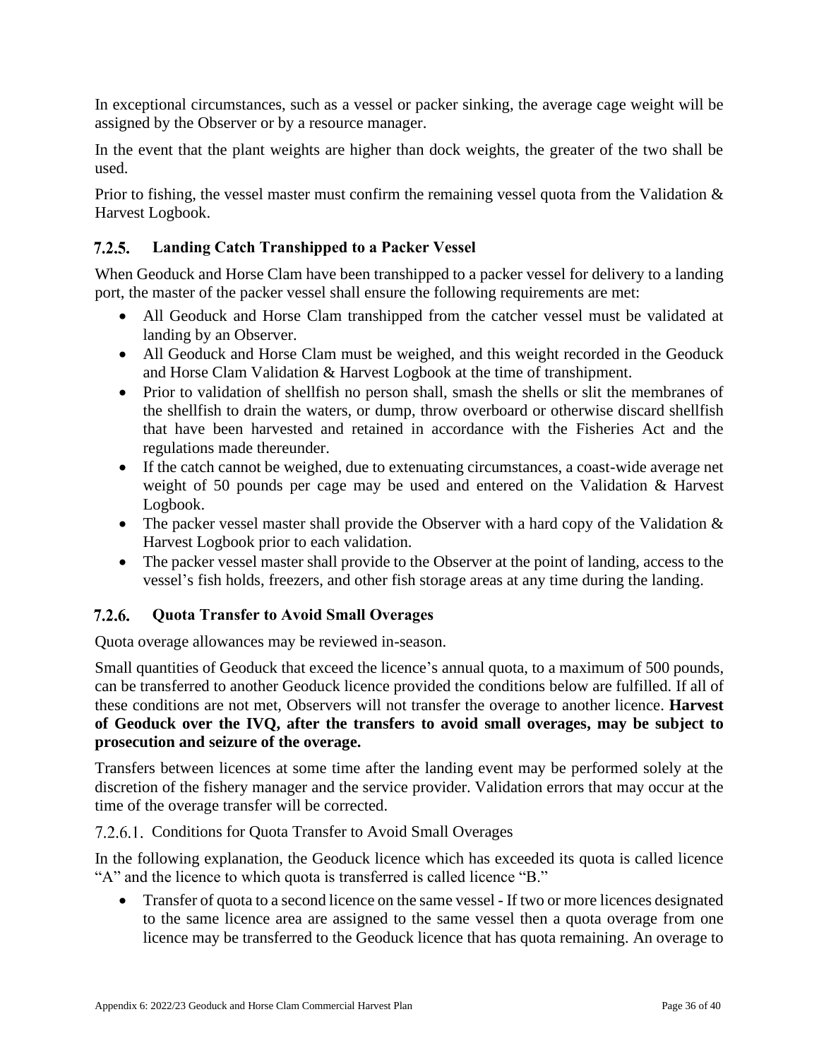In exceptional circumstances, such as a vessel or packer sinking, the average cage weight will be assigned by the Observer or by a resource manager.

In the event that the plant weights are higher than dock weights, the greater of the two shall be used.

Prior to fishing, the vessel master must confirm the remaining vessel quota from the Validation & Harvest Logbook.

### 7.2.5. Landing Catch Transhipped to a Packer Vessel

When Geoduck and Horse Clam have been transhipped to a packer vessel for delivery to a landing port, the master of the packer vessel shall ensure the following requirements are met:

- All Geoduck and Horse Clam transhipped from the catcher vessel must be validated at landing by an Observer.
- All Geoduck and Horse Clam must be weighed, and this weight recorded in the Geoduck and Horse Clam Validation & Harvest Logbook at the time of transhipment.
- Prior to validation of shellfish no person shall, smash the shells or slit the membranes of the shellfish to drain the waters, or dump, throw overboard or otherwise discard shellfish that have been harvested and retained in accordance with the Fisheries Act and the regulations made thereunder.
- If the catch cannot be weighed, due to extenuating circumstances, a coast-wide average net weight of 50 pounds per cage may be used and entered on the Validation & Harvest Logbook.
- The packer vessel master shall provide the Observer with a hard copy of the Validation & Harvest Logbook prior to each validation.
- The packer vessel master shall provide to the Observer at the point of landing, access to the vessel's fish holds, freezers, and other fish storage areas at any time during the landing.

### 7.2.6. Quota Transfer to Avoid Small Overages

Quota overage allowances may be reviewed in-season.

Small quantities of Geoduck that exceed the licence's annual quota, to a maximum of 500 pounds, can be transferred to another Geoduck licence provided the conditions below are fulfilled. If all of these conditions are not met, Observers will not transfer the overage to another licence. **Harvest of Geoduck over the IVQ, after the transfers to avoid small overages, may be subject to prosecution and seizure of the overage.**

Transfers between licences at some time after the landing event may be performed solely at the discretion of the fishery manager and the service provider. Validation errors that may occur at the time of the overage transfer will be corrected.

#### 7.2.6.1. Conditions for Quota Transfer to Avoid Small Overages

In the following explanation, the Geoduck licence which has exceeded its quota is called licence "A" and the licence to which quota is transferred is called licence "B."

- Transfer of quota to a second licence on the same vessel - If two or more licences designated to the same licence area are assigned to the same vessel then a quota overage from one licence may be transferred to the Geoduck licence that has quota remaining. An overage to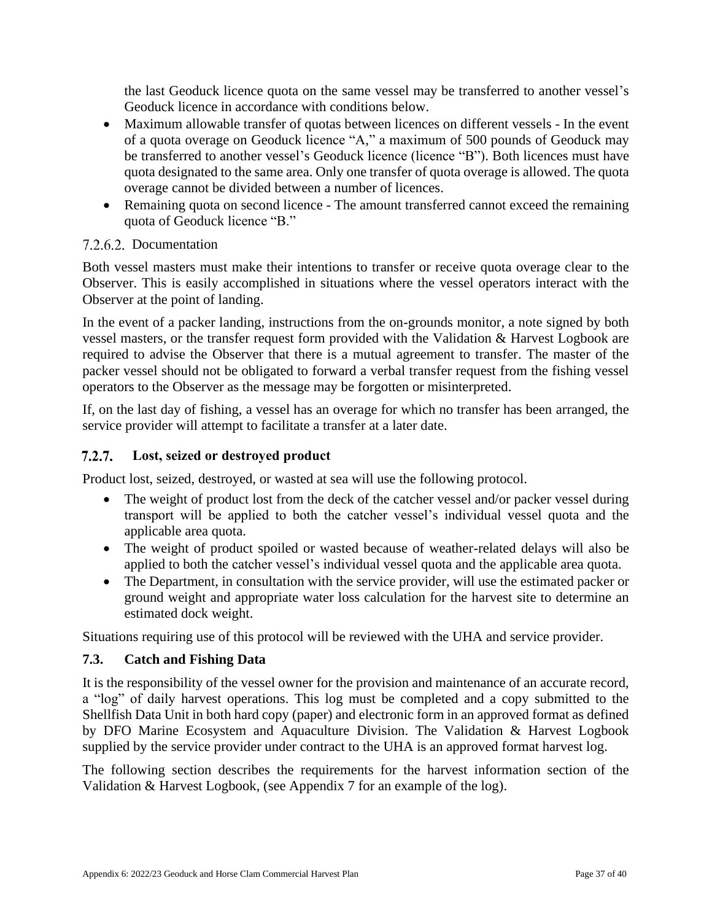the last Geoduck licence quota on the same vessel may be transferred to another vessel's Geoduck licence in accordance with conditions below.

- Maximum allowable transfer of quotas between licences on different vessels - In the event of a quota overage on Geoduck licence "A," a maximum of 500 pounds of Geoduck may be transferred to another vessel's Geoduck licence (licence "B"). Both licences must have quota designated to the same area. Only one transfer of quota overage is allowed. The quota overage cannot be divided between a number of licences.
- Remaining quota on second licence - The amount transferred cannot exceed the remaining quota of Geoduck licence "B."

#### 7.2.6.2. Documentation

Both vessel masters must make their intentions to transfer or receive quota overage clear to the Observer. This is easily accomplished in situations where the vessel operators interact with the Observer at the point of landing.

In the event of a packer landing, instructions from the on-grounds monitor, a note signed by both vessel masters, or the transfer request form provided with the Validation & Harvest Logbook are required to advise the Observer that there is a mutual agreement to transfer. The master of the packer vessel should not be obligated to forward a verbal transfer request from the fishing vessel operators to the Observer as the message may be forgotten or misinterpreted.

If, on the last day of fishing, a vessel has an overage for which no transfer has been arranged, the service provider will attempt to facilitate a transfer at a later date.

### 7.2.7. Lost, seized or destroyed product

Product lost, seized, destroyed, or wasted at sea will use the following protocol.

- The weight of product lost from the deck of the catcher vessel and/or packer vessel during transport will be applied to both the catcher vessel's individual vessel quota and the applicable area quota.
- The weight of product spoiled or wasted because of weather-related delays will also be applied to both the catcher vessel's individual vessel quota and the applicable area quota.
- The Department, in consultation with the service provider, will use the estimated packer or ground weight and appropriate water loss calculation for the harvest site to determine an estimated dock weight.

Situations requiring use of this protocol will be reviewed with the UHA and service provider.

## 7.3. Catch and Fishing Data

It is the responsibility of the vessel owner for the provision and maintenance of an accurate record, a "log" of daily harvest operations. This log must be completed and a copy submitted to the Shellfish Data Unit in both hard copy (paper) and electronic form in an approved format as defined by DFO Marine Ecosystem and Aquaculture Division. The Validation & Harvest Logbook supplied by the service provider under contract to the UHA is an approved format harvest log.

The following section describes the requirements for the harvest information section of the Validation & Harvest Logbook, (see Appendix 7 for an example of the log).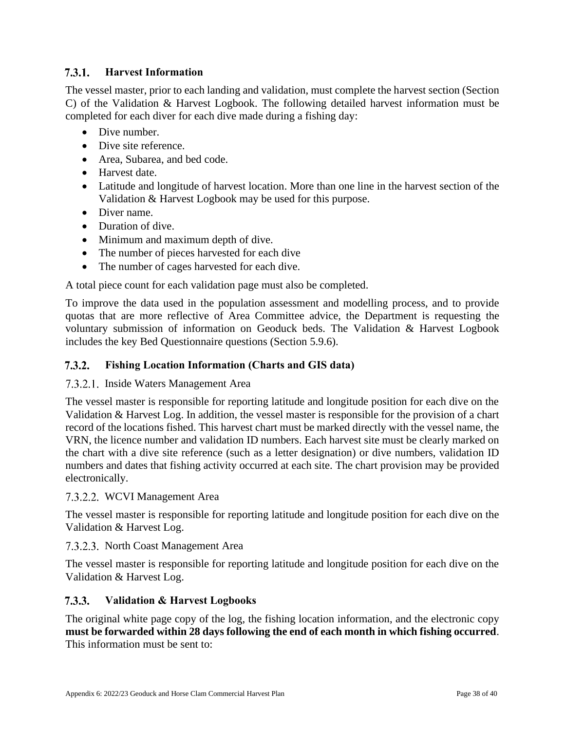### 7.3.1. Harvest Information

The vessel master, prior to each landing and validation, must complete the harvest section (Section C) of the Validation & Harvest Logbook. The following detailed harvest information must be completed for each diver for each dive made during a fishing day:

- Dive number.
- Dive site reference.
- Area, Subarea, and bed code.
- Harvest date.
- Latitude and longitude of harvest location. More than one line in the harvest section of the Validation & Harvest Logbook may be used for this purpose.
- Diver name.
- Duration of dive.
- Minimum and maximum depth of dive.
- The number of pieces harvested for each dive
- The number of cages harvested for each dive.

A total piece count for each validation page must also be completed.

To improve the data used in the population assessment and modelling process, and to provide quotas that are more reflective of Area Committee advice, the Department is requesting the voluntary submission of information on Geoduck beds. The Validation & Harvest Logbook includes the key Bed Questionnaire questions (Section 5.9.6).

### 7.3.2. Fishing Location Information (Charts and GIS data)

#### 7.3.2.1. Inside Waters Management Area

The vessel master is responsible for reporting latitude and longitude position for each dive on the Validation & Harvest Log. In addition, the vessel master is responsible for the provision of a chart record of the locations fished. This harvest chart must be marked directly with the vessel name, the VRN, the licence number and validation ID numbers. Each harvest site must be clearly marked on the chart with a dive site reference (such as a letter designation) or dive numbers, validation ID numbers and dates that fishing activity occurred at each site. The chart provision may be provided electronically.

#### 7.3.2.2. WCVI Management Area

The vessel master is responsible for reporting latitude and longitude position for each dive on the Validation & Harvest Log.

#### 7.3.2.3. North Coast Management Area

The vessel master is responsible for reporting latitude and longitude position for each dive on the Validation & Harvest Log.

### 7.3.3. Validation & Harvest Logbooks

The original white page copy of the log, the fishing location information, and the electronic copy **must be forwarded within 28 days following the end of each month in which fishing occurred**. This information must be sent to: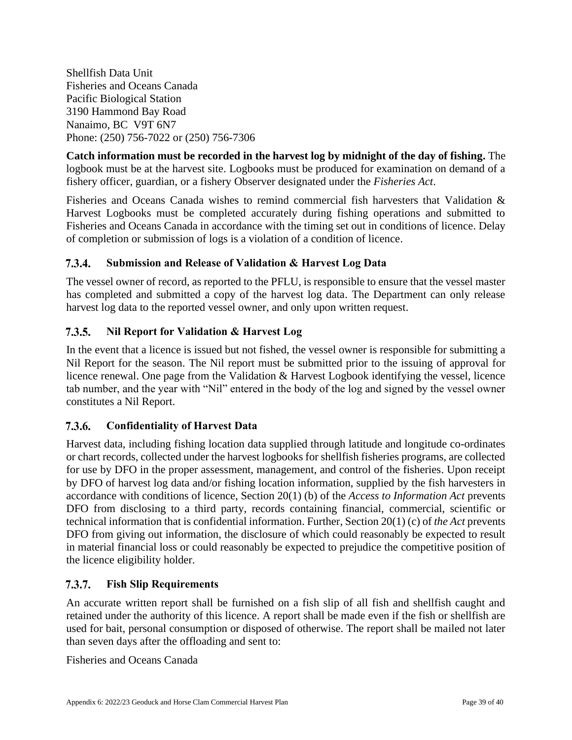Shellfish Data Unit
Fisheries and Oceans Canada
Pacific Biological Station
3190 Hammond Bay Road
Nanaimo, BC V9T 6N7
Phone: (250) 756-7022 or (250) 756-7306

**Catch information must be recorded in the harvest log by midnight of the day of fishing.** The logbook must be at the harvest site. Logbooks must be produced for examination on demand of a fishery officer, guardian, or a fishery Observer designated under the *Fisheries Act*.

Fisheries and Oceans Canada wishes to remind commercial fish harvesters that Validation & Harvest Logbooks must be completed accurately during fishing operations and submitted to Fisheries and Oceans Canada in accordance with the timing set out in conditions of licence. Delay of completion or submission of logs is a violation of a condition of licence.

#### 7.3.4. Submission and Release of Validation & Harvest Log Data

The vessel owner of record, as reported to the PFLU, is responsible to ensure that the vessel master has completed and submitted a copy of the harvest log data. The Department can only release harvest log data to the reported vessel owner, and only upon written request.

#### 7.3.5. Nil Report for Validation & Harvest Log

In the event that a licence is issued but not fished, the vessel owner is responsible for submitting a Nil Report for the season. The Nil report must be submitted prior to the issuing of approval for licence renewal. One page from the Validation & Harvest Logbook identifying the vessel, licence tab number, and the year with "Nil" entered in the body of the log and signed by the vessel owner constitutes a Nil Report.

#### 7.3.6. Confidentiality of Harvest Data

Harvest data, including fishing location data supplied through latitude and longitude co-ordinates or chart records, collected under the harvest logbooks for shellfish fisheries programs, are collected for use by DFO in the proper assessment, management, and control of the fisheries. Upon receipt by DFO of harvest log data and/or fishing location information, supplied by the fish harvesters in accordance with conditions of licence, Section 20(1) (b) of the *Access to Information Act* prevents DFO from disclosing to a third party, records containing financial, commercial, scientific or technical information that is confidential information. Further, Section 20(1) (c) of *the Act* prevents DFO from giving out information, the disclosure of which could reasonably be expected to result in material financial loss or could reasonably be expected to prejudice the competitive position of the licence eligibility holder.

#### 7.3.7. Fish Slip Requirements

An accurate written report shall be furnished on a fish slip of all fish and shellfish caught and retained under the authority of this licence. A report shall be made even if the fish or shellfish are used for bait, personal consumption or disposed of otherwise. The report shall be mailed not later than seven days after the offloading and sent to:

Fisheries and Oceans Canada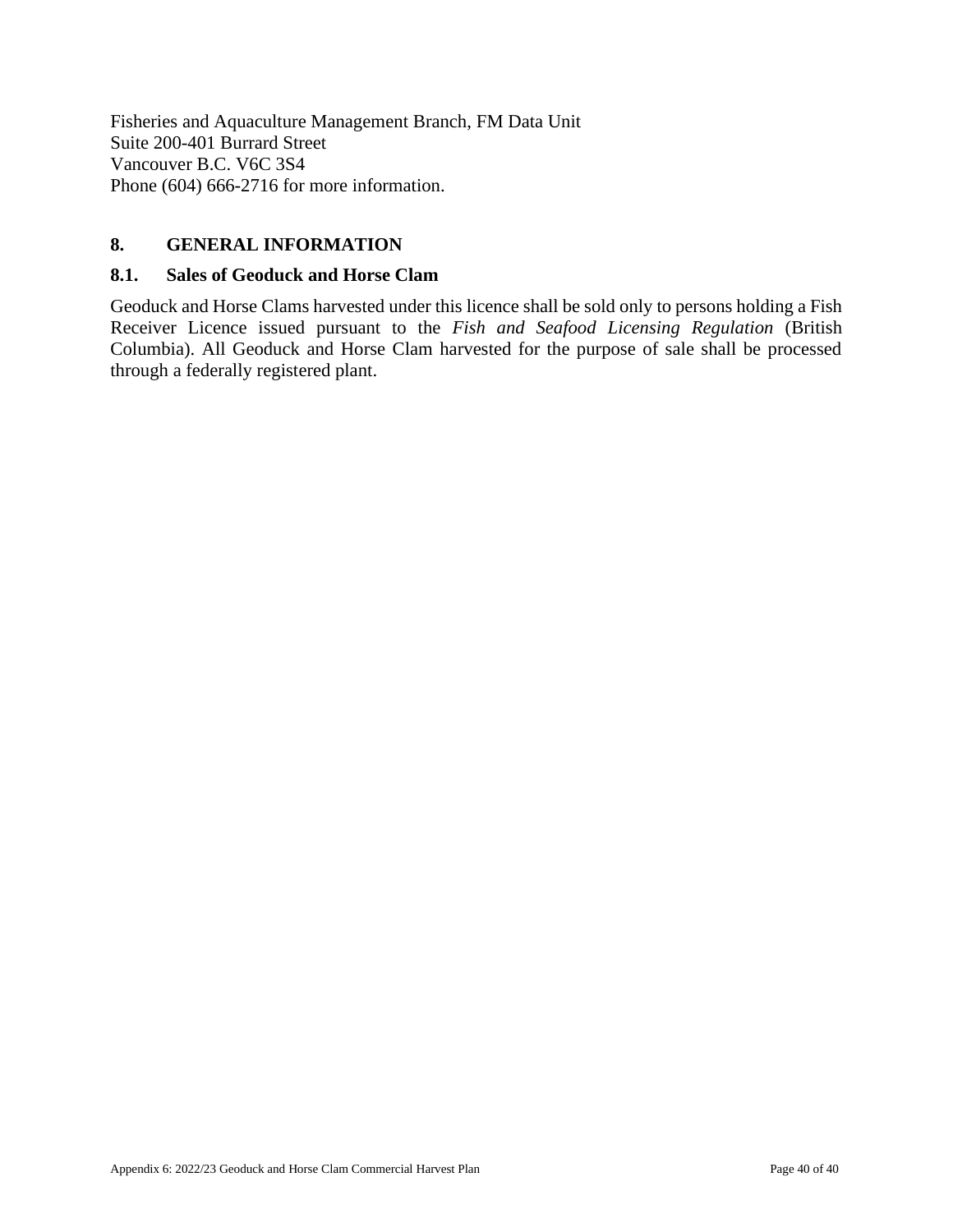Fisheries and Aquaculture Management Branch, FM Data Unit
Suite 200-401 Burrard Street
Vancouver B.C. V6C 3S4
Phone (604) 666-2716 for more information.

# 8. GENERAL INFORMATION

## 8.1. Sales of Geoduck and Horse Clam

Geoduck and Horse Clams harvested under this licence shall be sold only to persons holding a Fish Receiver Licence issued pursuant to the *Fish and Seafood Licensing Regulation* (British Columbia). All Geoduck and Horse Clam harvested for the purpose of sale shall be processed through a federally registered plant.